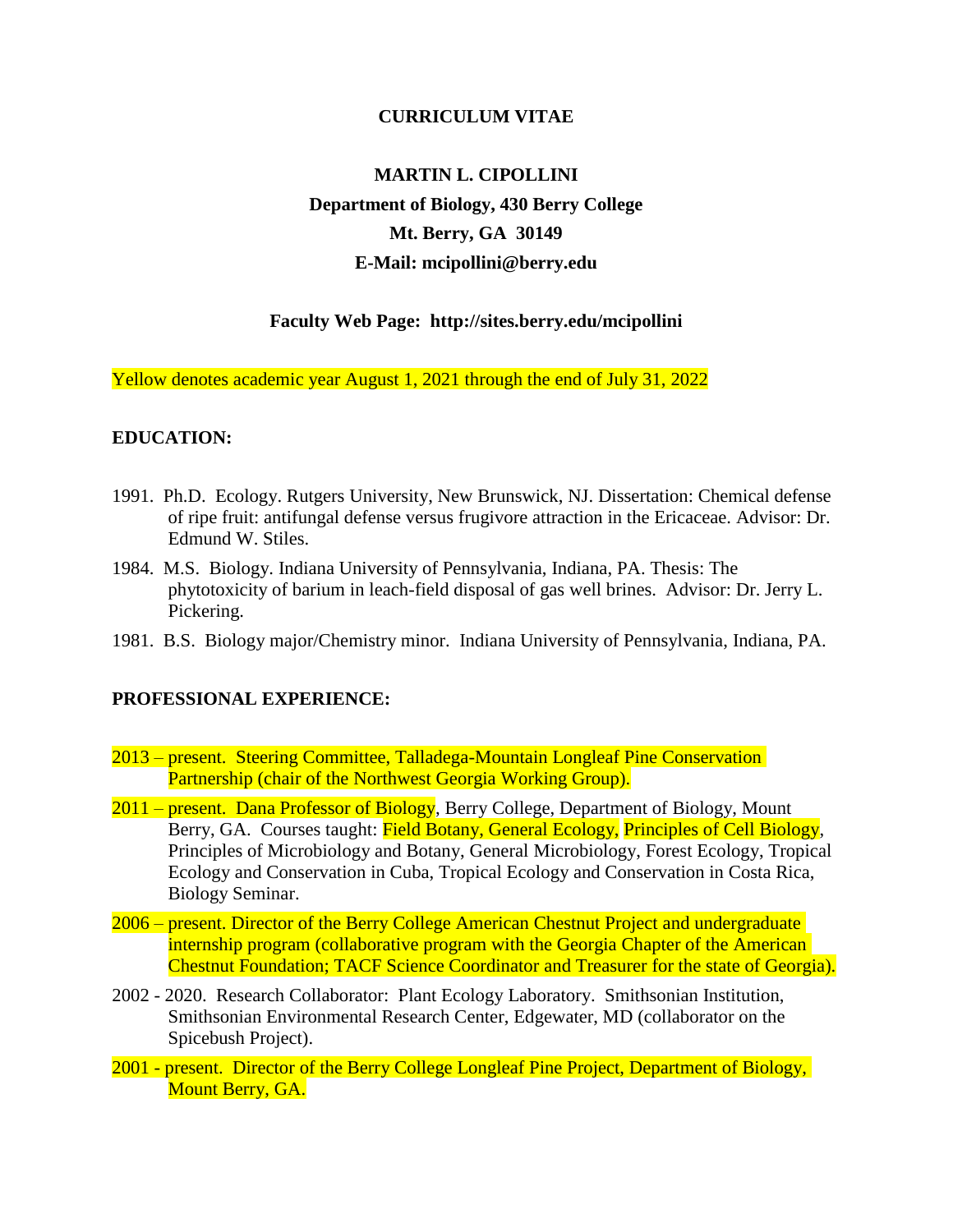# CURRICULUM VITAE

## MARTIN L. CIPOLLINI

**Department of Biology, 430 Berry College**

**Mt. Berry, GA 30149**

**E-Mail: mcipollini@berry.edu**

**Faculty Web Page: http://sites.berry.edu/mcipollini**

Yellow denotes academic year August 1, 2021 through the end of July 31, 2022

## EDUCATION:

1991. Ph.D. Ecology. Rutgers University, New Brunswick, NJ. Dissertation: Chemical defense of ripe fruit: antifungal defense versus frugivore attraction in the Ericaceae. Advisor: Dr. Edmund W. Stiles.

1984. M.S. Biology. Indiana University of Pennsylvania, Indiana, PA. Thesis: The phytotoxicity of barium in leach-field disposal of gas well brines. Advisor: Dr. Jerry L. Pickering.

1981. B.S. Biology major/Chemistry minor. Indiana University of Pennsylvania, Indiana, PA.

## PROFESSIONAL EXPERIENCE:

2013 – present. Steering Committee, Talladega-Mountain Longleaf Pine Conservation Partnership (chair of the Northwest Georgia Working Group).

2011 – present. Dana Professor of Biology, Berry College, Department of Biology, Mount Berry, GA. Courses taught: Field Botany, General Ecology, Principles of Cell Biology, Principles of Microbiology and Botany, General Microbiology, Forest Ecology, Tropical Ecology and Conservation in Cuba, Tropical Ecology and Conservation in Costa Rica, Biology Seminar.

2006 – present. Director of the Berry College American Chestnut Project and undergraduate internship program (collaborative program with the Georgia Chapter of the American Chestnut Foundation; TACF Science Coordinator and Treasurer for the state of Georgia).

2002 - 2020. Research Collaborator: Plant Ecology Laboratory. Smithsonian Institution, Smithsonian Environmental Research Center, Edgewater, MD (collaborator on the Spicebush Project).

2001 - present. Director of the Berry College Longleaf Pine Project, Department of Biology, Mount Berry, GA.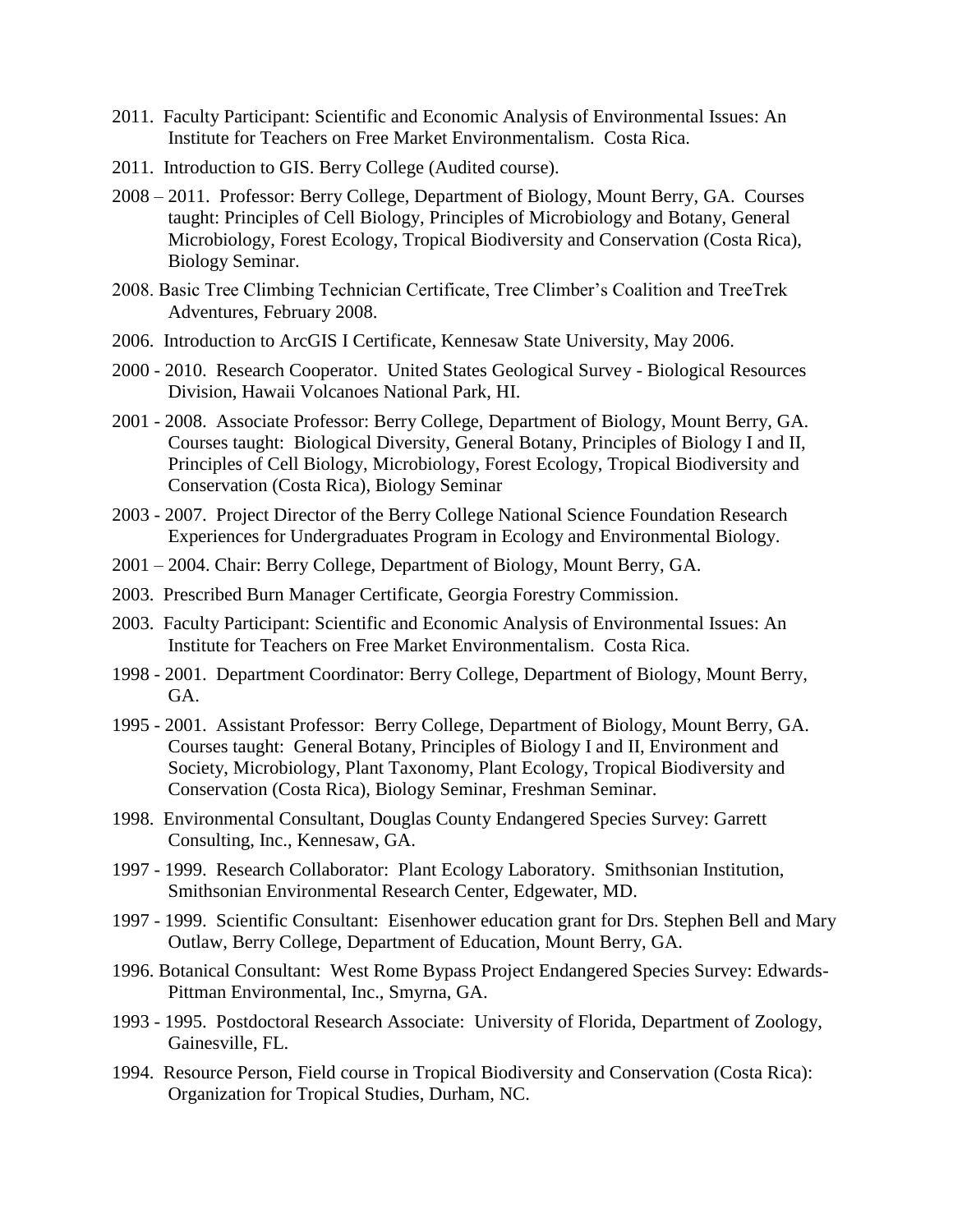2011. Faculty Participant: Scientific and Economic Analysis of Environmental Issues: An Institute for Teachers on Free Market Environmentalism. Costa Rica.

2011. Introduction to GIS. Berry College (Audited course).

2008 – 2011. Professor: Berry College, Department of Biology, Mount Berry, GA. Courses taught: Principles of Cell Biology, Principles of Microbiology and Botany, General Microbiology, Forest Ecology, Tropical Biodiversity and Conservation (Costa Rica), Biology Seminar.

2008. Basic Tree Climbing Technician Certificate, Tree Climber's Coalition and TreeTrek Adventures, February 2008.

2006. Introduction to ArcGIS I Certificate, Kennesaw State University, May 2006.

2000 - 2010. Research Cooperator. United States Geological Survey - Biological Resources Division, Hawaii Volcanoes National Park, HI.

2001 - 2008. Associate Professor: Berry College, Department of Biology, Mount Berry, GA. Courses taught: Biological Diversity, General Botany, Principles of Biology I and II, Principles of Cell Biology, Microbiology, Forest Ecology, Tropical Biodiversity and Conservation (Costa Rica), Biology Seminar

2003 - 2007. Project Director of the Berry College National Science Foundation Research Experiences for Undergraduates Program in Ecology and Environmental Biology.

2001 – 2004. Chair: Berry College, Department of Biology, Mount Berry, GA.

2003. Prescribed Burn Manager Certificate, Georgia Forestry Commission.

2003. Faculty Participant: Scientific and Economic Analysis of Environmental Issues: An Institute for Teachers on Free Market Environmentalism. Costa Rica.

1998 - 2001. Department Coordinator: Berry College, Department of Biology, Mount Berry, GA.

1995 - 2001. Assistant Professor: Berry College, Department of Biology, Mount Berry, GA. Courses taught: General Botany, Principles of Biology I and II, Environment and Society, Microbiology, Plant Taxonomy, Plant Ecology, Tropical Biodiversity and Conservation (Costa Rica), Biology Seminar, Freshman Seminar.

1998. Environmental Consultant, Douglas County Endangered Species Survey: Garrett Consulting, Inc., Kennesaw, GA.

1997 - 1999. Research Collaborator: Plant Ecology Laboratory. Smithsonian Institution, Smithsonian Environmental Research Center, Edgewater, MD.

1997 - 1999. Scientific Consultant: Eisenhower education grant for Drs. Stephen Bell and Mary Outlaw, Berry College, Department of Education, Mount Berry, GA.

1996. Botanical Consultant: West Rome Bypass Project Endangered Species Survey: Edwards-Pittman Environmental, Inc., Smyrna, GA.

1993 - 1995. Postdoctoral Research Associate: University of Florida, Department of Zoology, Gainesville, FL.

1994. Resource Person, Field course in Tropical Biodiversity and Conservation (Costa Rica): Organization for Tropical Studies, Durham, NC.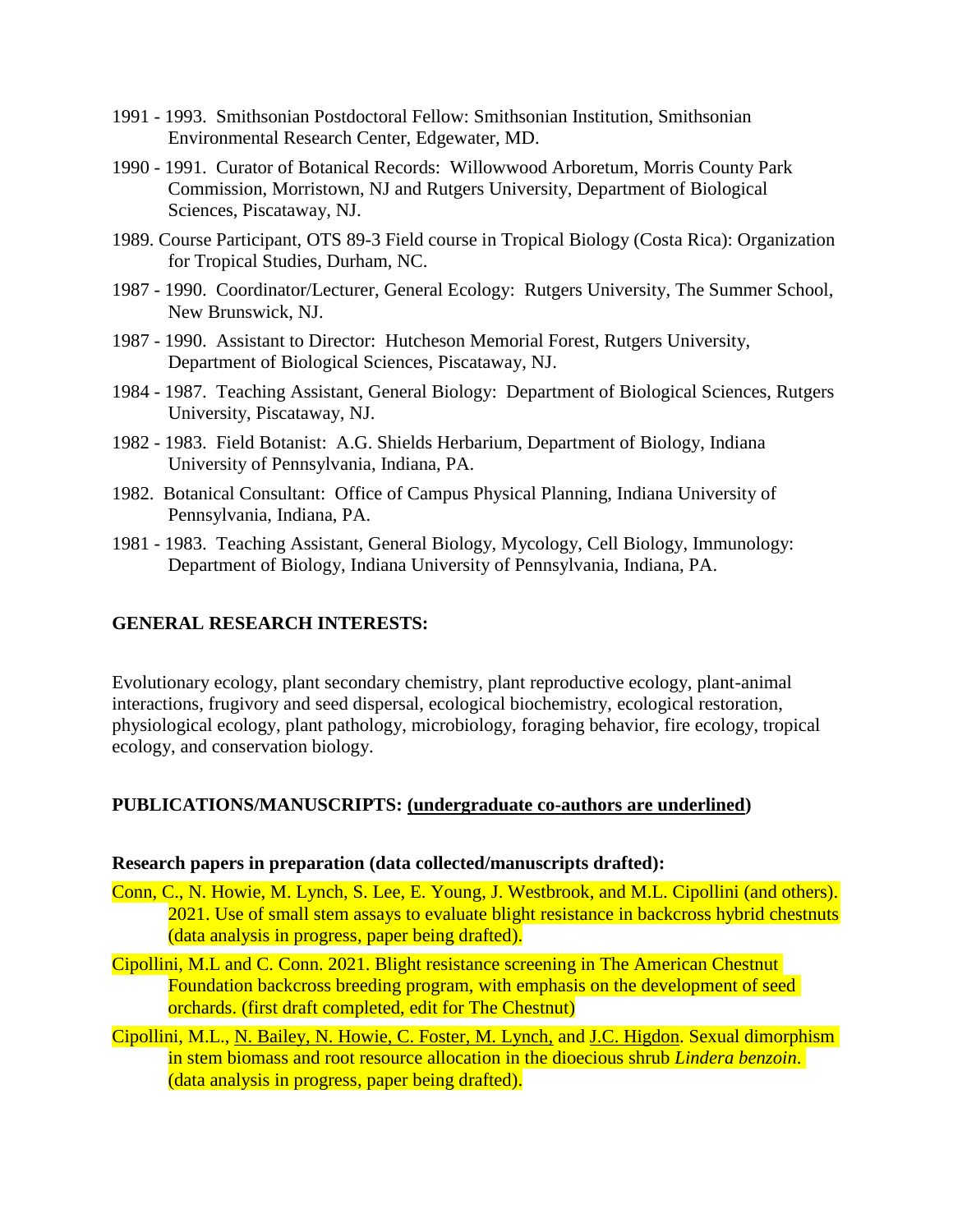1991 - 1993. Smithsonian Postdoctoral Fellow: Smithsonian Institution, Smithsonian Environmental Research Center, Edgewater, MD.

1990 - 1991. Curator of Botanical Records: Willowwood Arboretum, Morris County Park Commission, Morristown, NJ and Rutgers University, Department of Biological Sciences, Piscataway, NJ.

1989. Course Participant, OTS 89-3 Field course in Tropical Biology (Costa Rica): Organization for Tropical Studies, Durham, NC.

1987 - 1990. Coordinator/Lecturer, General Ecology: Rutgers University, The Summer School, New Brunswick, NJ.

1987 - 1990. Assistant to Director: Hutcheson Memorial Forest, Rutgers University, Department of Biological Sciences, Piscataway, NJ.

1984 - 1987. Teaching Assistant, General Biology: Department of Biological Sciences, Rutgers University, Piscataway, NJ.

1982 - 1983. Field Botanist: A.G. Shields Herbarium, Department of Biology, Indiana University of Pennsylvania, Indiana, PA.

1982. Botanical Consultant: Office of Campus Physical Planning, Indiana University of Pennsylvania, Indiana, PA.

1981 - 1983. Teaching Assistant, General Biology, Mycology, Cell Biology, Immunology: Department of Biology, Indiana University of Pennsylvania, Indiana, PA.

## GENERAL RESEARCH INTERESTS:

Evolutionary ecology, plant secondary chemistry, plant reproductive ecology, plant-animal interactions, frugivory and seed dispersal, ecological biochemistry, ecological restoration, physiological ecology, plant pathology, microbiology, foraging behavior, fire ecology, tropical ecology, and conservation biology.

## PUBLICATIONS/MANUSCRIPTS: (undergraduate co-authors are underlined)

**Research papers in preparation (data collected/manuscripts drafted):**

Conn, C., N. Howie, M. Lynch, S. Lee, E. Young, J. Westbrook, and M.L. Cipollini (and others). 2021. Use of small stem assays to evaluate blight resistance in backcross hybrid chestnuts (data analysis in progress, paper being drafted).

Cipollini, M.L and C. Conn. 2021. Blight resistance screening in The American Chestnut Foundation backcross breeding program, with emphasis on the development of seed orchards. (first draft completed, edit for The Chestnut)

Cipollini, M.L., N. Bailey, N. Howie, C. Foster, M. Lynch, and J.C. Higdon. Sexual dimorphism in stem biomass and root resource allocation in the dioecious shrub *Lindera benzoin*. (data analysis in progress, paper being drafted).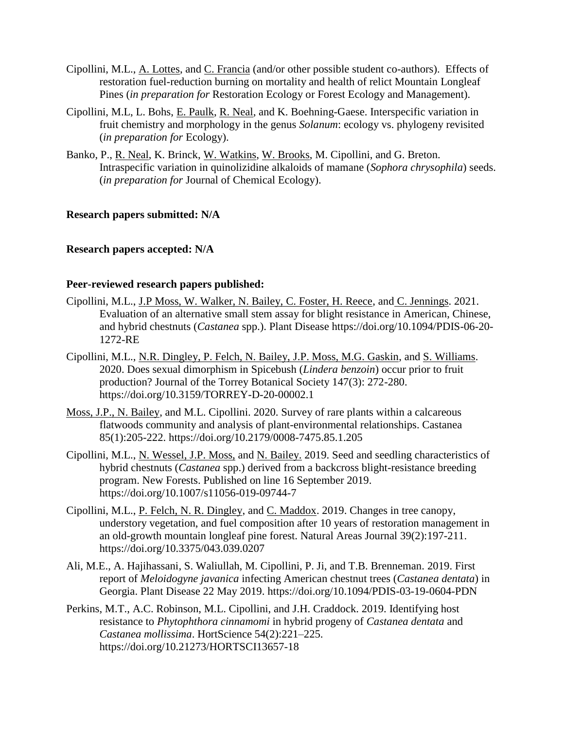Cipollini, M.L., A. Lottes, and C. Francia (and/or other possible student co-authors). Effects of restoration fuel-reduction burning on mortality and health of relict Mountain Longleaf Pines (*in preparation for* Restoration Ecology or Forest Ecology and Management).

Cipollini, M.L, L. Bohs, E. Paulk, R. Neal, and K. Boehning-Gaese. Interspecific variation in fruit chemistry and morphology in the genus *Solanum*: ecology vs. phylogeny revisited (*in preparation for* Ecology).

Banko, P., R. Neal, K. Brinck, W. Watkins, W. Brooks, M. Cipollini, and G. Breton. Intraspecific variation in quinolizidine alkaloids of mamane (*Sophora chrysophila*) seeds. (*in preparation for* Journal of Chemical Ecology).

**Research papers submitted: N/A**

**Research papers accepted: N/A**

**Peer-reviewed research papers published:**

Cipollini, M.L., J.P Moss, W. Walker, N. Bailey, C. Foster, H. Reece, and C. Jennings. 2021. Evaluation of an alternative small stem assay for blight resistance in American, Chinese, and hybrid chestnuts (*Castanea* spp.). Plant Disease https://doi.org/10.1094/PDIS-06-20-1272-RE

Cipollini, M.L., N.R. Dingley, P. Felch, N. Bailey, J.P. Moss, M.G. Gaskin, and S. Williams. 2020. Does sexual dimorphism in Spicebush (*Lindera benzoin*) occur prior to fruit production? Journal of the Torrey Botanical Society 147(3): 272-280. https://doi.org/10.3159/TORREY-D-20-00002.1

Moss, J.P., N. Bailey, and M.L. Cipollini. 2020. Survey of rare plants within a calcareous flatwoods community and analysis of plant-environmental relationships. Castanea 85(1):205-222. https://doi.org/10.2179/0008-7475.85.1.205

Cipollini, M.L., N. Wessel, J.P. Moss, and N. Bailey. 2019. Seed and seedling characteristics of hybrid chestnuts (*Castanea* spp.) derived from a backcross blight-resistance breeding program. New Forests. Published on line 16 September 2019. https://doi.org/10.1007/s11056-019-09744-7

Cipollini, M.L., P. Felch, N. R. Dingley, and C. Maddox. 2019. Changes in tree canopy, understory vegetation, and fuel composition after 10 years of restoration management in an old-growth mountain longleaf pine forest. Natural Areas Journal 39(2):197-211. https://doi.org/10.3375/043.039.0207

Ali, M.E., A. Hajihassani, S. Waliullah, M. Cipollini, P. Ji, and T.B. Brenneman. 2019. First report of *Meloidogyne javanica* infecting American chestnut trees (*Castanea dentata*) in Georgia. Plant Disease 22 May 2019. https://doi.org/10.1094/PDIS-03-19-0604-PDN

Perkins, M.T., A.C. Robinson, M.L. Cipollini, and J.H. Craddock. 2019. Identifying host resistance to *Phytophthora cinnamomi* in hybrid progeny of *Castanea dentata* and *Castanea mollissima*. HortScience 54(2):221–225. https://doi.org/10.21273/HORTSCI13657-18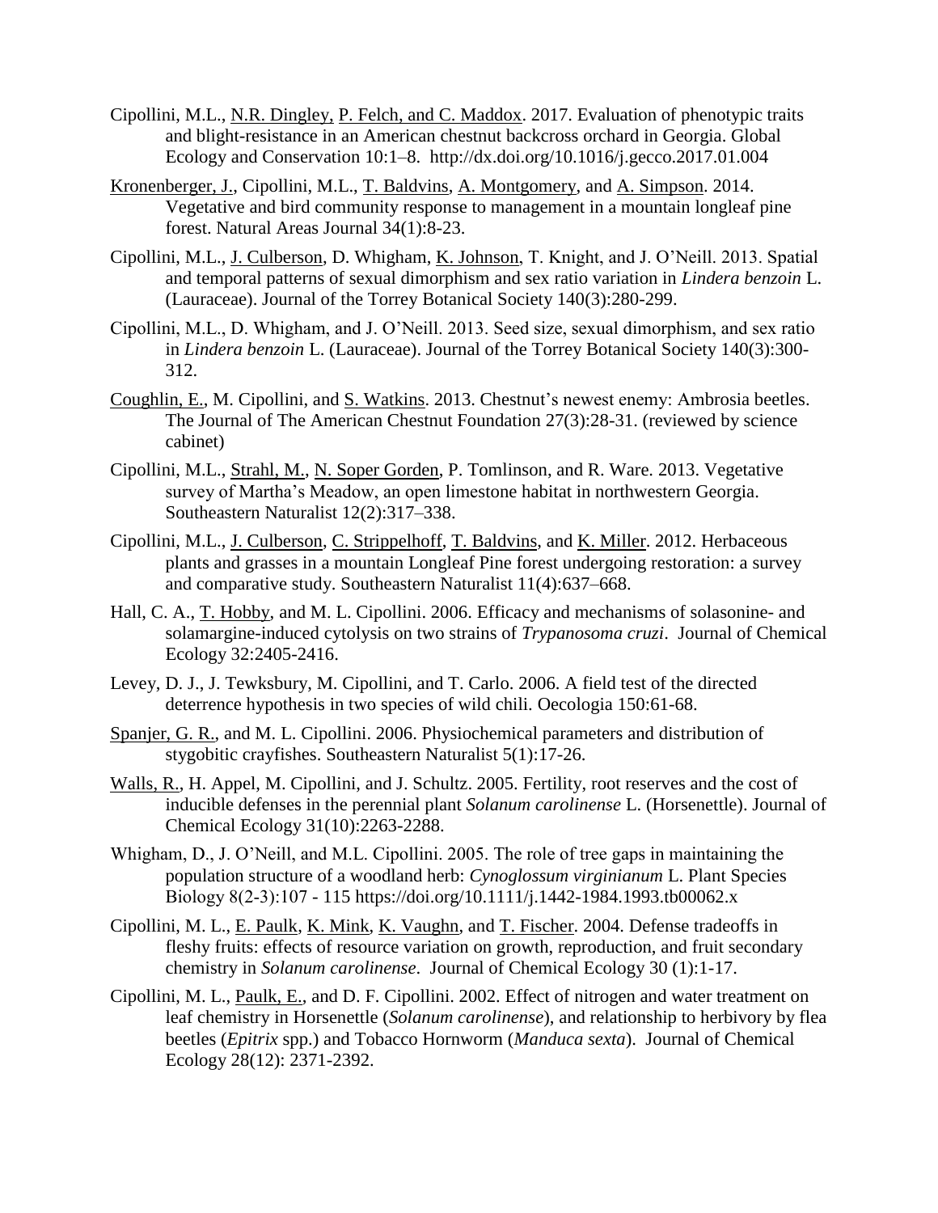Cipollini, M.L., N.R. Dingley, P. Felch, and C. Maddox. 2017. Evaluation of phenotypic traits and blight-resistance in an American chestnut backcross orchard in Georgia. Global Ecology and Conservation 10:1–8. http://dx.doi.org/10.1016/j.gecco.2017.01.004

Kronenberger, J., Cipollini, M.L., T. Baldvins, A. Montgomery, and A. Simpson. 2014. Vegetative and bird community response to management in a mountain longleaf pine forest. Natural Areas Journal 34(1):8-23.

Cipollini, M.L., J. Culberson, D. Whigham, K. Johnson, T. Knight, and J. O'Neill. 2013. Spatial and temporal patterns of sexual dimorphism and sex ratio variation in *Lindera benzoin* L. (Lauraceae). Journal of the Torrey Botanical Society 140(3):280-299.

Cipollini, M.L., D. Whigham, and J. O'Neill. 2013. Seed size, sexual dimorphism, and sex ratio in *Lindera benzoin* L. (Lauraceae). Journal of the Torrey Botanical Society 140(3):300-312.

Coughlin, E., M. Cipollini, and S. Watkins. 2013. Chestnut's newest enemy: Ambrosia beetles. The Journal of The American Chestnut Foundation 27(3):28-31. (reviewed by science cabinet)

Cipollini, M.L., Strahl, M., N. Soper Gorden, P. Tomlinson, and R. Ware. 2013. Vegetative survey of Martha's Meadow, an open limestone habitat in northwestern Georgia. Southeastern Naturalist 12(2):317–338.

Cipollini, M.L., J. Culberson, C. Strippelhoff, T. Baldvins, and K. Miller. 2012. Herbaceous plants and grasses in a mountain Longleaf Pine forest undergoing restoration: a survey and comparative study. Southeastern Naturalist 11(4):637–668.

Hall, C. A., T. Hobby, and M. L. Cipollini. 2006. Efficacy and mechanisms of solasonine- and solamargine-induced cytolysis on two strains of *Trypanosoma cruzi*. Journal of Chemical Ecology 32:2405-2416.

Levey, D. J., J. Tewksbury, M. Cipollini, and T. Carlo. 2006. A field test of the directed deterrence hypothesis in two species of wild chili. Oecologia 150:61-68.

Spanjer, G. R., and M. L. Cipollini. 2006. Physiochemical parameters and distribution of stygobitic crayfishes. Southeastern Naturalist 5(1):17-26.

Walls, R., H. Appel, M. Cipollini, and J. Schultz. 2005. Fertility, root reserves and the cost of inducible defenses in the perennial plant *Solanum carolinense* L. (Horsenettle). Journal of Chemical Ecology 31(10):2263-2288.

Whigham, D., J. O'Neill, and M.L. Cipollini. 2005. The role of tree gaps in maintaining the population structure of a woodland herb: *Cynoglossum virginianum* L. Plant Species Biology 8(2-3):107 - 115 https://doi.org/10.1111/j.1442-1984.1993.tb00062.x

Cipollini, M. L., E. Paulk, K. Mink, K. Vaughn, and T. Fischer. 2004. Defense tradeoffs in fleshy fruits: effects of resource variation on growth, reproduction, and fruit secondary chemistry in *Solanum carolinense*. Journal of Chemical Ecology 30 (1):1-17.

Cipollini, M. L., Paulk, E., and D. F. Cipollini. 2002. Effect of nitrogen and water treatment on leaf chemistry in Horsenettle (*Solanum carolinense*), and relationship to herbivory by flea beetles (*Epitrix* spp.) and Tobacco Hornworm (*Manduca sexta*). Journal of Chemical Ecology 28(12): 2371-2392.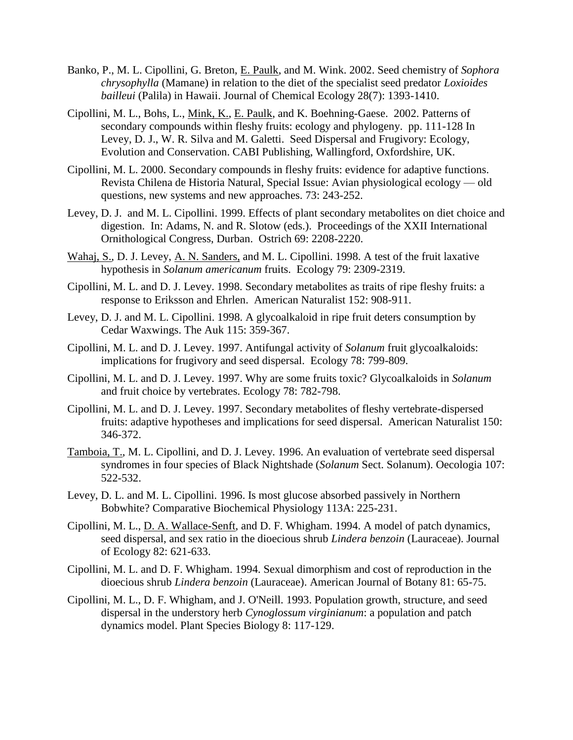Banko, P., M. L. Cipollini, G. Breton, E. Paulk, and M. Wink. 2002. Seed chemistry of *Sophora chrysophylla* (Mamane) in relation to the diet of the specialist seed predator *Loxioides bailleui* (Palila) in Hawaii. Journal of Chemical Ecology 28(7): 1393-1410.

Cipollini, M. L., Bohs, L., Mink, K., E. Paulk, and K. Boehning-Gaese. 2002. Patterns of secondary compounds within fleshy fruits: ecology and phylogeny. pp. 111-128 In Levey, D. J., W. R. Silva and M. Galetti. Seed Dispersal and Frugivory: Ecology, Evolution and Conservation. CABI Publishing, Wallingford, Oxfordshire, UK.

Cipollini, M. L. 2000. Secondary compounds in fleshy fruits: evidence for adaptive functions. Revista Chilena de Historia Natural, Special Issue: Avian physiological ecology — old questions, new systems and new approaches. 73: 243-252.

Levey, D. J. and M. L. Cipollini. 1999. Effects of plant secondary metabolites on diet choice and digestion. In: Adams, N. and R. Slotow (eds.). Proceedings of the XXII International Ornithological Congress, Durban. Ostrich 69: 2208-2220.

Wahaj, S., D. J. Levey, A. N. Sanders, and M. L. Cipollini. 1998. A test of the fruit laxative hypothesis in *Solanum americanum* fruits. Ecology 79: 2309-2319.

Cipollini, M. L. and D. J. Levey. 1998. Secondary metabolites as traits of ripe fleshy fruits: a response to Eriksson and Ehrlen. American Naturalist 152: 908-911.

Levey, D. J. and M. L. Cipollini. 1998. A glycoalkaloid in ripe fruit deters consumption by Cedar Waxwings. The Auk 115: 359-367.

Cipollini, M. L. and D. J. Levey. 1997. Antifungal activity of *Solanum* fruit glycoalkaloids: implications for frugivory and seed dispersal. Ecology 78: 799-809.

Cipollini, M. L. and D. J. Levey. 1997. Why are some fruits toxic? Glycoalkaloids in *Solanum* and fruit choice by vertebrates. Ecology 78: 782-798.

Cipollini, M. L. and D. J. Levey. 1997. Secondary metabolites of fleshy vertebrate-dispersed fruits: adaptive hypotheses and implications for seed dispersal. American Naturalist 150: 346-372.

Tamboia, T., M. L. Cipollini, and D. J. Levey. 1996. An evaluation of vertebrate seed dispersal syndromes in four species of Black Nightshade (*Solanum* Sect. Solanum). Oecologia 107: 522-532.

Levey, D. L. and M. L. Cipollini. 1996. Is most glucose absorbed passively in Northern Bobwhite? Comparative Biochemical Physiology 113A: 225-231.

Cipollini, M. L., D. A. Wallace-Senft, and D. F. Whigham. 1994. A model of patch dynamics, seed dispersal, and sex ratio in the dioecious shrub *Lindera benzoin* (Lauraceae). Journal of Ecology 82: 621-633.

Cipollini, M. L. and D. F. Whigham. 1994. Sexual dimorphism and cost of reproduction in the dioecious shrub *Lindera benzoin* (Lauraceae). American Journal of Botany 81: 65-75.

Cipollini, M. L., D. F. Whigham, and J. O'Neill. 1993. Population growth, structure, and seed dispersal in the understory herb *Cynoglossum virginianum*: a population and patch dynamics model. Plant Species Biology 8: 117-129.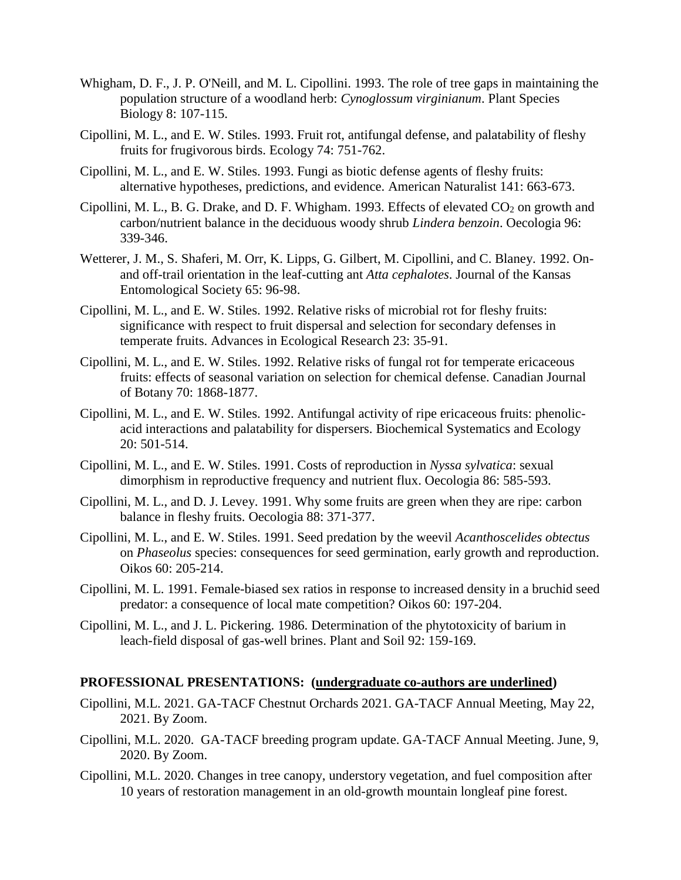Whigham, D. F., J. P. O'Neill, and M. L. Cipollini. 1993. The role of tree gaps in maintaining the population structure of a woodland herb: *Cynoglossum virginianum*. Plant Species Biology 8: 107-115.

Cipollini, M. L., and E. W. Stiles. 1993. Fruit rot, antifungal defense, and palatability of fleshy fruits for frugivorous birds. Ecology 74: 751-762.

Cipollini, M. L., and E. W. Stiles. 1993. Fungi as biotic defense agents of fleshy fruits: alternative hypotheses, predictions, and evidence. American Naturalist 141: 663-673.

Cipollini, M. L., B. G. Drake, and D. F. Whigham. 1993. Effects of elevated $CO_2$ on growth and carbon/nutrient balance in the deciduous woody shrub *Lindera benzoin*. Oecologia 96: 339-346.

Wetterer, J. M., S. Shaferi, M. Orr, K. Lipps, G. Gilbert, M. Cipollini, and C. Blaney. 1992. On- and off-trail orientation in the leaf-cutting ant *Atta cephalotes*. Journal of the Kansas Entomological Society 65: 96-98.

Cipollini, M. L., and E. W. Stiles. 1992. Relative risks of microbial rot for fleshy fruits: significance with respect to fruit dispersal and selection for secondary defenses in temperate fruits. Advances in Ecological Research 23: 35-91.

Cipollini, M. L., and E. W. Stiles. 1992. Relative risks of fungal rot for temperate ericaceous fruits: effects of seasonal variation on selection for chemical defense. Canadian Journal of Botany 70: 1868-1877.

Cipollini, M. L., and E. W. Stiles. 1992. Antifungal activity of ripe ericaceous fruits: phenolic-acid interactions and palatability for dispersers. Biochemical Systematics and Ecology 20: 501-514.

Cipollini, M. L., and E. W. Stiles. 1991. Costs of reproduction in *Nyssa sylvatica*: sexual dimorphism in reproductive frequency and nutrient flux. Oecologia 86: 585-593.

Cipollini, M. L., and D. J. Levey. 1991. Why some fruits are green when they are ripe: carbon balance in fleshy fruits. Oecologia 88: 371-377.

Cipollini, M. L., and E. W. Stiles. 1991. Seed predation by the weevil *Acanthoscelides obtectus* on *Phaseolus* species: consequences for seed germination, early growth and reproduction. Oikos 60: 205-214.

Cipollini, M. L. 1991. Female-biased sex ratios in response to increased density in a bruchid seed predator: a consequence of local mate competition? Oikos 60: 197-204.

Cipollini, M. L., and J. L. Pickering. 1986. Determination of the phytotoxicity of barium in leach-field disposal of gas-well brines. Plant and Soil 92: 159-169.

**PROFESSIONAL PRESENTATIONS: (<u>undergraduate co-authors are underlined</u>)**

Cipollini, M.L. 2021. GA-TACF Chestnut Orchards 2021. GA-TACF Annual Meeting, May 22, 2021. By Zoom.

Cipollini, M.L. 2020. GA-TACF breeding program update. GA-TACF Annual Meeting. June, 9, 2020. By Zoom.

Cipollini, M.L. 2020. Changes in tree canopy, understory vegetation, and fuel composition after 10 years of restoration management in an old-growth mountain longleaf pine forest.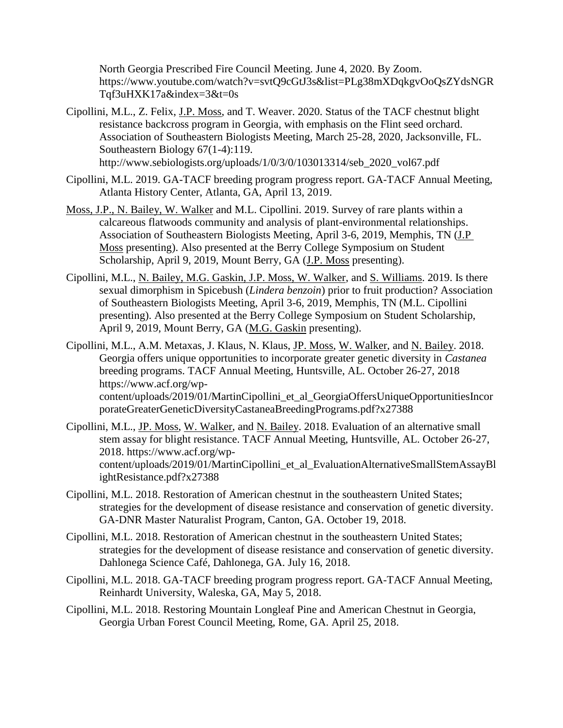North Georgia Prescribed Fire Council Meeting. June 4, 2020. By Zoom. https://www.youtube.com/watch?v=svtQ9cGtJ3s&list=PLg38mXDqkgvOoQsZYdsNGRTqf3uHXK17a&index=3&t=0s

Cipollini, M.L., Z. Felix, J.P. Moss, and T. Weaver. 2020. Status of the TACF chestnut blight resistance backcross program in Georgia, with emphasis on the Flint seed orchard. Association of Southeastern Biologists Meeting, March 25-28, 2020, Jacksonville, FL. Southeastern Biology 67(1-4):119. http://www.sebiologists.org/uploads/1/0/3/0/103013314/seb_2020_vol67.pdf

Cipollini, M.L. 2019. GA-TACF breeding program progress report. GA-TACF Annual Meeting, Atlanta History Center, Atlanta, GA, April 13, 2019.

Moss, J.P., N. Bailey, W. Walker and M.L. Cipollini. 2019. Survey of rare plants within a calcareous flatwoods community and analysis of plant-environmental relationships. Association of Southeastern Biologists Meeting, April 3-6, 2019, Memphis, TN (J.P Moss presenting). Also presented at the Berry College Symposium on Student Scholarship, April 9, 2019, Mount Berry, GA (J.P. Moss presenting).

Cipollini, M.L., N. Bailey, M.G. Gaskin, J.P. Moss, W. Walker, and S. Williams. 2019. Is there sexual dimorphism in Spicebush (*Lindera benzoin*) prior to fruit production? Association of Southeastern Biologists Meeting, April 3-6, 2019, Memphis, TN (M.L. Cipollini presenting). Also presented at the Berry College Symposium on Student Scholarship, April 9, 2019, Mount Berry, GA (M.G. Gaskin presenting).

Cipollini, M.L., A.M. Metaxas, J. Klaus, N. Klaus, JP. Moss, W. Walker, and N. Bailey. 2018. Georgia offers unique opportunities to incorporate greater genetic diversity in *Castanea* breeding programs. TACF Annual Meeting, Huntsville, AL. October 26-27, 2018 https://www.acf.org/wp-content/uploads/2019/01/MartinCipollini_et_al_GeorgiaOffersUniqueOpportunitiesIncorporateGreaterGeneticDiversityCastaneaBreedingPrograms.pdf?x27388

Cipollini, M.L., JP. Moss, W. Walker, and N. Bailey. 2018. Evaluation of an alternative small stem assay for blight resistance. TACF Annual Meeting, Huntsville, AL. October 26-27, 2018. https://www.acf.org/wp-content/uploads/2019/01/MartinCipollini_et_al_EvaluationAlternativeSmallStemAssayBlightResistance.pdf?x27388

Cipollini, M.L. 2018. Restoration of American chestnut in the southeastern United States; strategies for the development of disease resistance and conservation of genetic diversity. GA-DNR Master Naturalist Program, Canton, GA. October 19, 2018.

Cipollini, M.L. 2018. Restoration of American chestnut in the southeastern United States; strategies for the development of disease resistance and conservation of genetic diversity. Dahlonega Science Café, Dahlonega, GA. July 16, 2018.

Cipollini, M.L. 2018. GA-TACF breeding program progress report. GA-TACF Annual Meeting, Reinhardt University, Waleska, GA, May 5, 2018.

Cipollini, M.L. 2018. Restoring Mountain Longleaf Pine and American Chestnut in Georgia, Georgia Urban Forest Council Meeting, Rome, GA. April 25, 2018.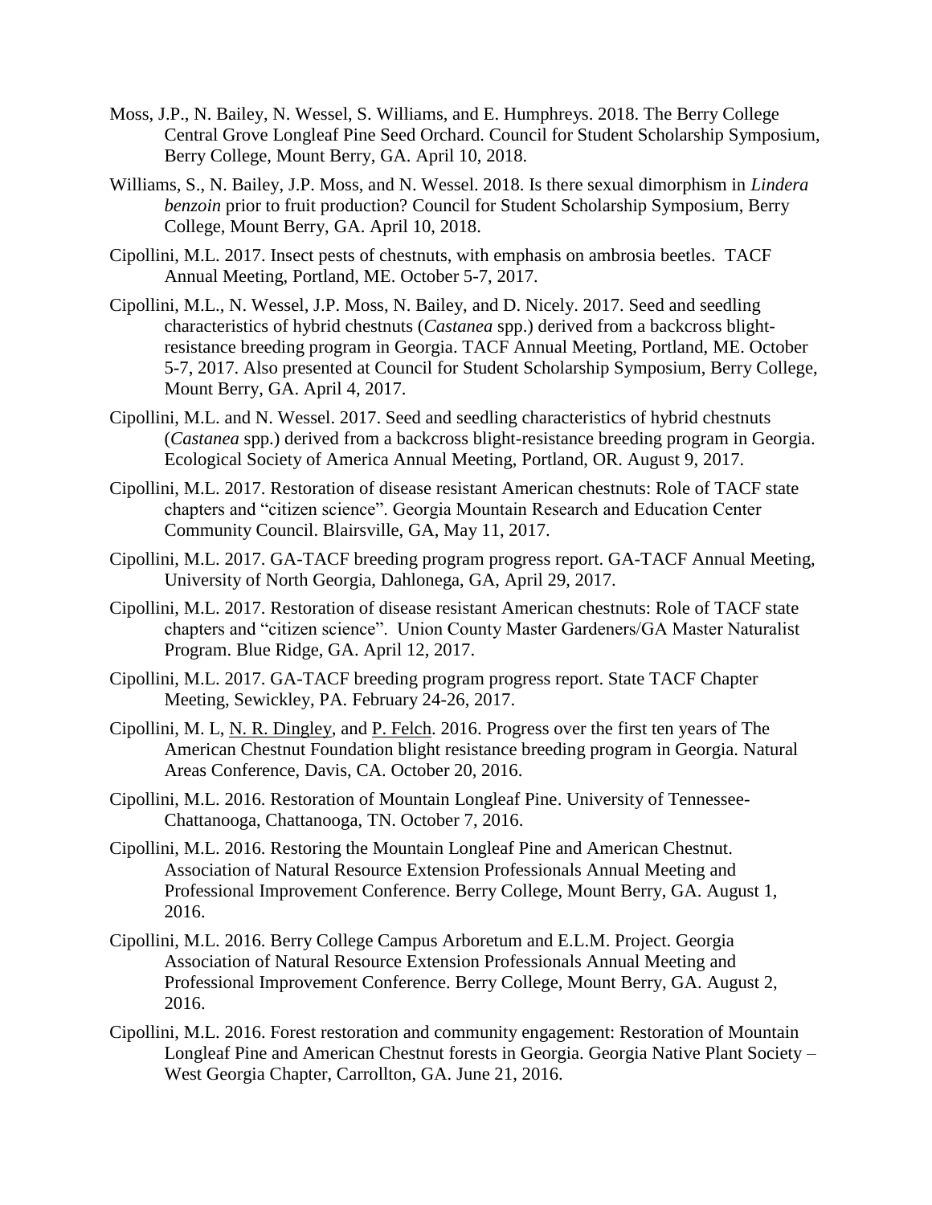Moss, J.P., N. Bailey, N. Wessel, S. Williams, and E. Humphreys. 2018. The Berry College Central Grove Longleaf Pine Seed Orchard. Council for Student Scholarship Symposium, Berry College, Mount Berry, GA. April 10, 2018.

Williams, S., N. Bailey, J.P. Moss, and N. Wessel. 2018. Is there sexual dimorphism in *Lindera benzoin* prior to fruit production? Council for Student Scholarship Symposium, Berry College, Mount Berry, GA. April 10, 2018.

Cipollini, M.L. 2017. Insect pests of chestnuts, with emphasis on ambrosia beetles. TACF Annual Meeting, Portland, ME. October 5-7, 2017.

Cipollini, M.L., N. Wessel, J.P. Moss, N. Bailey, and D. Nicely. 2017. Seed and seedling characteristics of hybrid chestnuts (*Castanea* spp.) derived from a backcross blight-resistance breeding program in Georgia. TACF Annual Meeting, Portland, ME. October 5-7, 2017. Also presented at Council for Student Scholarship Symposium, Berry College, Mount Berry, GA. April 4, 2017.

Cipollini, M.L. and N. Wessel. 2017. Seed and seedling characteristics of hybrid chestnuts (*Castanea* spp.) derived from a backcross blight-resistance breeding program in Georgia. Ecological Society of America Annual Meeting, Portland, OR. August 9, 2017.

Cipollini, M.L. 2017. Restoration of disease resistant American chestnuts: Role of TACF state chapters and "citizen science". Georgia Mountain Research and Education Center Community Council. Blairsville, GA, May 11, 2017.

Cipollini, M.L. 2017. GA-TACF breeding program progress report. GA-TACF Annual Meeting, University of North Georgia, Dahlonega, GA, April 29, 2017.

Cipollini, M.L. 2017. Restoration of disease resistant American chestnuts: Role of TACF state chapters and "citizen science". Union County Master Gardeners/GA Master Naturalist Program. Blue Ridge, GA. April 12, 2017.

Cipollini, M.L. 2017. GA-TACF breeding program progress report. State TACF Chapter Meeting, Sewickley, PA. February 24-26, 2017.

Cipollini, M. L, N. R. Dingley, and P. Felch. 2016. Progress over the first ten years of The American Chestnut Foundation blight resistance breeding program in Georgia. Natural Areas Conference, Davis, CA. October 20, 2016.

Cipollini, M.L. 2016. Restoration of Mountain Longleaf Pine. University of Tennessee-Chattanooga, Chattanooga, TN. October 7, 2016.

Cipollini, M.L. 2016. Restoring the Mountain Longleaf Pine and American Chestnut. Association of Natural Resource Extension Professionals Annual Meeting and Professional Improvement Conference. Berry College, Mount Berry, GA. August 1, 2016.

Cipollini, M.L. 2016. Berry College Campus Arboretum and E.L.M. Project. Georgia Association of Natural Resource Extension Professionals Annual Meeting and Professional Improvement Conference. Berry College, Mount Berry, GA. August 2, 2016.

Cipollini, M.L. 2016. Forest restoration and community engagement: Restoration of Mountain Longleaf Pine and American Chestnut forests in Georgia. Georgia Native Plant Society – West Georgia Chapter, Carrollton, GA. June 21, 2016.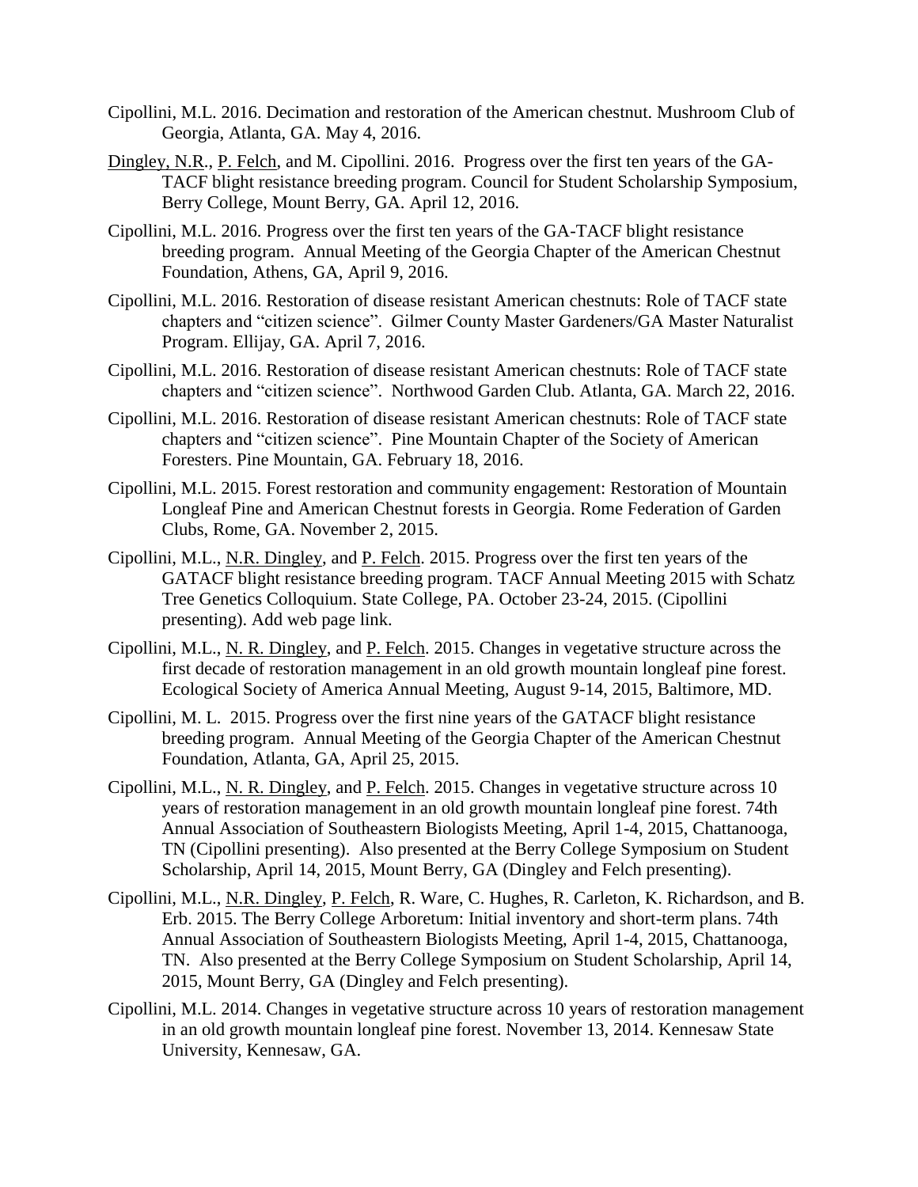Cipollini, M.L. 2016. Decimation and restoration of the American chestnut. Mushroom Club of Georgia, Atlanta, GA. May 4, 2016.

Dingley, N.R., P. Felch, and M. Cipollini. 2016. Progress over the first ten years of the GA-TACF blight resistance breeding program. Council for Student Scholarship Symposium, Berry College, Mount Berry, GA. April 12, 2016.

Cipollini, M.L. 2016. Progress over the first ten years of the GA-TACF blight resistance breeding program. Annual Meeting of the Georgia Chapter of the American Chestnut Foundation, Athens, GA, April 9, 2016.

Cipollini, M.L. 2016. Restoration of disease resistant American chestnuts: Role of TACF state chapters and "citizen science". Gilmer County Master Gardeners/GA Master Naturalist Program. Ellijay, GA. April 7, 2016.

Cipollini, M.L. 2016. Restoration of disease resistant American chestnuts: Role of TACF state chapters and "citizen science". Northwood Garden Club. Atlanta, GA. March 22, 2016.

Cipollini, M.L. 2016. Restoration of disease resistant American chestnuts: Role of TACF state chapters and "citizen science". Pine Mountain Chapter of the Society of American Foresters. Pine Mountain, GA. February 18, 2016.

Cipollini, M.L. 2015. Forest restoration and community engagement: Restoration of Mountain Longleaf Pine and American Chestnut forests in Georgia. Rome Federation of Garden Clubs, Rome, GA. November 2, 2015.

Cipollini, M.L., N.R. Dingley, and P. Felch. 2015. Progress over the first ten years of the GATACF blight resistance breeding program. TACF Annual Meeting 2015 with Schatz Tree Genetics Colloquium. State College, PA. October 23-24, 2015. (Cipollini presenting). Add web page link.

Cipollini, M.L., N. R. Dingley, and P. Felch. 2015. Changes in vegetative structure across the first decade of restoration management in an old growth mountain longleaf pine forest. Ecological Society of America Annual Meeting, August 9-14, 2015, Baltimore, MD.

Cipollini, M. L. 2015. Progress over the first nine years of the GATACF blight resistance breeding program. Annual Meeting of the Georgia Chapter of the American Chestnut Foundation, Atlanta, GA, April 25, 2015.

Cipollini, M.L., N. R. Dingley, and P. Felch. 2015. Changes in vegetative structure across 10 years of restoration management in an old growth mountain longleaf pine forest. 74th Annual Association of Southeastern Biologists Meeting, April 1-4, 2015, Chattanooga, TN (Cipollini presenting). Also presented at the Berry College Symposium on Student Scholarship, April 14, 2015, Mount Berry, GA (Dingley and Felch presenting).

Cipollini, M.L., N.R. Dingley, P. Felch, R. Ware, C. Hughes, R. Carleton, K. Richardson, and B. Erb. 2015. The Berry College Arboretum: Initial inventory and short-term plans. 74th Annual Association of Southeastern Biologists Meeting, April 1-4, 2015, Chattanooga, TN. Also presented at the Berry College Symposium on Student Scholarship, April 14, 2015, Mount Berry, GA (Dingley and Felch presenting).

Cipollini, M.L. 2014. Changes in vegetative structure across 10 years of restoration management in an old growth mountain longleaf pine forest. November 13, 2014. Kennesaw State University, Kennesaw, GA.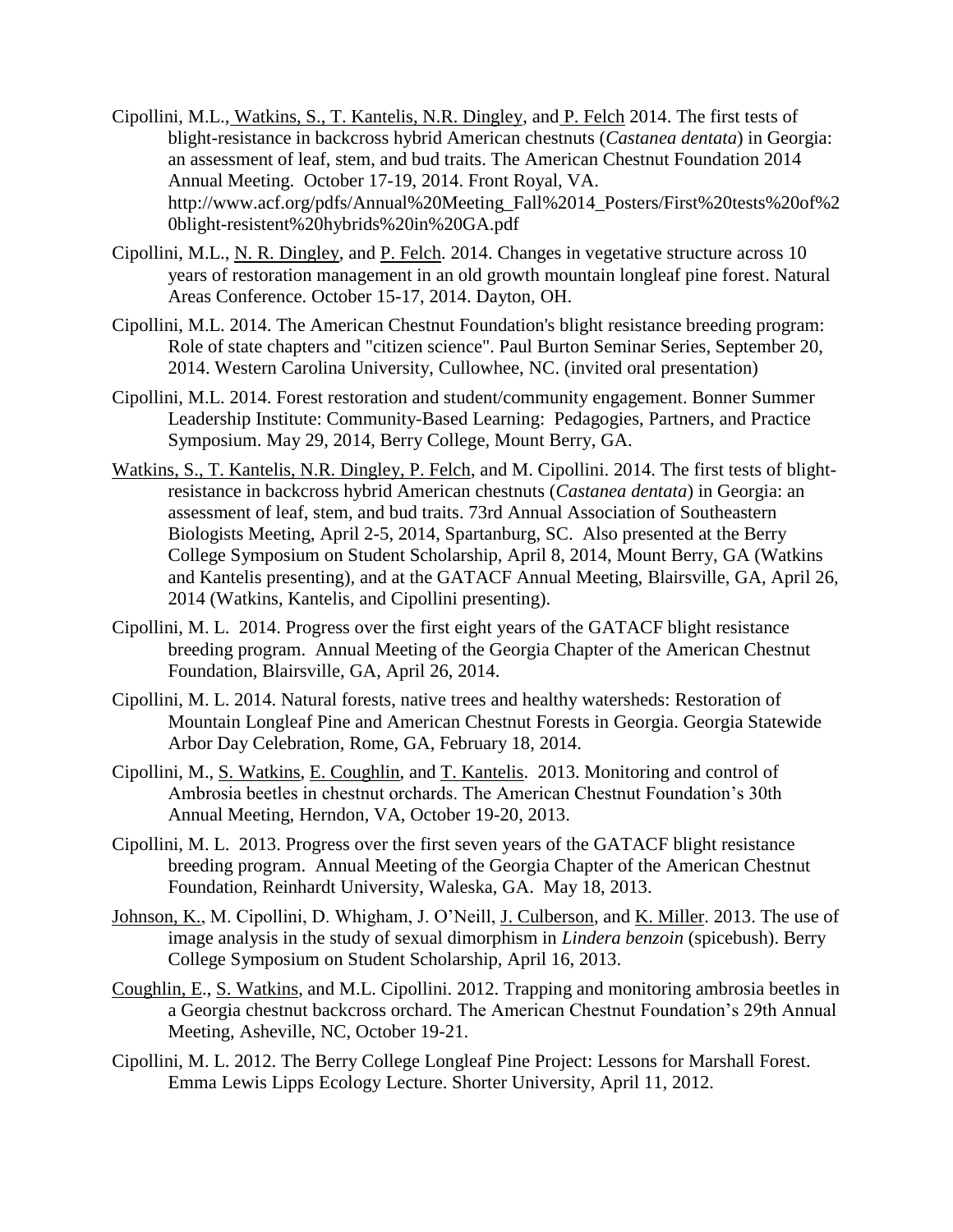Cipollini, M.L., Watkins, S., T. Kantelis, N.R. Dingley, and P. Felch 2014. The first tests of blight-resistance in backcross hybrid American chestnuts (*Castanea dentata*) in Georgia: an assessment of leaf, stem, and bud traits. The American Chestnut Foundation 2014 Annual Meeting. October 17-19, 2014. Front Royal, VA. http://www.acf.org/pdfs/Annual%20Meeting_Fall%2014_Posters/First%20tests%20of%20blight-resistent%20hybrids%20in%20GA.pdf

Cipollini, M.L., N. R. Dingley, and P. Felch. 2014. Changes in vegetative structure across 10 years of restoration management in an old growth mountain longleaf pine forest. Natural Areas Conference. October 15-17, 2014. Dayton, OH.

Cipollini, M.L. 2014. The American Chestnut Foundation's blight resistance breeding program: Role of state chapters and "citizen science". Paul Burton Seminar Series, September 20, 2014. Western Carolina University, Cullowhee, NC. (invited oral presentation)

Cipollini, M.L. 2014. Forest restoration and student/community engagement. Bonner Summer Leadership Institute: Community-Based Learning: Pedagogies, Partners, and Practice Symposium. May 29, 2014, Berry College, Mount Berry, GA.

Watkins, S., T. Kantelis, N.R. Dingley, P. Felch, and M. Cipollini. 2014. The first tests of blight-resistance in backcross hybrid American chestnuts (*Castanea dentata*) in Georgia: an assessment of leaf, stem, and bud traits. 73rd Annual Association of Southeastern Biologists Meeting, April 2-5, 2014, Spartanburg, SC. Also presented at the Berry College Symposium on Student Scholarship, April 8, 2014, Mount Berry, GA (Watkins and Kantelis presenting), and at the GATACF Annual Meeting, Blairsville, GA, April 26, 2014 (Watkins, Kantelis, and Cipollini presenting).

Cipollini, M. L. 2014. Progress over the first eight years of the GATACF blight resistance breeding program. Annual Meeting of the Georgia Chapter of the American Chestnut Foundation, Blairsville, GA, April 26, 2014.

Cipollini, M. L. 2014. Natural forests, native trees and healthy watersheds: Restoration of Mountain Longleaf Pine and American Chestnut Forests in Georgia. Georgia Statewide Arbor Day Celebration, Rome, GA, February 18, 2014.

Cipollini, M., S. Watkins, E. Coughlin, and T. Kantelis. 2013. Monitoring and control of Ambrosia beetles in chestnut orchards. The American Chestnut Foundation's 30th Annual Meeting, Herndon, VA, October 19-20, 2013.

Cipollini, M. L. 2013. Progress over the first seven years of the GATACF blight resistance breeding program. Annual Meeting of the Georgia Chapter of the American Chestnut Foundation, Reinhardt University, Waleska, GA. May 18, 2013.

Johnson, K., M. Cipollini, D. Whigham, J. O'Neill, J. Culberson, and K. Miller. 2013. The use of image analysis in the study of sexual dimorphism in *Lindera benzoin* (spicebush). Berry College Symposium on Student Scholarship, April 16, 2013.

Coughlin, E., S. Watkins, and M.L. Cipollini. 2012. Trapping and monitoring ambrosia beetles in a Georgia chestnut backcross orchard. The American Chestnut Foundation's 29th Annual Meeting, Asheville, NC, October 19-21.

Cipollini, M. L. 2012. The Berry College Longleaf Pine Project: Lessons for Marshall Forest. Emma Lewis Lipps Ecology Lecture. Shorter University, April 11, 2012.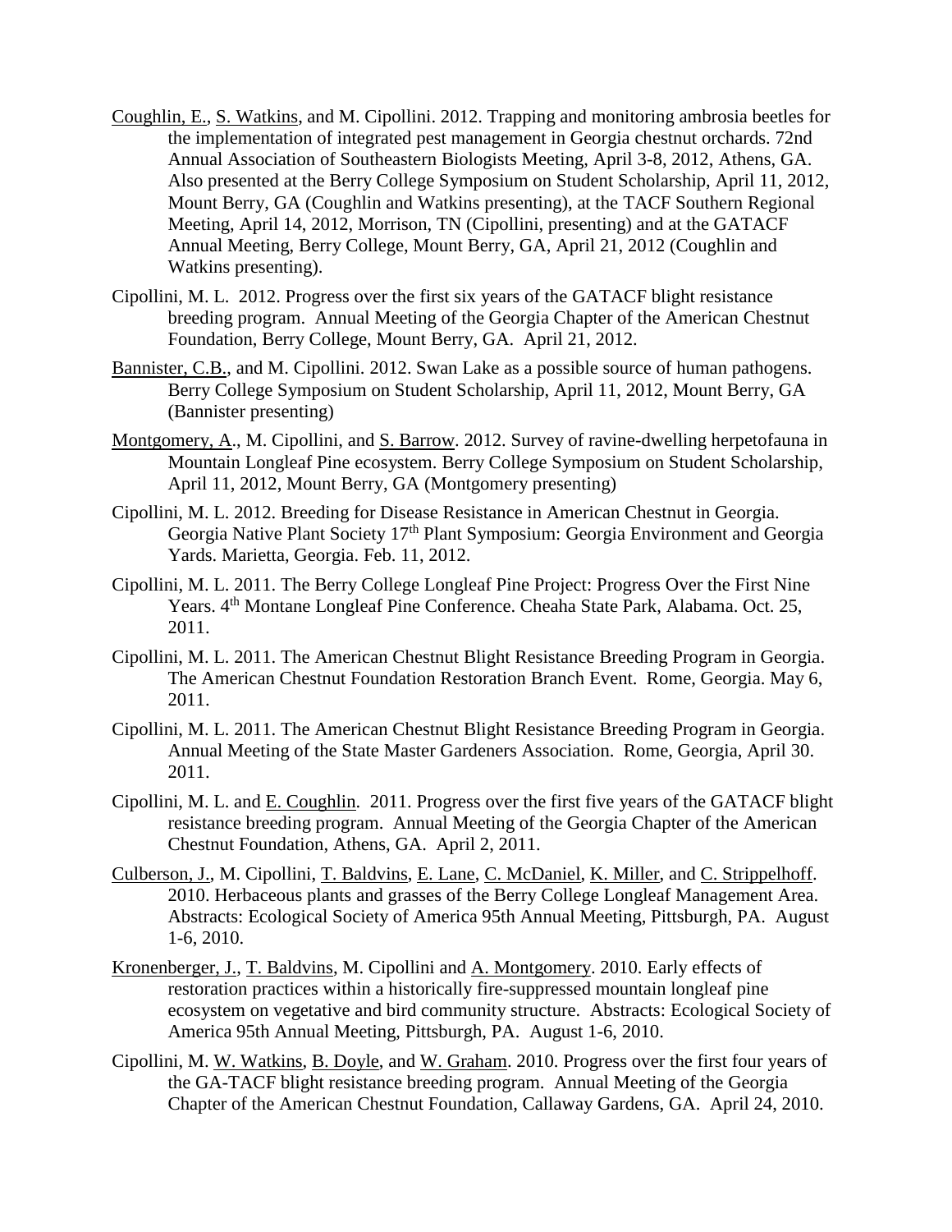Coughlin, E., S. Watkins, and M. Cipollini. 2012. Trapping and monitoring ambrosia beetles for the implementation of integrated pest management in Georgia chestnut orchards. 72nd Annual Association of Southeastern Biologists Meeting, April 3-8, 2012, Athens, GA. Also presented at the Berry College Symposium on Student Scholarship, April 11, 2012, Mount Berry, GA (Coughlin and Watkins presenting), at the TACF Southern Regional Meeting, April 14, 2012, Morrison, TN (Cipollini, presenting) and at the GATACF Annual Meeting, Berry College, Mount Berry, GA, April 21, 2012 (Coughlin and Watkins presenting).

Cipollini, M. L. 2012. Progress over the first six years of the GATACF blight resistance breeding program. Annual Meeting of the Georgia Chapter of the American Chestnut Foundation, Berry College, Mount Berry, GA. April 21, 2012.

Bannister, C.B., and M. Cipollini. 2012. Swan Lake as a possible source of human pathogens. Berry College Symposium on Student Scholarship, April 11, 2012, Mount Berry, GA (Bannister presenting)

Montgomery, A., M. Cipollini, and S. Barrow. 2012. Survey of ravine-dwelling herpetofauna in Mountain Longleaf Pine ecosystem. Berry College Symposium on Student Scholarship, April 11, 2012, Mount Berry, GA (Montgomery presenting)

Cipollini, M. L. 2012. Breeding for Disease Resistance in American Chestnut in Georgia. Georgia Native Plant Society 17th Plant Symposium: Georgia Environment and Georgia Yards. Marietta, Georgia. Feb. 11, 2012.

Cipollini, M. L. 2011. The Berry College Longleaf Pine Project: Progress Over the First Nine Years. 4th Montane Longleaf Pine Conference. Cheaha State Park, Alabama. Oct. 25, 2011.

Cipollini, M. L. 2011. The American Chestnut Blight Resistance Breeding Program in Georgia. The American Chestnut Foundation Restoration Branch Event. Rome, Georgia. May 6, 2011.

Cipollini, M. L. 2011. The American Chestnut Blight Resistance Breeding Program in Georgia. Annual Meeting of the State Master Gardeners Association. Rome, Georgia, April 30. 2011.

Cipollini, M. L. and E. Coughlin. 2011. Progress over the first five years of the GATACF blight resistance breeding program. Annual Meeting of the Georgia Chapter of the American Chestnut Foundation, Athens, GA. April 2, 2011.

Culberson, J., M. Cipollini, T. Baldvins, E. Lane, C. McDaniel, K. Miller, and C. Strippelhoff. 2010. Herbaceous plants and grasses of the Berry College Longleaf Management Area. Abstracts: Ecological Society of America 95th Annual Meeting, Pittsburgh, PA. August 1-6, 2010.

Kronenberger, J., T. Baldvins, M. Cipollini and A. Montgomery. 2010. Early effects of restoration practices within a historically fire-suppressed mountain longleaf pine ecosystem on vegetative and bird community structure. Abstracts: Ecological Society of America 95th Annual Meeting, Pittsburgh, PA. August 1-6, 2010.

Cipollini, M. W. Watkins, B. Doyle, and W. Graham. 2010. Progress over the first four years of the GA-TACF blight resistance breeding program. Annual Meeting of the Georgia Chapter of the American Chestnut Foundation, Callaway Gardens, GA. April 24, 2010.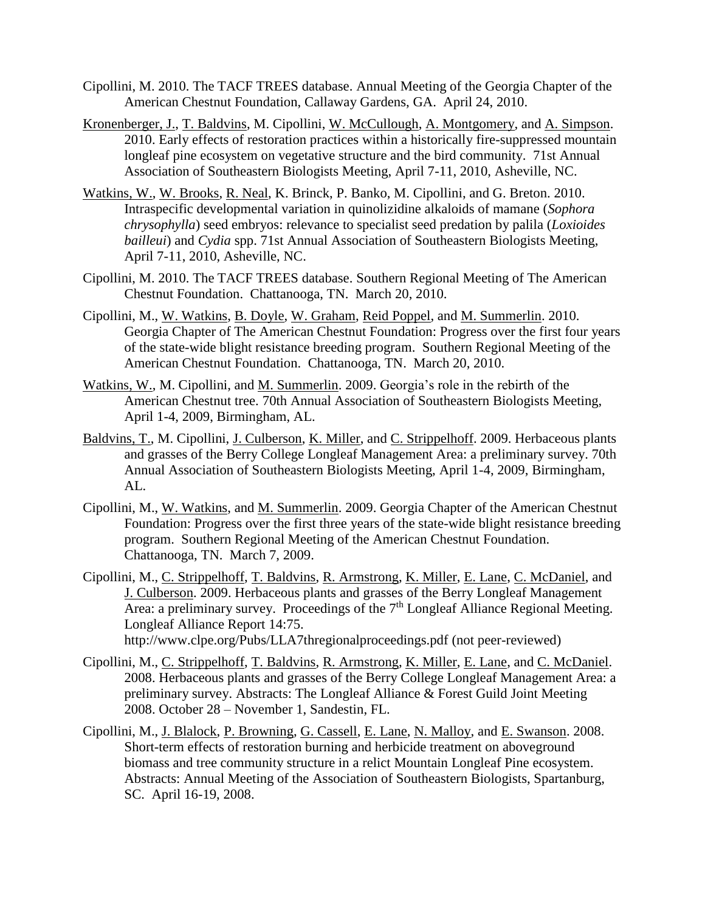Cipollini, M. 2010. The TACF TREES database. Annual Meeting of the Georgia Chapter of the American Chestnut Foundation, Callaway Gardens, GA. April 24, 2010.

Kronenberger, J., T. Baldvins, M. Cipollini, W. McCullough, A. Montgomery, and A. Simpson. 2010. Early effects of restoration practices within a historically fire-suppressed mountain longleaf pine ecosystem on vegetative structure and the bird community. 71st Annual Association of Southeastern Biologists Meeting, April 7-11, 2010, Asheville, NC.

Watkins, W., W. Brooks, R. Neal, K. Brinck, P. Banko, M. Cipollini, and G. Breton. 2010. Intraspecific developmental variation in quinolizidine alkaloids of mamane (*Sophora chrysophylla*) seed embryos: relevance to specialist seed predation by palila (*Loxioides bailleui*) and *Cydia* spp. 71st Annual Association of Southeastern Biologists Meeting, April 7-11, 2010, Asheville, NC.

Cipollini, M. 2010. The TACF TREES database. Southern Regional Meeting of The American Chestnut Foundation. Chattanooga, TN. March 20, 2010.

Cipollini, M., W. Watkins, B. Doyle, W. Graham, Reid Poppel, and M. Summerlin. 2010. Georgia Chapter of The American Chestnut Foundation: Progress over the first four years of the state-wide blight resistance breeding program. Southern Regional Meeting of the American Chestnut Foundation. Chattanooga, TN. March 20, 2010.

Watkins, W., M. Cipollini, and M. Summerlin. 2009. Georgia's role in the rebirth of the American Chestnut tree. 70th Annual Association of Southeastern Biologists Meeting, April 1-4, 2009, Birmingham, AL.

Baldvins, T., M. Cipollini, J. Culberson, K. Miller, and C. Strippelhoff. 2009. Herbaceous plants and grasses of the Berry College Longleaf Management Area: a preliminary survey. 70th Annual Association of Southeastern Biologists Meeting, April 1-4, 2009, Birmingham, AL.

Cipollini, M., W. Watkins, and M. Summerlin. 2009. Georgia Chapter of the American Chestnut Foundation: Progress over the first three years of the state-wide blight resistance breeding program. Southern Regional Meeting of the American Chestnut Foundation. Chattanooga, TN. March 7, 2009.

Cipollini, M., C. Strippelhoff, T. Baldvins, R. Armstrong, K. Miller, E. Lane, C. McDaniel, and J. Culberson. 2009. Herbaceous plants and grasses of the Berry Longleaf Management Area: a preliminary survey. Proceedings of the 7th Longleaf Alliance Regional Meeting. Longleaf Alliance Report 14:75. http://www.clpe.org/Pubs/LLA7thregionalproceedings.pdf (not peer-reviewed)

Cipollini, M., C. Strippelhoff, T. Baldvins, R. Armstrong, K. Miller, E. Lane, and C. McDaniel. 2008. Herbaceous plants and grasses of the Berry College Longleaf Management Area: a preliminary survey. Abstracts: The Longleaf Alliance & Forest Guild Joint Meeting 2008. October 28 – November 1, Sandestin, FL.

Cipollini, M., J. Blalock, P. Browning, G. Cassell, E. Lane, N. Malloy, and E. Swanson. 2008. Short-term effects of restoration burning and herbicide treatment on aboveground biomass and tree community structure in a relict Mountain Longleaf Pine ecosystem. Abstracts: Annual Meeting of the Association of Southeastern Biologists, Spartanburg, SC. April 16-19, 2008.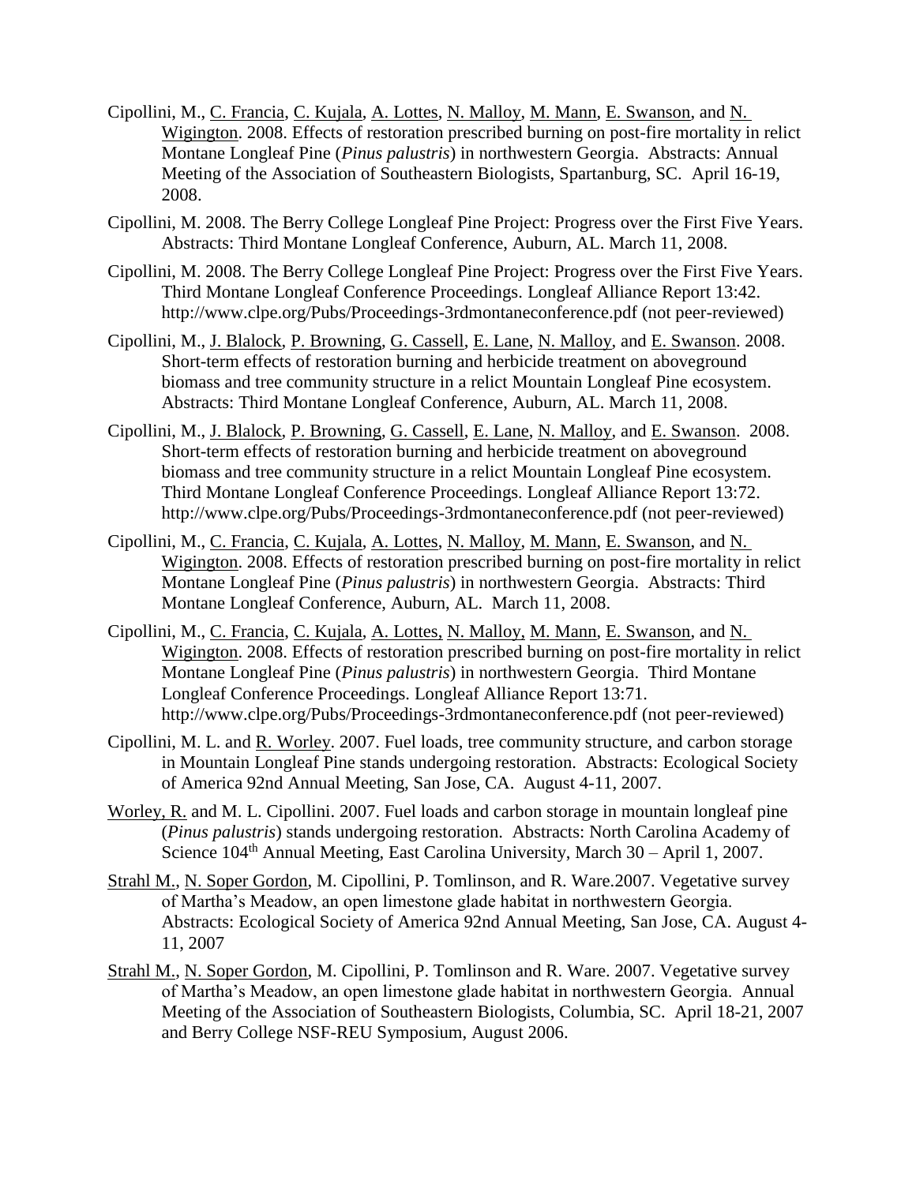Cipollini, M., C. Francia, C. Kujala, A. Lottes, N. Malloy, M. Mann, E. Swanson, and N. Wigington. 2008. Effects of restoration prescribed burning on post-fire mortality in relict Montane Longleaf Pine (*Pinus palustris*) in northwestern Georgia. Abstracts: Annual Meeting of the Association of Southeastern Biologists, Spartanburg, SC. April 16-19, 2008.

Cipollini, M. 2008. The Berry College Longleaf Pine Project: Progress over the First Five Years. Abstracts: Third Montane Longleaf Conference, Auburn, AL. March 11, 2008.

Cipollini, M. 2008. The Berry College Longleaf Pine Project: Progress over the First Five Years. Third Montane Longleaf Conference Proceedings. Longleaf Alliance Report 13:42. http://www.clpe.org/Pubs/Proceedings-3rdmontaneconference.pdf (not peer-reviewed)

Cipollini, M., J. Blalock, P. Browning, G. Cassell, E. Lane, N. Malloy, and E. Swanson. 2008. Short-term effects of restoration burning and herbicide treatment on aboveground biomass and tree community structure in a relict Mountain Longleaf Pine ecosystem. Abstracts: Third Montane Longleaf Conference, Auburn, AL. March 11, 2008.

Cipollini, M., J. Blalock, P. Browning, G. Cassell, E. Lane, N. Malloy, and E. Swanson. 2008. Short-term effects of restoration burning and herbicide treatment on aboveground biomass and tree community structure in a relict Mountain Longleaf Pine ecosystem. Third Montane Longleaf Conference Proceedings. Longleaf Alliance Report 13:72. http://www.clpe.org/Pubs/Proceedings-3rdmontaneconference.pdf (not peer-reviewed)

Cipollini, M., C. Francia, C. Kujala, A. Lottes, N. Malloy, M. Mann, E. Swanson, and N. Wigington. 2008. Effects of restoration prescribed burning on post-fire mortality in relict Montane Longleaf Pine (*Pinus palustris*) in northwestern Georgia. Abstracts: Third Montane Longleaf Conference, Auburn, AL. March 11, 2008.

Cipollini, M., C. Francia, C. Kujala, A. Lottes, N. Malloy, M. Mann, E. Swanson, and N. Wigington. 2008. Effects of restoration prescribed burning on post-fire mortality in relict Montane Longleaf Pine (*Pinus palustris*) in northwestern Georgia. Third Montane Longleaf Conference Proceedings. Longleaf Alliance Report 13:71. http://www.clpe.org/Pubs/Proceedings-3rdmontaneconference.pdf (not peer-reviewed)

Cipollini, M. L. and R. Worley. 2007. Fuel loads, tree community structure, and carbon storage in Mountain Longleaf Pine stands undergoing restoration. Abstracts: Ecological Society of America 92nd Annual Meeting, San Jose, CA. August 4-11, 2007.

Worley, R. and M. L. Cipollini. 2007. Fuel loads and carbon storage in mountain longleaf pine (*Pinus palustris*) stands undergoing restoration. Abstracts: North Carolina Academy of Science 104th Annual Meeting, East Carolina University, March 30 – April 1, 2007.

Strahl M., N. Soper Gordon, M. Cipollini, P. Tomlinson, and R. Ware.2007. Vegetative survey of Martha's Meadow, an open limestone glade habitat in northwestern Georgia. Abstracts: Ecological Society of America 92nd Annual Meeting, San Jose, CA. August 4-11, 2007

Strahl M., N. Soper Gordon, M. Cipollini, P. Tomlinson and R. Ware. 2007. Vegetative survey of Martha's Meadow, an open limestone glade habitat in northwestern Georgia. Annual Meeting of the Association of Southeastern Biologists, Columbia, SC. April 18-21, 2007 and Berry College NSF-REU Symposium, August 2006.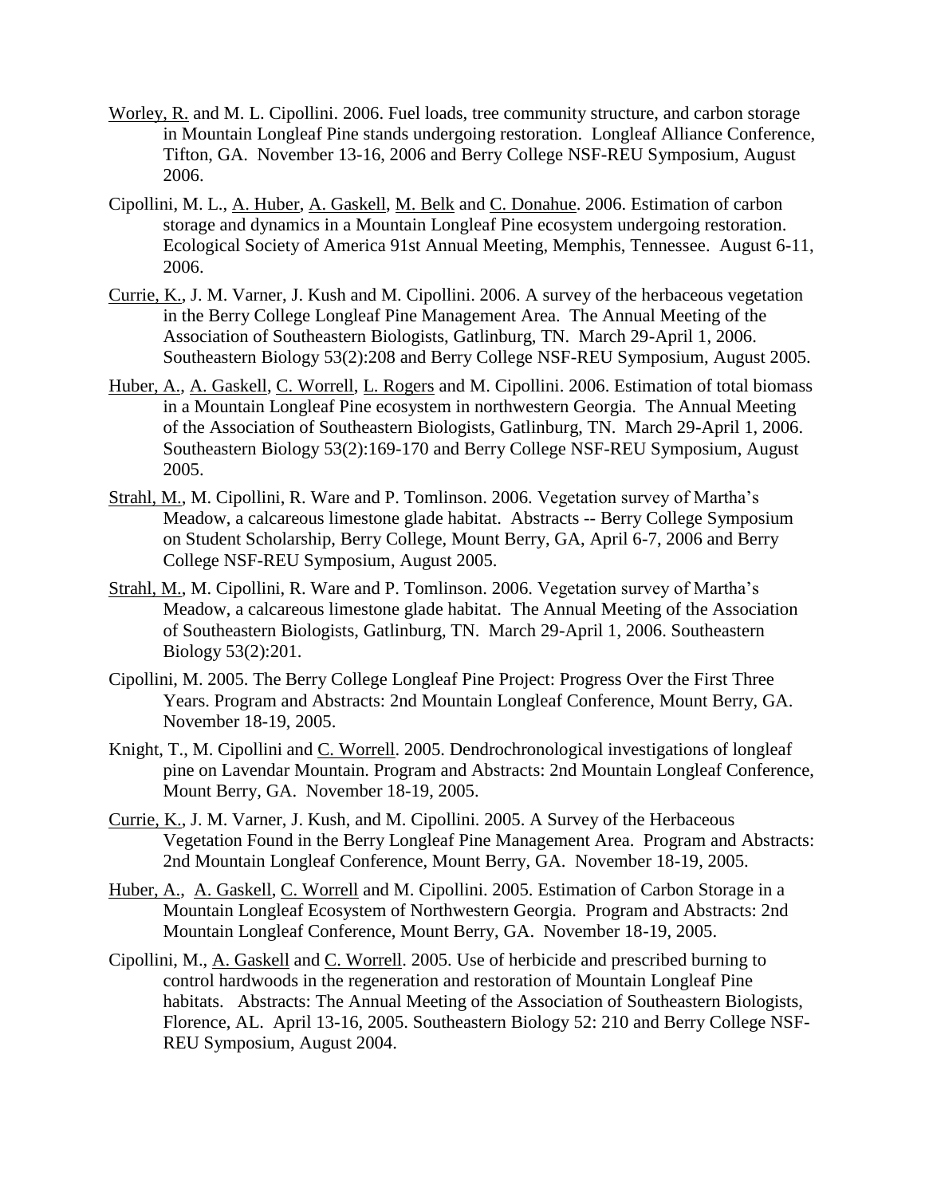<u>Worley, R.</u> and M. L. Cipollini. 2006. Fuel loads, tree community structure, and carbon storage in Mountain Longleaf Pine stands undergoing restoration. Longleaf Alliance Conference, Tifton, GA. November 13-16, 2006 and Berry College NSF-REU Symposium, August 2006.

Cipollini, M. L., <u>A. Huber</u>, <u>A. Gaskell</u>, <u>M. Belk</u> and <u>C. Donahue</u>. 2006. Estimation of carbon storage and dynamics in a Mountain Longleaf Pine ecosystem undergoing restoration. Ecological Society of America 91st Annual Meeting, Memphis, Tennessee. August 6-11, 2006.

<u>Currie, K.</u>, J. M. Varner, J. Kush and M. Cipollini. 2006. A survey of the herbaceous vegetation in the Berry College Longleaf Pine Management Area. The Annual Meeting of the Association of Southeastern Biologists, Gatlinburg, TN. March 29-April 1, 2006. Southeastern Biology 53(2):208 and Berry College NSF-REU Symposium, August 2005.

<u>Huber, A.</u>, <u>A. Gaskell</u>, <u>C. Worrell</u>, <u>L. Rogers</u> and M. Cipollini. 2006. Estimation of total biomass in a Mountain Longleaf Pine ecosystem in northwestern Georgia. The Annual Meeting of the Association of Southeastern Biologists, Gatlinburg, TN. March 29-April 1, 2006. Southeastern Biology 53(2):169-170 and Berry College NSF-REU Symposium, August 2005.

<u>Strahl, M.</u>, M. Cipollini, R. Ware and P. Tomlinson. 2006. Vegetation survey of Martha's Meadow, a calcareous limestone glade habitat. Abstracts -- Berry College Symposium on Student Scholarship, Berry College, Mount Berry, GA, April 6-7, 2006 and Berry College NSF-REU Symposium, August 2005.

<u>Strahl, M.</u>, M. Cipollini, R. Ware and P. Tomlinson. 2006. Vegetation survey of Martha's Meadow, a calcareous limestone glade habitat. The Annual Meeting of the Association of Southeastern Biologists, Gatlinburg, TN. March 29-April 1, 2006. Southeastern Biology 53(2):201.

Cipollini, M. 2005. The Berry College Longleaf Pine Project: Progress Over the First Three Years. Program and Abstracts: 2nd Mountain Longleaf Conference, Mount Berry, GA. November 18-19, 2005.

Knight, T., M. Cipollini and <u>C. Worrell</u>. 2005. Dendrochronological investigations of longleaf pine on Lavendar Mountain. Program and Abstracts: 2nd Mountain Longleaf Conference, Mount Berry, GA. November 18-19, 2005.

<u>Currie, K.</u>, J. M. Varner, J. Kush, and M. Cipollini. 2005. A Survey of the Herbaceous Vegetation Found in the Berry Longleaf Pine Management Area. Program and Abstracts: 2nd Mountain Longleaf Conference, Mount Berry, GA. November 18-19, 2005.

<u>Huber, A.</u>, <u>A. Gaskell</u>, <u>C. Worrell</u> and M. Cipollini. 2005. Estimation of Carbon Storage in a Mountain Longleaf Ecosystem of Northwestern Georgia. Program and Abstracts: 2nd Mountain Longleaf Conference, Mount Berry, GA. November 18-19, 2005.

Cipollini, M., <u>A. Gaskell</u> and <u>C. Worrell</u>. 2005. Use of herbicide and prescribed burning to control hardwoods in the regeneration and restoration of Mountain Longleaf Pine habitats. Abstracts: The Annual Meeting of the Association of Southeastern Biologists, Florence, AL. April 13-16, 2005. Southeastern Biology 52: 210 and Berry College NSF-REU Symposium, August 2004.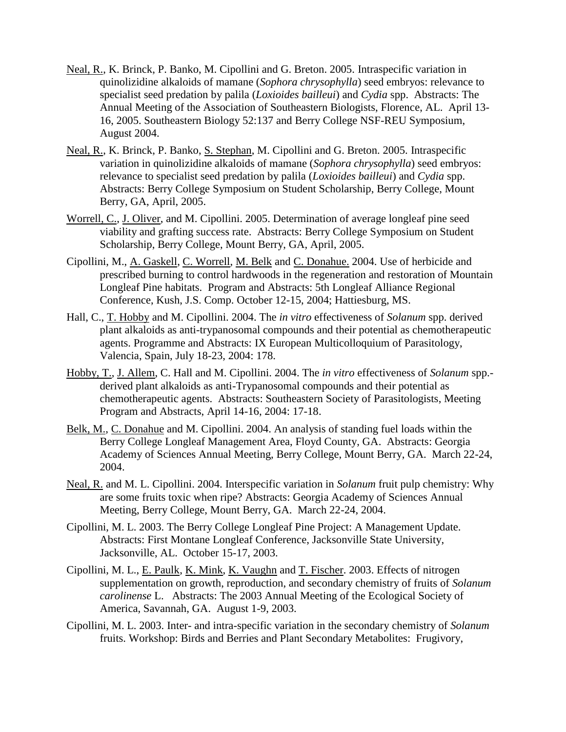Neal, R., K. Brinck, P. Banko, M. Cipollini and G. Breton. 2005. Intraspecific variation in quinolizidine alkaloids of mamane (*Sophora chrysophylla*) seed embryos: relevance to specialist seed predation by palila (*Loxioides bailleui*) and *Cydia* spp. Abstracts: The Annual Meeting of the Association of Southeastern Biologists, Florence, AL. April 13-16, 2005. Southeastern Biology 52:137 and Berry College NSF-REU Symposium, August 2004.

Neal, R., K. Brinck, P. Banko, S. Stephan, M. Cipollini and G. Breton. 2005. Intraspecific variation in quinolizidine alkaloids of mamane (*Sophora chrysophylla*) seed embryos: relevance to specialist seed predation by palila (*Loxioides bailleui*) and *Cydia* spp. Abstracts: Berry College Symposium on Student Scholarship, Berry College, Mount Berry, GA, April, 2005.

Worrell, C., J. Oliver, and M. Cipollini. 2005. Determination of average longleaf pine seed viability and grafting success rate. Abstracts: Berry College Symposium on Student Scholarship, Berry College, Mount Berry, GA, April, 2005.

Cipollini, M., A. Gaskell, C. Worrell, M. Belk and C. Donahue. 2004. Use of herbicide and prescribed burning to control hardwoods in the regeneration and restoration of Mountain Longleaf Pine habitats. Program and Abstracts: 5th Longleaf Alliance Regional Conference, Kush, J.S. Comp. October 12-15, 2004; Hattiesburg, MS.

Hall, C., T. Hobby and M. Cipollini. 2004. The *in vitro* effectiveness of *Solanum* spp. derived plant alkaloids as anti-trypanosomal compounds and their potential as chemotherapeutic agents. Programme and Abstracts: IX European Multicolloquium of Parasitology, Valencia, Spain, July 18-23, 2004: 178.

Hobby, T., J. Allem, C. Hall and M. Cipollini. 2004. The *in vitro* effectiveness of *Solanum* spp.-derived plant alkaloids as anti-Trypanosomal compounds and their potential as chemotherapeutic agents. Abstracts: Southeastern Society of Parasitologists, Meeting Program and Abstracts, April 14-16, 2004: 17-18.

Belk, M., C. Donahue and M. Cipollini. 2004. An analysis of standing fuel loads within the Berry College Longleaf Management Area, Floyd County, GA. Abstracts: Georgia Academy of Sciences Annual Meeting, Berry College, Mount Berry, GA. March 22-24, 2004.

Neal, R. and M. L. Cipollini. 2004. Interspecific variation in *Solanum* fruit pulp chemistry: Why are some fruits toxic when ripe? Abstracts: Georgia Academy of Sciences Annual Meeting, Berry College, Mount Berry, GA. March 22-24, 2004.

Cipollini, M. L. 2003. The Berry College Longleaf Pine Project: A Management Update. Abstracts: First Montane Longleaf Conference, Jacksonville State University, Jacksonville, AL. October 15-17, 2003.

Cipollini, M. L., E. Paulk, K. Mink, K. Vaughn and T. Fischer. 2003. Effects of nitrogen supplementation on growth, reproduction, and secondary chemistry of fruits of *Solanum carolinense* L. Abstracts: The 2003 Annual Meeting of the Ecological Society of America, Savannah, GA. August 1-9, 2003.

Cipollini, M. L. 2003. Inter- and intra-specific variation in the secondary chemistry of *Solanum* fruits. Workshop: Birds and Berries and Plant Secondary Metabolites: Frugivory,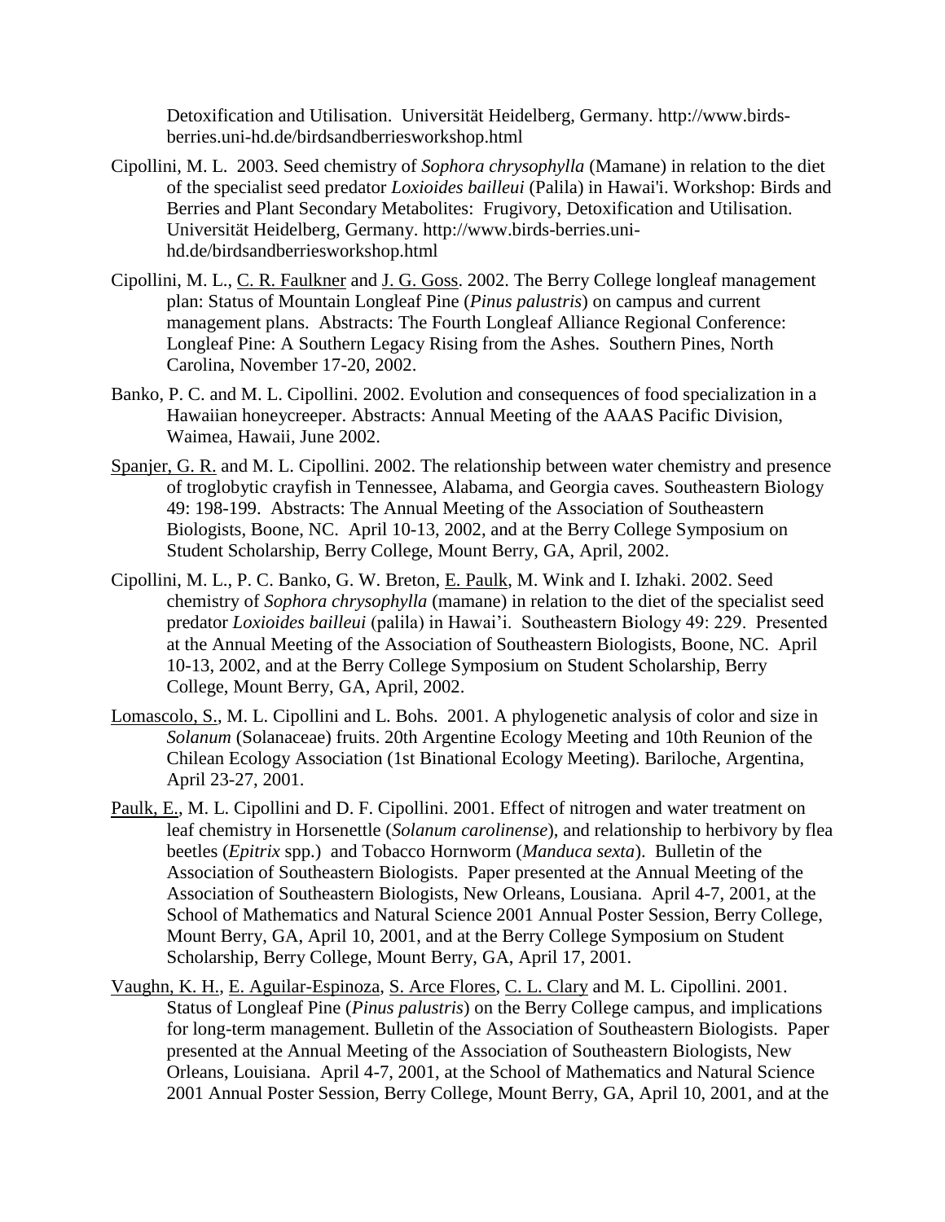Detoxification and Utilisation. Universität Heidelberg, Germany. http://www.birds-berries.uni-hd.de/birdsandberriesworkshop.html

Cipollini, M. L. 2003. Seed chemistry of *Sophora chrysophylla* (Mamane) in relation to the diet of the specialist seed predator *Loxioides bailleui* (Palila) in Hawai'i. Workshop: Birds and Berries and Plant Secondary Metabolites: Frugivory, Detoxification and Utilisation. Universität Heidelberg, Germany. http://www.birds-berries.uni-hd.de/birdsandberriesworkshop.html

Cipollini, M. L., C. R. Faulkner and J. G. Goss. 2002. The Berry College longleaf management plan: Status of Mountain Longleaf Pine (*Pinus palustris*) on campus and current management plans. Abstracts: The Fourth Longleaf Alliance Regional Conference: Longleaf Pine: A Southern Legacy Rising from the Ashes. Southern Pines, North Carolina, November 17-20, 2002.

Banko, P. C. and M. L. Cipollini. 2002. Evolution and consequences of food specialization in a Hawaiian honeycreeper. Abstracts: Annual Meeting of the AAAS Pacific Division, Waimea, Hawaii, June 2002.

Spanjer, G. R. and M. L. Cipollini. 2002. The relationship between water chemistry and presence of troglobytic crayfish in Tennessee, Alabama, and Georgia caves. Southeastern Biology 49: 198-199. Abstracts: The Annual Meeting of the Association of Southeastern Biologists, Boone, NC. April 10-13, 2002, and at the Berry College Symposium on Student Scholarship, Berry College, Mount Berry, GA, April, 2002.

Cipollini, M. L., P. C. Banko, G. W. Breton, E. Paulk, M. Wink and I. Izhaki. 2002. Seed chemistry of *Sophora chrysophylla* (mamane) in relation to the diet of the specialist seed predator *Loxioides bailleui* (palila) in Hawai'i. Southeastern Biology 49: 229. Presented at the Annual Meeting of the Association of Southeastern Biologists, Boone, NC. April 10-13, 2002, and at the Berry College Symposium on Student Scholarship, Berry College, Mount Berry, GA, April, 2002.

Lomascolo, S., M. L. Cipollini and L. Bohs. 2001. A phylogenetic analysis of color and size in *Solanum* (Solanaceae) fruits. 20th Argentine Ecology Meeting and 10th Reunion of the Chilean Ecology Association (1st Binational Ecology Meeting). Bariloche, Argentina, April 23-27, 2001.

Paulk, E., M. L. Cipollini and D. F. Cipollini. 2001. Effect of nitrogen and water treatment on leaf chemistry in Horsenettle (*Solanum carolinense*), and relationship to herbivory by flea beetles (*Epitrix* spp.) and Tobacco Hornworm (*Manduca sexta*). Bulletin of the Association of Southeastern Biologists. Paper presented at the Annual Meeting of the Association of Southeastern Biologists, New Orleans, Lousiana. April 4-7, 2001, at the School of Mathematics and Natural Science 2001 Annual Poster Session, Berry College, Mount Berry, GA, April 10, 2001, and at the Berry College Symposium on Student Scholarship, Berry College, Mount Berry, GA, April 17, 2001.

Vaughn, K. H., E. Aguilar-Espinoza, S. Arce Flores, C. L. Clary and M. L. Cipollini. 2001. Status of Longleaf Pine (*Pinus palustris*) on the Berry College campus, and implications for long-term management. Bulletin of the Association of Southeastern Biologists. Paper presented at the Annual Meeting of the Association of Southeastern Biologists, New Orleans, Louisiana. April 4-7, 2001, at the School of Mathematics and Natural Science 2001 Annual Poster Session, Berry College, Mount Berry, GA, April 10, 2001, and at the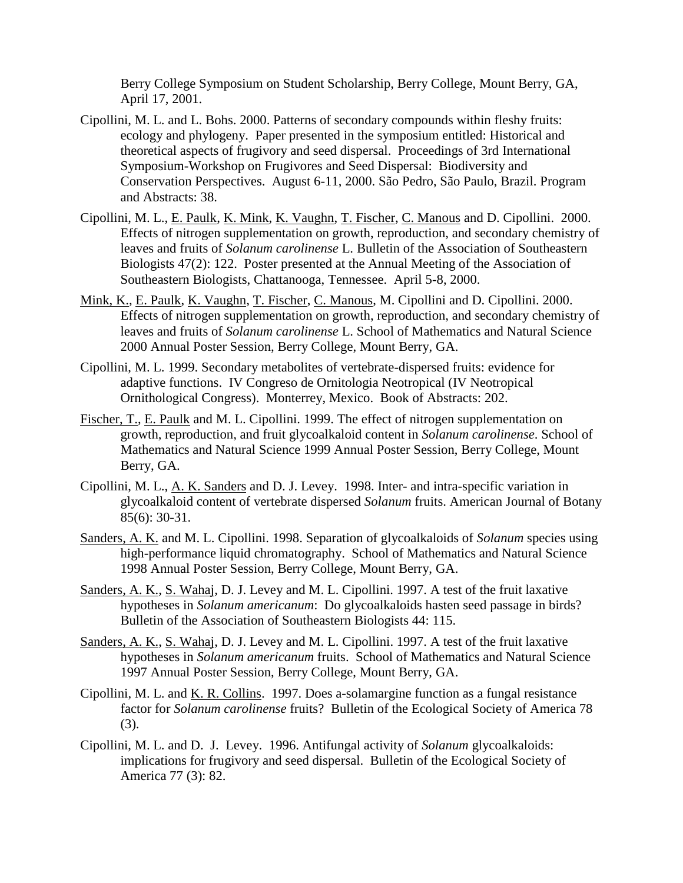Berry College Symposium on Student Scholarship, Berry College, Mount Berry, GA, April 17, 2001.

Cipollini, M. L. and L. Bohs. 2000. Patterns of secondary compounds within fleshy fruits: ecology and phylogeny. Paper presented in the symposium entitled: Historical and theoretical aspects of frugivory and seed dispersal. Proceedings of 3rd International Symposium-Workshop on Frugivores and Seed Dispersal: Biodiversity and Conservation Perspectives. August 6-11, 2000. São Pedro, São Paulo, Brazil. Program and Abstracts: 38.

Cipollini, M. L., E. Paulk, K. Mink, K. Vaughn, T. Fischer, C. Manous and D. Cipollini. 2000. Effects of nitrogen supplementation on growth, reproduction, and secondary chemistry of leaves and fruits of *Solanum carolinense* L. Bulletin of the Association of Southeastern Biologists 47(2): 122. Poster presented at the Annual Meeting of the Association of Southeastern Biologists, Chattanooga, Tennessee. April 5-8, 2000.

Mink, K., E. Paulk, K. Vaughn, T. Fischer, C. Manous, M. Cipollini and D. Cipollini. 2000. Effects of nitrogen supplementation on growth, reproduction, and secondary chemistry of leaves and fruits of *Solanum carolinense* L. School of Mathematics and Natural Science 2000 Annual Poster Session, Berry College, Mount Berry, GA.

Cipollini, M. L. 1999. Secondary metabolites of vertebrate-dispersed fruits: evidence for adaptive functions. IV Congreso de Ornitologia Neotropical (IV Neotropical Ornithological Congress). Monterrey, Mexico. Book of Abstracts: 202.

Fischer, T., E. Paulk and M. L. Cipollini. 1999. The effect of nitrogen supplementation on growth, reproduction, and fruit glycoalkaloid content in *Solanum carolinense*. School of Mathematics and Natural Science 1999 Annual Poster Session, Berry College, Mount Berry, GA.

Cipollini, M. L., A. K. Sanders and D. J. Levey. 1998. Inter- and intra-specific variation in glycoalkaloid content of vertebrate dispersed *Solanum* fruits. American Journal of Botany 85(6): 30-31.

Sanders, A. K. and M. L. Cipollini. 1998. Separation of glycoalkaloids of *Solanum* species using high-performance liquid chromatography. School of Mathematics and Natural Science 1998 Annual Poster Session, Berry College, Mount Berry, GA.

Sanders, A. K., S. Wahaj, D. J. Levey and M. L. Cipollini. 1997. A test of the fruit laxative hypotheses in *Solanum americanum*: Do glycoalkaloids hasten seed passage in birds? Bulletin of the Association of Southeastern Biologists 44: 115.

Sanders, A. K., S. Wahaj, D. J. Levey and M. L. Cipollini. 1997. A test of the fruit laxative hypotheses in *Solanum americanum* fruits. School of Mathematics and Natural Science 1997 Annual Poster Session, Berry College, Mount Berry, GA.

Cipollini, M. L. and K. R. Collins. 1997. Does a-solamargine function as a fungal resistance factor for *Solanum carolinense* fruits? Bulletin of the Ecological Society of America 78 (3).

Cipollini, M. L. and D. J. Levey. 1996. Antifungal activity of *Solanum* glycoalkaloids: implications for frugivory and seed dispersal. Bulletin of the Ecological Society of America 77 (3): 82.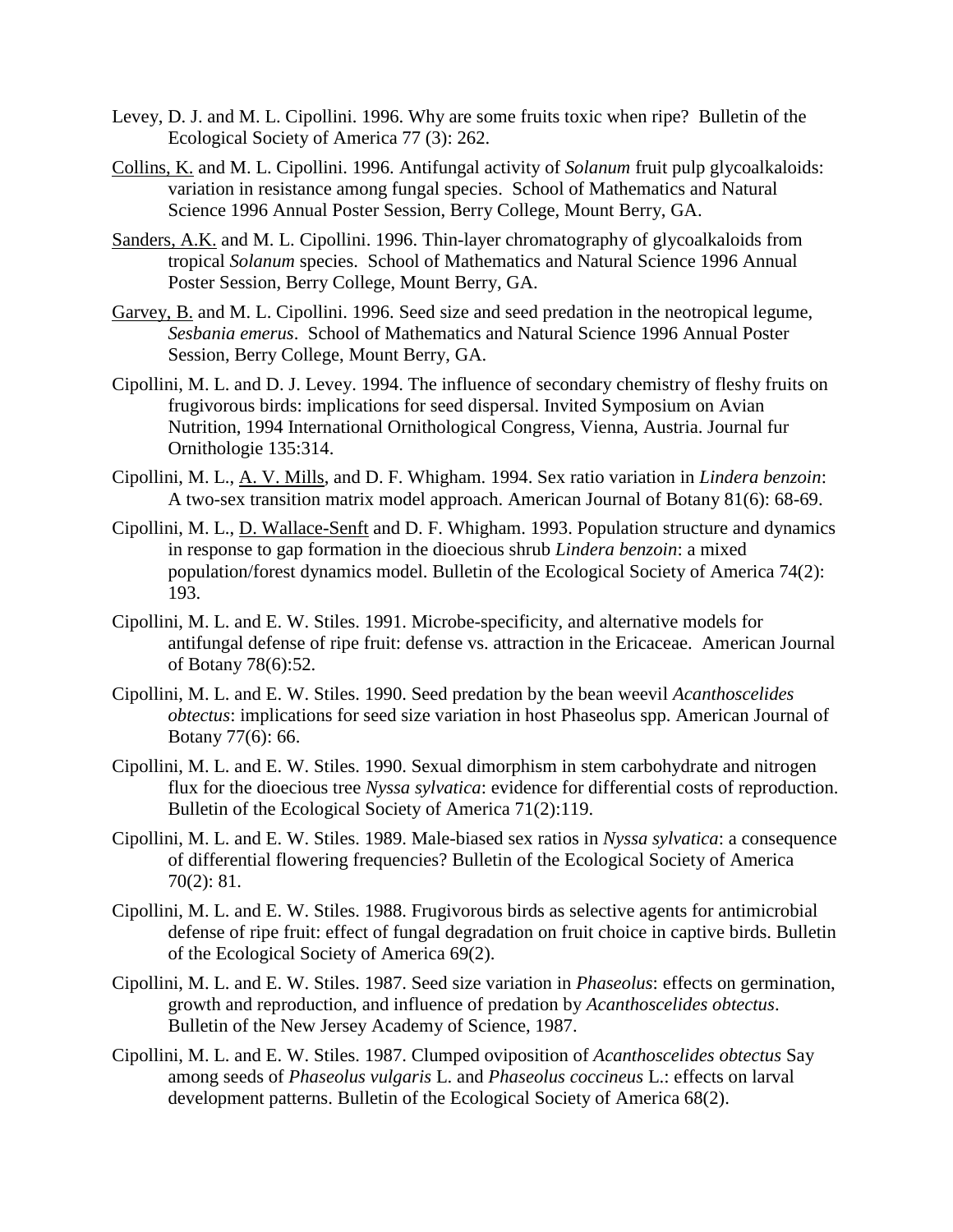Levey, D. J. and M. L. Cipollini. 1996. Why are some fruits toxic when ripe? Bulletin of the Ecological Society of America 77 (3): 262.

<u>Collins, K.</u> and M. L. Cipollini. 1996. Antifungal activity of *Solanum* fruit pulp glycoalkaloids: variation in resistance among fungal species. School of Mathematics and Natural Science 1996 Annual Poster Session, Berry College, Mount Berry, GA.

<u>Sanders, A.K.</u> and M. L. Cipollini. 1996. Thin-layer chromatography of glycoalkaloids from tropical *Solanum* species. School of Mathematics and Natural Science 1996 Annual Poster Session, Berry College, Mount Berry, GA.

<u>Garvey, B.</u> and M. L. Cipollini. 1996. Seed size and seed predation in the neotropical legume, *Sesbania emerus*. School of Mathematics and Natural Science 1996 Annual Poster Session, Berry College, Mount Berry, GA.

Cipollini, M. L. and D. J. Levey. 1994. The influence of secondary chemistry of fleshy fruits on frugivorous birds: implications for seed dispersal. Invited Symposium on Avian Nutrition, 1994 International Ornithological Congress, Vienna, Austria. Journal fur Ornithologie 135:314.

Cipollini, M. L., <u>A. V. Mills</u>, and D. F. Whigham. 1994. Sex ratio variation in *Lindera benzoin*: A two-sex transition matrix model approach. American Journal of Botany 81(6): 68-69.

Cipollini, M. L., <u>D. Wallace-Senft</u> and D. F. Whigham. 1993. Population structure and dynamics in response to gap formation in the dioecious shrub *Lindera benzoin*: a mixed population/forest dynamics model. Bulletin of the Ecological Society of America 74(2): 193.

Cipollini, M. L. and E. W. Stiles. 1991. Microbe-specificity, and alternative models for antifungal defense of ripe fruit: defense vs. attraction in the Ericaceae. American Journal of Botany 78(6):52.

Cipollini, M. L. and E. W. Stiles. 1990. Seed predation by the bean weevil *Acanthoscelides obtectus*: implications for seed size variation in host Phaseolus spp. American Journal of Botany 77(6): 66.

Cipollini, M. L. and E. W. Stiles. 1990. Sexual dimorphism in stem carbohydrate and nitrogen flux for the dioecious tree *Nyssa sylvatica*: evidence for differential costs of reproduction. Bulletin of the Ecological Society of America 71(2):119.

Cipollini, M. L. and E. W. Stiles. 1989. Male-biased sex ratios in *Nyssa sylvatica*: a consequence of differential flowering frequencies? Bulletin of the Ecological Society of America 70(2): 81.

Cipollini, M. L. and E. W. Stiles. 1988. Frugivorous birds as selective agents for antimicrobial defense of ripe fruit: effect of fungal degradation on fruit choice in captive birds. Bulletin of the Ecological Society of America 69(2).

Cipollini, M. L. and E. W. Stiles. 1987. Seed size variation in *Phaseolus*: effects on germination, growth and reproduction, and influence of predation by *Acanthoscelides obtectus*. Bulletin of the New Jersey Academy of Science, 1987.

Cipollini, M. L. and E. W. Stiles. 1987. Clumped oviposition of *Acanthoscelides obtectus* Say among seeds of *Phaseolus vulgaris* L. and *Phaseolus coccineus* L.: effects on larval development patterns. Bulletin of the Ecological Society of America 68(2).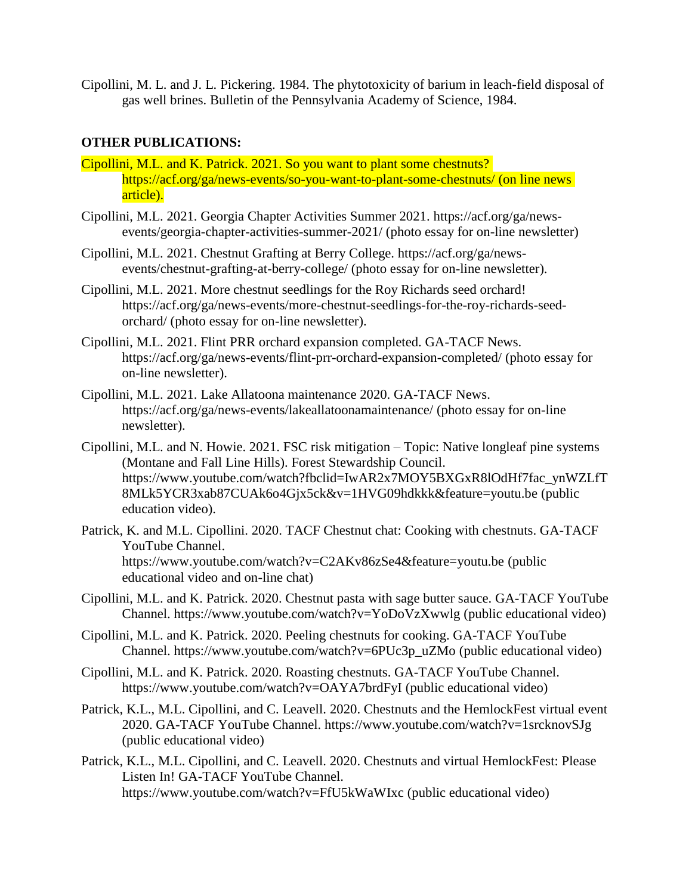Cipollini, M. L. and J. L. Pickering. 1984. The phytotoxicity of barium in leach-field disposal of gas well brines. Bulletin of the Pennsylvania Academy of Science, 1984.

**OTHER PUBLICATIONS:**

Cipollini, M.L. and K. Patrick. 2021. So you want to plant some chestnuts? https://acf.org/ga/news-events/so-you-want-to-plant-some-chestnuts/ (on line news article).

Cipollini, M.L. 2021. Georgia Chapter Activities Summer 2021. https://acf.org/ga/news-events/georgia-chapter-activities-summer-2021/ (photo essay for on-line newsletter)

Cipollini, M.L. 2021. Chestnut Grafting at Berry College. https://acf.org/ga/news-events/chestnut-grafting-at-berry-college/ (photo essay for on-line newsletter).

Cipollini, M.L. 2021. More chestnut seedlings for the Roy Richards seed orchard! https://acf.org/ga/news-events/more-chestnut-seedlings-for-the-roy-richards-seed-orchard/ (photo essay for on-line newsletter).

Cipollini, M.L. 2021. Flint PRR orchard expansion completed. GA-TACF News. https://acf.org/ga/news-events/flint-prr-orchard-expansion-completed/ (photo essay for on-line newsletter).

Cipollini, M.L. 2021. Lake Allatoona maintenance 2020. GA-TACF News. https://acf.org/ga/news-events/lakeallatoonamaintenance/ (photo essay for on-line newsletter).

Cipollini, M.L. and N. Howie. 2021. FSC risk mitigation – Topic: Native longleaf pine systems (Montane and Fall Line Hills). Forest Stewardship Council. https://www.youtube.com/watch?fbclid=IwAR2x7MOY5BXGxR8lOdHf7fac_ynWZLfT8MLk5YCR3xab87CUAk6o4Gjx5ck&v=1HVG09hdkkk&feature=youtu.be (public education video).

Patrick, K. and M.L. Cipollini. 2020. TACF Chestnut chat: Cooking with chestnuts. GA-TACF YouTube Channel. https://www.youtube.com/watch?v=C2AKv86zSe4&feature=youtu.be (public educational video and on-line chat)

Cipollini, M.L. and K. Patrick. 2020. Chestnut pasta with sage butter sauce. GA-TACF YouTube Channel. https://www.youtube.com/watch?v=YoDoVzXwwlg (public educational video)

Cipollini, M.L. and K. Patrick. 2020. Peeling chestnuts for cooking. GA-TACF YouTube Channel. https://www.youtube.com/watch?v=6PUc3p_uZMo (public educational video)

Cipollini, M.L. and K. Patrick. 2020. Roasting chestnuts. GA-TACF YouTube Channel. https://www.youtube.com/watch?v=OAYA7brdFyI (public educational video)

Patrick, K.L., M.L. Cipollini, and C. Leavell. 2020. Chestnuts and the HemlockFest virtual event 2020. GA-TACF YouTube Channel. https://www.youtube.com/watch?v=1srcknovSJg (public educational video)

Patrick, K.L., M.L. Cipollini, and C. Leavell. 2020. Chestnuts and virtual HemlockFest: Please Listen In! GA-TACF YouTube Channel. https://www.youtube.com/watch?v=FfU5kWaWIxc (public educational video)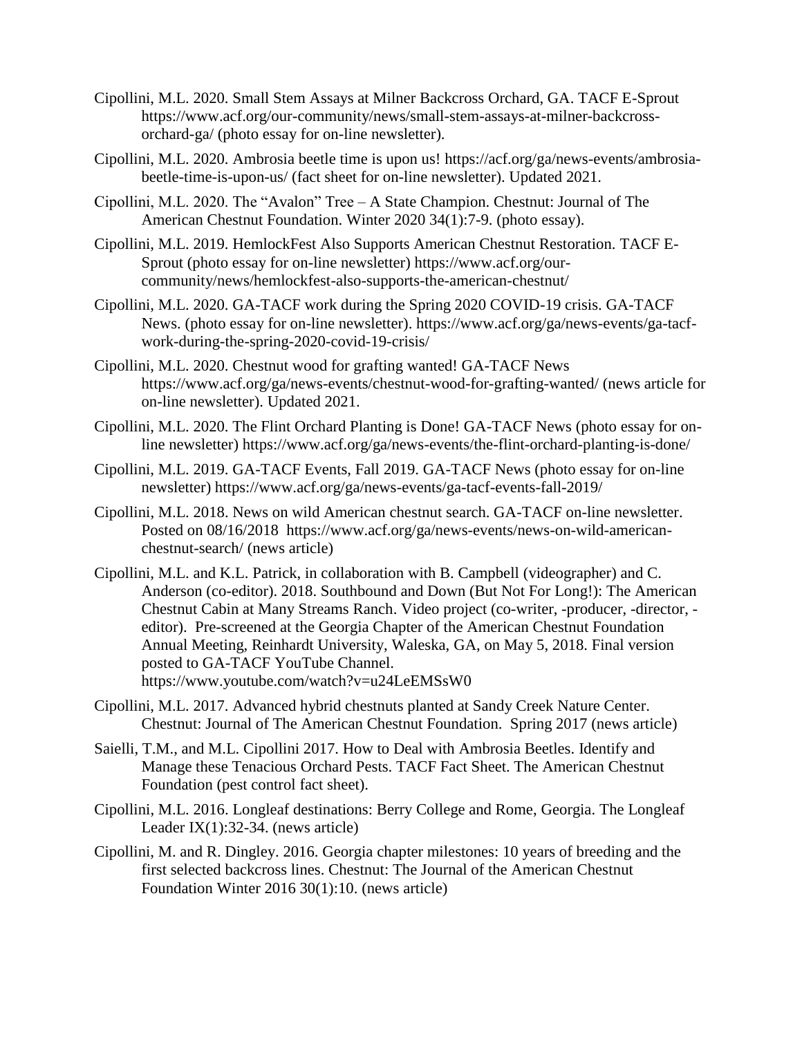Cipollini, M.L. 2020. Small Stem Assays at Milner Backcross Orchard, GA. TACF E-Sprout https://www.acf.org/our-community/news/small-stem-assays-at-milner-backcross-orchard-ga/ (photo essay for on-line newsletter).

Cipollini, M.L. 2020. Ambrosia beetle time is upon us! https://acf.org/ga/news-events/ambrosia-beetle-time-is-upon-us/ (fact sheet for on-line newsletter). Updated 2021.

Cipollini, M.L. 2020. The "Avalon" Tree – A State Champion. Chestnut: Journal of The American Chestnut Foundation. Winter 2020 34(1):7-9. (photo essay).

Cipollini, M.L. 2019. HemlockFest Also Supports American Chestnut Restoration. TACF E-Sprout (photo essay for on-line newsletter) https://www.acf.org/our-community/news/hemlockfest-also-supports-the-american-chestnut/

Cipollini, M.L. 2020. GA-TACF work during the Spring 2020 COVID-19 crisis. GA-TACF News. (photo essay for on-line newsletter). https://www.acf.org/ga/news-events/ga-tacf-work-during-the-spring-2020-covid-19-crisis/

Cipollini, M.L. 2020. Chestnut wood for grafting wanted! GA-TACF News https://www.acf.org/ga/news-events/chestnut-wood-for-grafting-wanted/ (news article for on-line newsletter). Updated 2021.

Cipollini, M.L. 2020. The Flint Orchard Planting is Done! GA-TACF News (photo essay for on-line newsletter) https://www.acf.org/ga/news-events/the-flint-orchard-planting-is-done/

Cipollini, M.L. 2019. GA-TACF Events, Fall 2019. GA-TACF News (photo essay for on-line newsletter) https://www.acf.org/ga/news-events/ga-tacf-events-fall-2019/

Cipollini, M.L. 2018. News on wild American chestnut search. GA-TACF on-line newsletter. Posted on 08/16/2018 https://www.acf.org/ga/news-events/news-on-wild-american-chestnut-search/ (news article)

Cipollini, M.L. and K.L. Patrick, in collaboration with B. Campbell (videographer) and C. Anderson (co-editor). 2018. Southbound and Down (But Not For Long!): The American Chestnut Cabin at Many Streams Ranch. Video project (co-writer, -producer, -director, -editor). Pre-screened at the Georgia Chapter of the American Chestnut Foundation Annual Meeting, Reinhardt University, Waleska, GA, on May 5, 2018. Final version posted to GA-TACF YouTube Channel. https://www.youtube.com/watch?v=u24LeEMSsW0

Cipollini, M.L. 2017. Advanced hybrid chestnuts planted at Sandy Creek Nature Center. Chestnut: Journal of The American Chestnut Foundation. Spring 2017 (news article)

Saielli, T.M., and M.L. Cipollini 2017. How to Deal with Ambrosia Beetles. Identify and Manage these Tenacious Orchard Pests. TACF Fact Sheet. The American Chestnut Foundation (pest control fact sheet).

Cipollini, M.L. 2016. Longleaf destinations: Berry College and Rome, Georgia. The Longleaf Leader IX(1):32-34. (news article)

Cipollini, M. and R. Dingley. 2016. Georgia chapter milestones: 10 years of breeding and the first selected backcross lines. Chestnut: The Journal of the American Chestnut Foundation Winter 2016 30(1):10. (news article)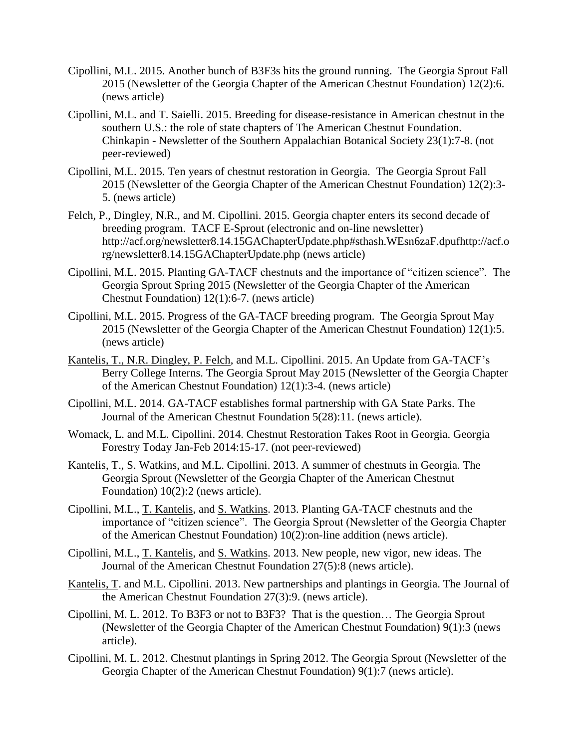Cipollini, M.L. 2015. Another bunch of B3F3s hits the ground running. The Georgia Sprout Fall 2015 (Newsletter of the Georgia Chapter of the American Chestnut Foundation) 12(2):6. (news article)

Cipollini, M.L. and T. Saielli. 2015. Breeding for disease-resistance in American chestnut in the southern U.S.: the role of state chapters of The American Chestnut Foundation. Chinkapin - Newsletter of the Southern Appalachian Botanical Society 23(1):7-8. (not peer-reviewed)

Cipollini, M.L. 2015. Ten years of chestnut restoration in Georgia. The Georgia Sprout Fall 2015 (Newsletter of the Georgia Chapter of the American Chestnut Foundation) 12(2):3-5. (news article)

Felch, P., Dingley, N.R., and M. Cipollini. 2015. Georgia chapter enters its second decade of breeding program. TACF E-Sprout (electronic and on-line newsletter) http://acf.org/newsletter8.14.15GAChapterUpdate.php#sthash.WEsn6zaF.dpufhttp://acf.org/newsletter8.14.15GAChapterUpdate.php (news article)

Cipollini, M.L. 2015. Planting GA-TACF chestnuts and the importance of "citizen science". The Georgia Sprout Spring 2015 (Newsletter of the Georgia Chapter of the American Chestnut Foundation) 12(1):6-7. (news article)

Cipollini, M.L. 2015. Progress of the GA-TACF breeding program. The Georgia Sprout May 2015 (Newsletter of the Georgia Chapter of the American Chestnut Foundation) 12(1):5. (news article)

<u>Kantelis, T., N.R. Dingley, P. Felch</u>, and M.L. Cipollini. 2015. An Update from GA-TACF's Berry College Interns. The Georgia Sprout May 2015 (Newsletter of the Georgia Chapter of the American Chestnut Foundation) 12(1):3-4. (news article)

Cipollini, M.L. 2014. GA-TACF establishes formal partnership with GA State Parks. The Journal of the American Chestnut Foundation 5(28):11. (news article).

Womack, L. and M.L. Cipollini. 2014. Chestnut Restoration Takes Root in Georgia. Georgia Forestry Today Jan-Feb 2014:15-17. (not peer-reviewed)

Kantelis, T., S. Watkins, and M.L. Cipollini. 2013. A summer of chestnuts in Georgia. The Georgia Sprout (Newsletter of the Georgia Chapter of the American Chestnut Foundation) 10(2):2 (news article).

Cipollini, M.L., <u>T. Kantelis</u>, and <u>S. Watkins</u>. 2013. Planting GA-TACF chestnuts and the importance of "citizen science". The Georgia Sprout (Newsletter of the Georgia Chapter of the American Chestnut Foundation) 10(2):on-line addition (news article).

Cipollini, M.L., <u>T. Kantelis</u>, and <u>S. Watkins</u>. 2013. New people, new vigor, new ideas. The Journal of the American Chestnut Foundation 27(5):8 (news article).

<u>Kantelis, T</u>. and M.L. Cipollini. 2013. New partnerships and plantings in Georgia. The Journal of the American Chestnut Foundation 27(3):9. (news article).

Cipollini, M. L. 2012. To B3F3 or not to B3F3? That is the question… The Georgia Sprout (Newsletter of the Georgia Chapter of the American Chestnut Foundation) 9(1):3 (news article).

Cipollini, M. L. 2012. Chestnut plantings in Spring 2012. The Georgia Sprout (Newsletter of the Georgia Chapter of the American Chestnut Foundation) 9(1):7 (news article).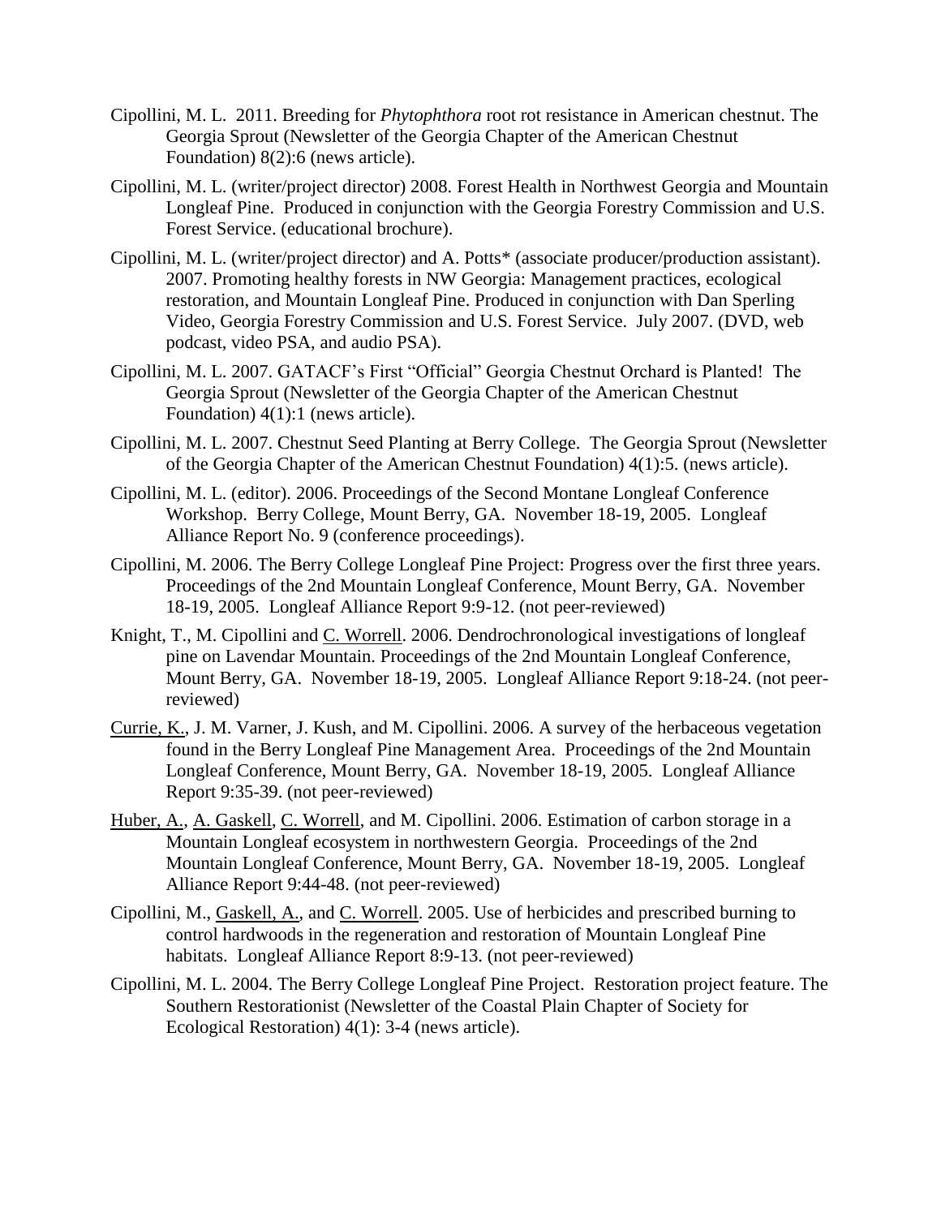Cipollini, M. L. 2011. Breeding for *Phytophthora* root rot resistance in American chestnut. The Georgia Sprout (Newsletter of the Georgia Chapter of the American Chestnut Foundation) 8(2):6 (news article).

Cipollini, M. L. (writer/project director) 2008. Forest Health in Northwest Georgia and Mountain Longleaf Pine. Produced in conjunction with the Georgia Forestry Commission and U.S. Forest Service. (educational brochure).

Cipollini, M. L. (writer/project director) and A. Potts* (associate producer/production assistant). 2007. Promoting healthy forests in NW Georgia: Management practices, ecological restoration, and Mountain Longleaf Pine. Produced in conjunction with Dan Sperling Video, Georgia Forestry Commission and U.S. Forest Service. July 2007. (DVD, web podcast, video PSA, and audio PSA).

Cipollini, M. L. 2007. GATACF's First "Official" Georgia Chestnut Orchard is Planted! The Georgia Sprout (Newsletter of the Georgia Chapter of the American Chestnut Foundation) 4(1):1 (news article).

Cipollini, M. L. 2007. Chestnut Seed Planting at Berry College. The Georgia Sprout (Newsletter of the Georgia Chapter of the American Chestnut Foundation) 4(1):5. (news article).

Cipollini, M. L. (editor). 2006. Proceedings of the Second Montane Longleaf Conference Workshop. Berry College, Mount Berry, GA. November 18-19, 2005. Longleaf Alliance Report No. 9 (conference proceedings).

Cipollini, M. 2006. The Berry College Longleaf Pine Project: Progress over the first three years. Proceedings of the 2nd Mountain Longleaf Conference, Mount Berry, GA. November 18-19, 2005. Longleaf Alliance Report 9:9-12. (not peer-reviewed)

Knight, T., M. Cipollini and C. Worrell. 2006. Dendrochronological investigations of longleaf pine on Lavendar Mountain. Proceedings of the 2nd Mountain Longleaf Conference, Mount Berry, GA. November 18-19, 2005. Longleaf Alliance Report 9:18-24. (not peer-reviewed)

Currie, K., J. M. Varner, J. Kush, and M. Cipollini. 2006. A survey of the herbaceous vegetation found in the Berry Longleaf Pine Management Area. Proceedings of the 2nd Mountain Longleaf Conference, Mount Berry, GA. November 18-19, 2005. Longleaf Alliance Report 9:35-39. (not peer-reviewed)

Huber, A., A. Gaskell, C. Worrell, and M. Cipollini. 2006. Estimation of carbon storage in a Mountain Longleaf ecosystem in northwestern Georgia. Proceedings of the 2nd Mountain Longleaf Conference, Mount Berry, GA. November 18-19, 2005. Longleaf Alliance Report 9:44-48. (not peer-reviewed)

Cipollini, M., Gaskell, A., and C. Worrell. 2005. Use of herbicides and prescribed burning to control hardwoods in the regeneration and restoration of Mountain Longleaf Pine habitats. Longleaf Alliance Report 8:9-13. (not peer-reviewed)

Cipollini, M. L. 2004. The Berry College Longleaf Pine Project. Restoration project feature. The Southern Restorationist (Newsletter of the Coastal Plain Chapter of Society for Ecological Restoration) 4(1): 3-4 (news article).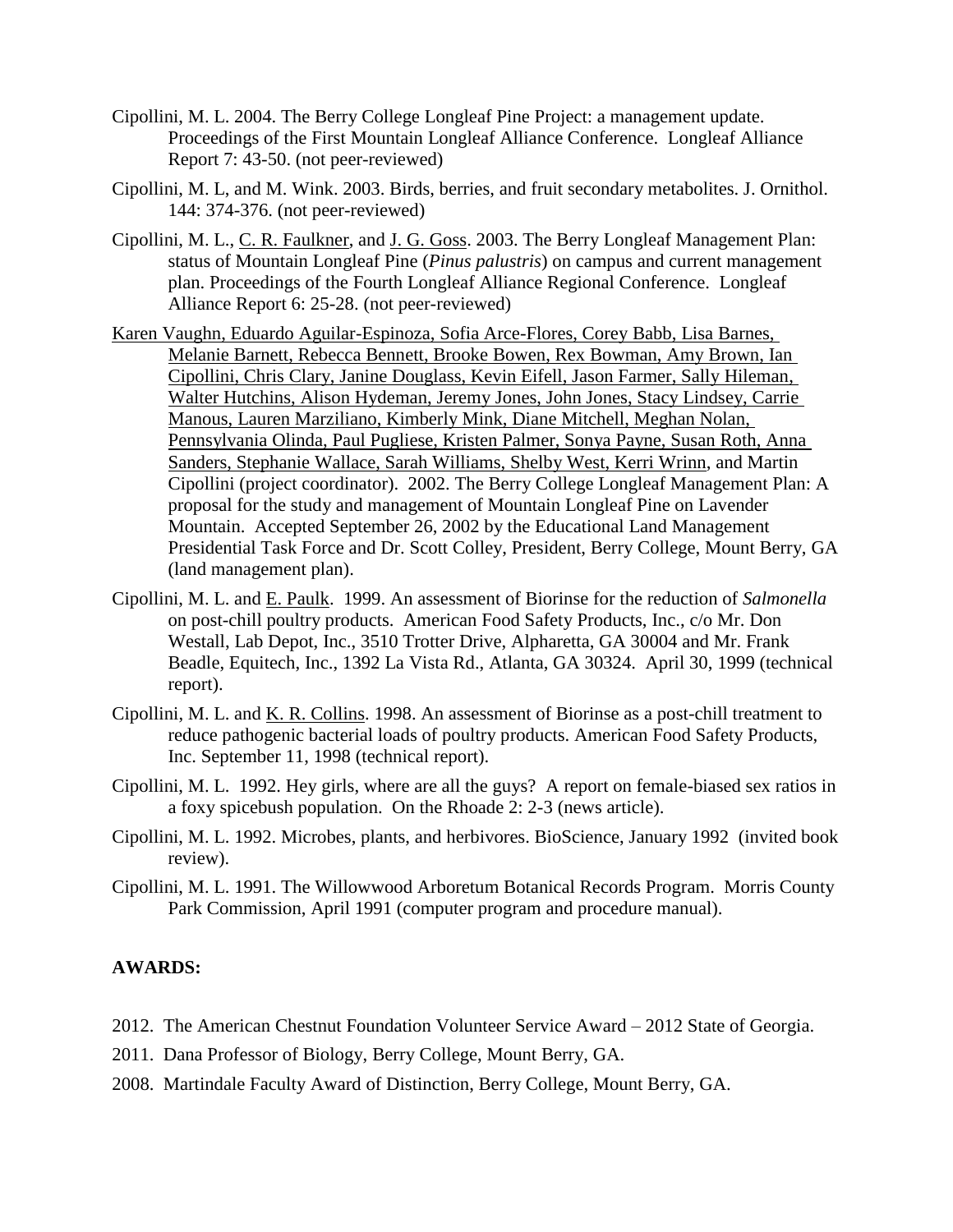Cipollini, M. L. 2004. The Berry College Longleaf Pine Project: a management update. Proceedings of the First Mountain Longleaf Alliance Conference. Longleaf Alliance Report 7: 43-50. (not peer-reviewed)

Cipollini, M. L, and M. Wink. 2003. Birds, berries, and fruit secondary metabolites. J. Ornithol. 144: 374-376. (not peer-reviewed)

Cipollini, M. L., C. R. Faulkner, and J. G. Goss. 2003. The Berry Longleaf Management Plan: status of Mountain Longleaf Pine (*Pinus palustris*) on campus and current management plan. Proceedings of the Fourth Longleaf Alliance Regional Conference. Longleaf Alliance Report 6: 25-28. (not peer-reviewed)

Karen Vaughn, Eduardo Aguilar-Espinoza, Sofia Arce-Flores, Corey Babb, Lisa Barnes, Melanie Barnett, Rebecca Bennett, Brooke Bowen, Rex Bowman, Amy Brown, Ian Cipollini, Chris Clary, Janine Douglass, Kevin Eifell, Jason Farmer, Sally Hileman, Walter Hutchins, Alison Hydeman, Jeremy Jones, John Jones, Stacy Lindsey, Carrie Manous, Lauren Marziliano, Kimberly Mink, Diane Mitchell, Meghan Nolan, Pennsylvania Olinda, Paul Pugliese, Kristen Palmer, Sonya Payne, Susan Roth, Anna Sanders, Stephanie Wallace, Sarah Williams, Shelby West, Kerri Wrinn, and Martin Cipollini (project coordinator). 2002. The Berry College Longleaf Management Plan: A proposal for the study and management of Mountain Longleaf Pine on Lavender Mountain. Accepted September 26, 2002 by the Educational Land Management Presidential Task Force and Dr. Scott Colley, President, Berry College, Mount Berry, GA (land management plan).

Cipollini, M. L. and E. Paulk. 1999. An assessment of Biorinse for the reduction of *Salmonella* on post-chill poultry products. American Food Safety Products, Inc., c/o Mr. Don Westall, Lab Depot, Inc., 3510 Trotter Drive, Alpharetta, GA 30004 and Mr. Frank Beadle, Equitech, Inc., 1392 La Vista Rd., Atlanta, GA 30324. April 30, 1999 (technical report).

Cipollini, M. L. and K. R. Collins. 1998. An assessment of Biorinse as a post-chill treatment to reduce pathogenic bacterial loads of poultry products. American Food Safety Products, Inc. September 11, 1998 (technical report).

Cipollini, M. L. 1992. Hey girls, where are all the guys? A report on female-biased sex ratios in a foxy spicebush population. On the Rhoade 2: 2-3 (news article).

Cipollini, M. L. 1992. Microbes, plants, and herbivores. BioScience, January 1992 (invited book review).

Cipollini, M. L. 1991. The Willowwood Arboretum Botanical Records Program. Morris County Park Commission, April 1991 (computer program and procedure manual).

**AWARDS:**

2012. The American Chestnut Foundation Volunteer Service Award – 2012 State of Georgia.

2011. Dana Professor of Biology, Berry College, Mount Berry, GA.

2008. Martindale Faculty Award of Distinction, Berry College, Mount Berry, GA.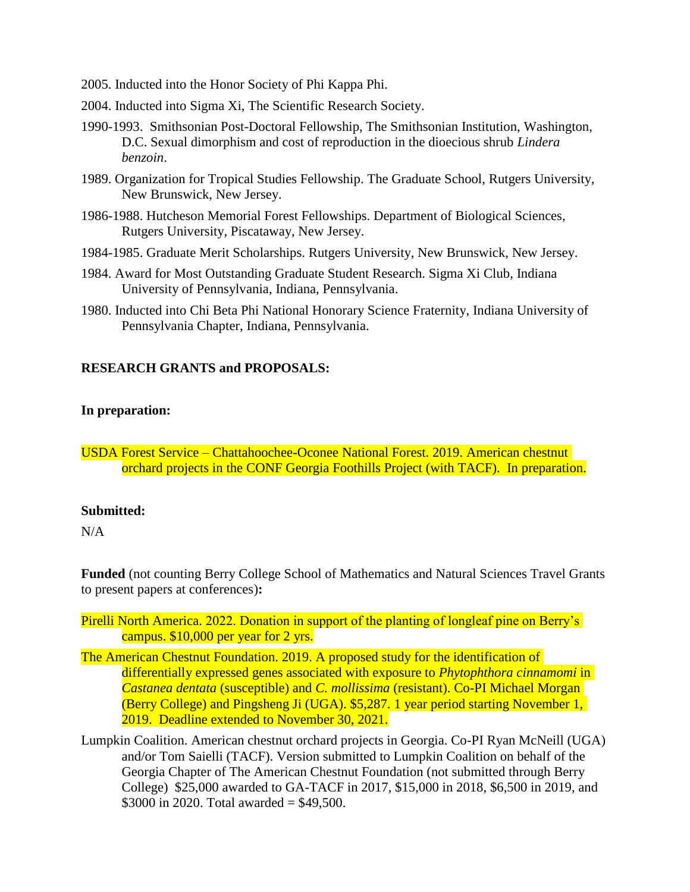2005. Inducted into the Honor Society of Phi Kappa Phi.

2004. Inducted into Sigma Xi, The Scientific Research Society.

1990-1993. Smithsonian Post-Doctoral Fellowship, The Smithsonian Institution, Washington, D.C. Sexual dimorphism and cost of reproduction in the dioecious shrub *Lindera benzoin*.

1989. Organization for Tropical Studies Fellowship. The Graduate School, Rutgers University, New Brunswick, New Jersey.

1986-1988. Hutcheson Memorial Forest Fellowships. Department of Biological Sciences, Rutgers University, Piscataway, New Jersey.

1984-1985. Graduate Merit Scholarships. Rutgers University, New Brunswick, New Jersey.

1984. Award for Most Outstanding Graduate Student Research. Sigma Xi Club, Indiana University of Pennsylvania, Indiana, Pennsylvania.

1980. Inducted into Chi Beta Phi National Honorary Science Fraternity, Indiana University of Pennsylvania Chapter, Indiana, Pennsylvania.

**RESEARCH GRANTS and PROPOSALS:**

**In preparation:**

USDA Forest Service – Chattahoochee-Oconee National Forest. 2019. American chestnut orchard projects in the CONF Georgia Foothills Project (with TACF). In preparation.

**Submitted:**

N/A

**Funded** (not counting Berry College School of Mathematics and Natural Sciences Travel Grants to present papers at conferences)**:**

Pirelli North America. 2022. Donation in support of the planting of longleaf pine on Berry's campus. $10,000 per year for 2 yrs.

The American Chestnut Foundation. 2019. A proposed study for the identification of differentially expressed genes associated with exposure to *Phytophthora cinnamomi* in *Castanea dentata* (susceptible) and *C. mollissima* (resistant). Co-PI Michael Morgan (Berry College) and Pingsheng Ji (UGA). $5,287. 1 year period starting November 1, 2019. Deadline extended to November 30, 2021.

Lumpkin Coalition. American chestnut orchard projects in Georgia. Co-PI Ryan McNeill (UGA) and/or Tom Saielli (TACF). Version submitted to Lumpkin Coalition on behalf of the Georgia Chapter of The American Chestnut Foundation (not submitted through Berry College) $25,000 awarded to GA-TACF in 2017, $15,000 in 2018, $6,500 in 2019, and $3000 in 2020. Total awarded = $49,500.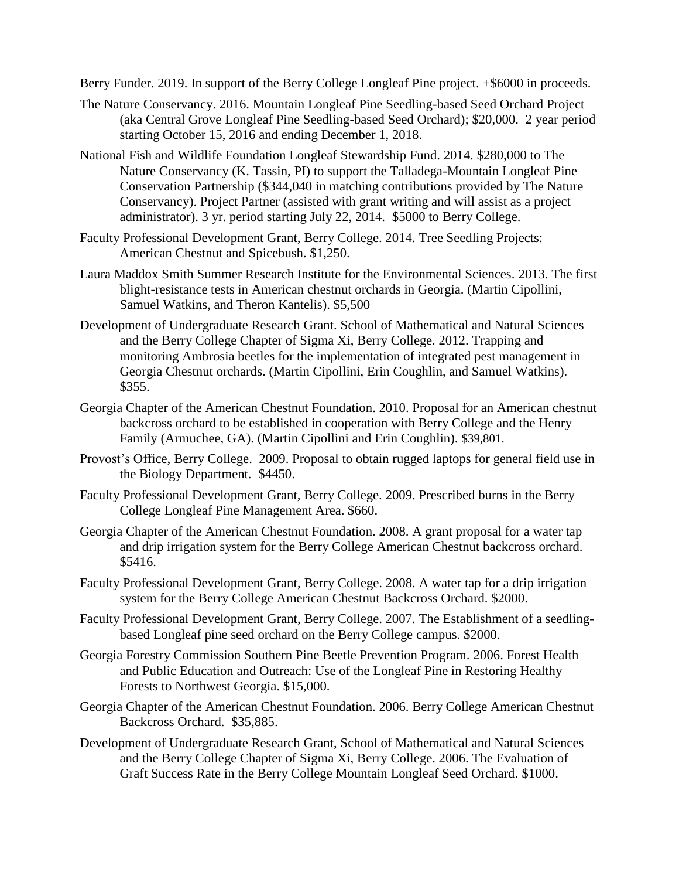Berry Funder. 2019. In support of the Berry College Longleaf Pine project. +$6000 in proceeds.

The Nature Conservancy. 2016. Mountain Longleaf Pine Seedling-based Seed Orchard Project (aka Central Grove Longleaf Pine Seedling-based Seed Orchard); $20,000. 2 year period starting October 15, 2016 and ending December 1, 2018.

National Fish and Wildlife Foundation Longleaf Stewardship Fund. 2014. $280,000 to The Nature Conservancy (K. Tassin, PI) to support the Talladega-Mountain Longleaf Pine Conservation Partnership ($344,040 in matching contributions provided by The Nature Conservancy). Project Partner (assisted with grant writing and will assist as a project administrator). 3 yr. period starting July 22, 2014. $5000 to Berry College.

Faculty Professional Development Grant, Berry College. 2014. Tree Seedling Projects: American Chestnut and Spicebush. $1,250.

Laura Maddox Smith Summer Research Institute for the Environmental Sciences. 2013. The first blight-resistance tests in American chestnut orchards in Georgia. (Martin Cipollini, Samuel Watkins, and Theron Kantelis). $5,500

Development of Undergraduate Research Grant. School of Mathematical and Natural Sciences and the Berry College Chapter of Sigma Xi, Berry College. 2012. Trapping and monitoring Ambrosia beetles for the implementation of integrated pest management in Georgia Chestnut orchards. (Martin Cipollini, Erin Coughlin, and Samuel Watkins). $355.

Georgia Chapter of the American Chestnut Foundation. 2010. Proposal for an American chestnut backcross orchard to be established in cooperation with Berry College and the Henry Family (Armuchee, GA). (Martin Cipollini and Erin Coughlin). $39,801.

Provost's Office, Berry College. 2009. Proposal to obtain rugged laptops for general field use in the Biology Department. $4450.

Faculty Professional Development Grant, Berry College. 2009. Prescribed burns in the Berry College Longleaf Pine Management Area. $660.

Georgia Chapter of the American Chestnut Foundation. 2008. A grant proposal for a water tap and drip irrigation system for the Berry College American Chestnut backcross orchard. $5416.

Faculty Professional Development Grant, Berry College. 2008. A water tap for a drip irrigation system for the Berry College American Chestnut Backcross Orchard. $2000.

Faculty Professional Development Grant, Berry College. 2007. The Establishment of a seedling-based Longleaf pine seed orchard on the Berry College campus. $2000.

Georgia Forestry Commission Southern Pine Beetle Prevention Program. 2006. Forest Health and Public Education and Outreach: Use of the Longleaf Pine in Restoring Healthy Forests to Northwest Georgia. $15,000.

Georgia Chapter of the American Chestnut Foundation. 2006. Berry College American Chestnut Backcross Orchard. $35,885.

Development of Undergraduate Research Grant, School of Mathematical and Natural Sciences and the Berry College Chapter of Sigma Xi, Berry College. 2006. The Evaluation of Graft Success Rate in the Berry College Mountain Longleaf Seed Orchard. $1000.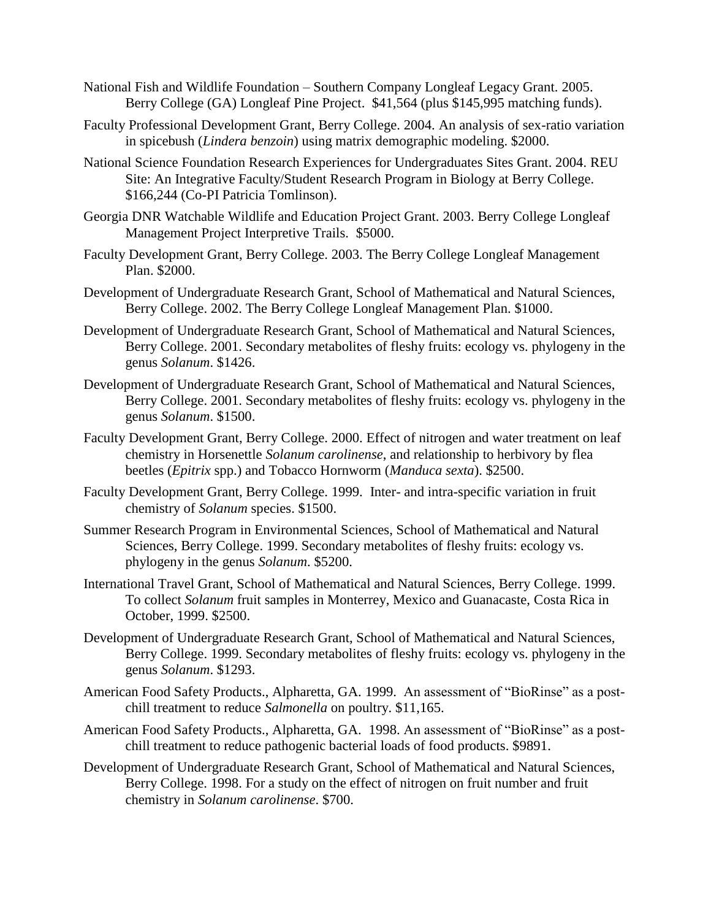National Fish and Wildlife Foundation – Southern Company Longleaf Legacy Grant. 2005. Berry College (GA) Longleaf Pine Project. $41,564 (plus $145,995 matching funds).

Faculty Professional Development Grant, Berry College. 2004. An analysis of sex-ratio variation in spicebush (*Lindera benzoin*) using matrix demographic modeling. $2000.

National Science Foundation Research Experiences for Undergraduates Sites Grant. 2004. REU Site: An Integrative Faculty/Student Research Program in Biology at Berry College. $166,244 (Co-PI Patricia Tomlinson).

Georgia DNR Watchable Wildlife and Education Project Grant. 2003. Berry College Longleaf Management Project Interpretive Trails. $5000.

Faculty Development Grant, Berry College. 2003. The Berry College Longleaf Management Plan. $2000.

Development of Undergraduate Research Grant, School of Mathematical and Natural Sciences, Berry College. 2002. The Berry College Longleaf Management Plan. $1000.

Development of Undergraduate Research Grant, School of Mathematical and Natural Sciences, Berry College. 2001. Secondary metabolites of fleshy fruits: ecology vs. phylogeny in the genus *Solanum*. $1426.

Development of Undergraduate Research Grant, School of Mathematical and Natural Sciences, Berry College. 2001. Secondary metabolites of fleshy fruits: ecology vs. phylogeny in the genus *Solanum*. $1500.

Faculty Development Grant, Berry College. 2000. Effect of nitrogen and water treatment on leaf chemistry in Horsenettle *Solanum carolinense*, and relationship to herbivory by flea beetles (*Epitrix* spp.) and Tobacco Hornworm (*Manduca sexta*). $2500.

Faculty Development Grant, Berry College. 1999. Inter- and intra-specific variation in fruit chemistry of *Solanum* species. $1500.

Summer Research Program in Environmental Sciences, School of Mathematical and Natural Sciences, Berry College. 1999. Secondary metabolites of fleshy fruits: ecology vs. phylogeny in the genus *Solanum*. $5200.

International Travel Grant, School of Mathematical and Natural Sciences, Berry College. 1999. To collect *Solanum* fruit samples in Monterrey, Mexico and Guanacaste, Costa Rica in October, 1999. $2500.

Development of Undergraduate Research Grant, School of Mathematical and Natural Sciences, Berry College. 1999. Secondary metabolites of fleshy fruits: ecology vs. phylogeny in the genus *Solanum*. $1293.

American Food Safety Products., Alpharetta, GA. 1999. An assessment of "BioRinse" as a post-chill treatment to reduce *Salmonella* on poultry. $11,165.

American Food Safety Products., Alpharetta, GA. 1998. An assessment of "BioRinse" as a post-chill treatment to reduce pathogenic bacterial loads of food products. $9891.

Development of Undergraduate Research Grant, School of Mathematical and Natural Sciences, Berry College. 1998. For a study on the effect of nitrogen on fruit number and fruit chemistry in *Solanum carolinense*. $700.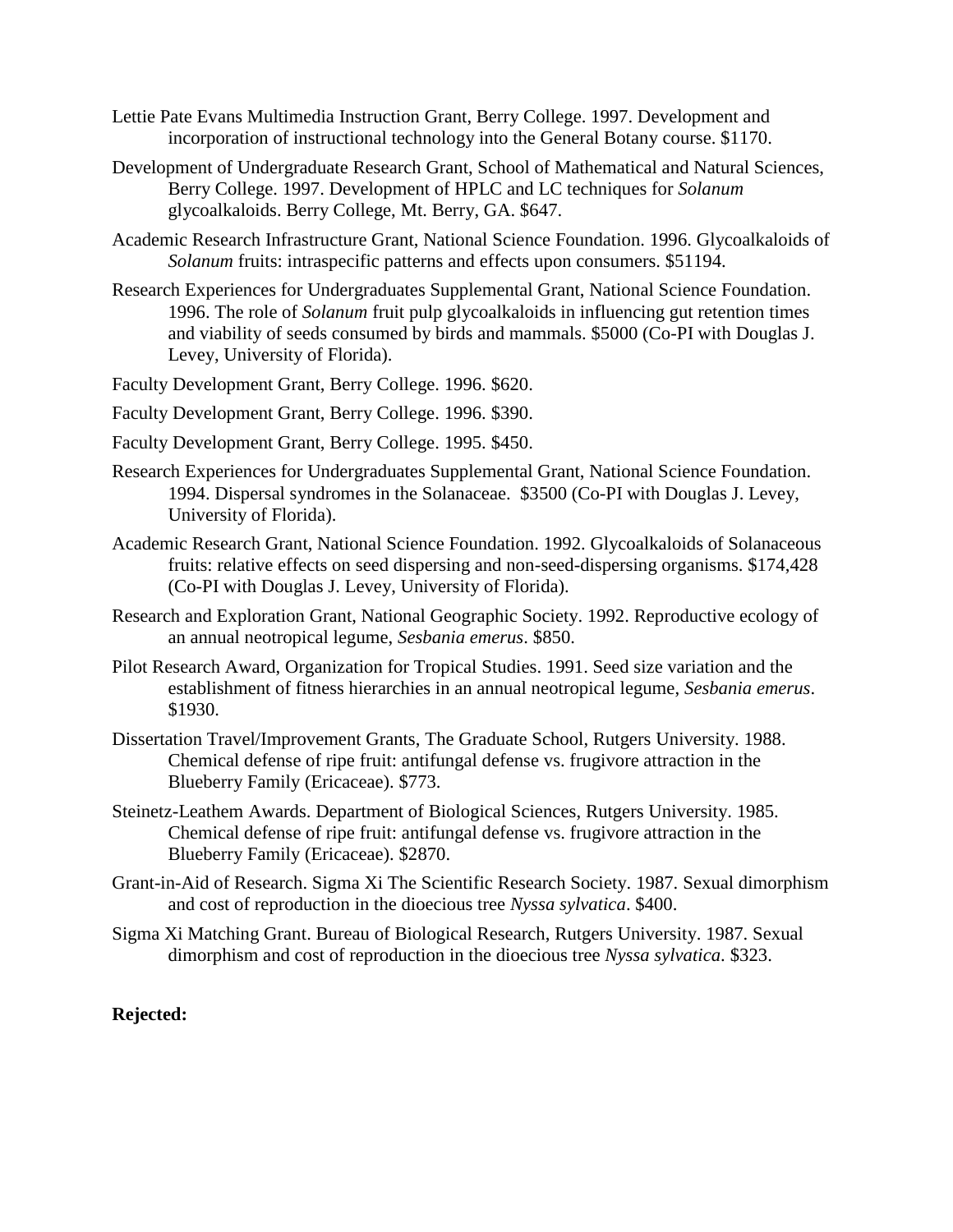Lettie Pate Evans Multimedia Instruction Grant, Berry College. 1997. Development and incorporation of instructional technology into the General Botany course. $1170.

Development of Undergraduate Research Grant, School of Mathematical and Natural Sciences, Berry College. 1997. Development of HPLC and LC techniques for *Solanum* glycoalkaloids. Berry College, Mt. Berry, GA. $647.

Academic Research Infrastructure Grant, National Science Foundation. 1996. Glycoalkaloids of *Solanum* fruits: intraspecific patterns and effects upon consumers. $51194.

Research Experiences for Undergraduates Supplemental Grant, National Science Foundation. 1996. The role of *Solanum* fruit pulp glycoalkaloids in influencing gut retention times and viability of seeds consumed by birds and mammals. $5000 (Co-PI with Douglas J. Levey, University of Florida).

Faculty Development Grant, Berry College. 1996. $620.

Faculty Development Grant, Berry College. 1996. $390.

Faculty Development Grant, Berry College. 1995. $450.

Research Experiences for Undergraduates Supplemental Grant, National Science Foundation. 1994. Dispersal syndromes in the Solanaceae. $3500 (Co-PI with Douglas J. Levey, University of Florida).

Academic Research Grant, National Science Foundation. 1992. Glycoalkaloids of Solanaceous fruits: relative effects on seed dispersing and non-seed-dispersing organisms. $174,428 (Co-PI with Douglas J. Levey, University of Florida).

Research and Exploration Grant, National Geographic Society. 1992. Reproductive ecology of an annual neotropical legume, *Sesbania emerus*. $850.

Pilot Research Award, Organization for Tropical Studies. 1991. Seed size variation and the establishment of fitness hierarchies in an annual neotropical legume, *Sesbania emerus*. $1930.

Dissertation Travel/Improvement Grants, The Graduate School, Rutgers University. 1988. Chemical defense of ripe fruit: antifungal defense vs. frugivore attraction in the Blueberry Family (Ericaceae). $773.

Steinetz-Leathem Awards. Department of Biological Sciences, Rutgers University. 1985. Chemical defense of ripe fruit: antifungal defense vs. frugivore attraction in the Blueberry Family (Ericaceae). $2870.

Grant-in-Aid of Research. Sigma Xi The Scientific Research Society. 1987. Sexual dimorphism and cost of reproduction in the dioecious tree *Nyssa sylvatica*. $400.

Sigma Xi Matching Grant. Bureau of Biological Research, Rutgers University. 1987. Sexual dimorphism and cost of reproduction in the dioecious tree *Nyssa sylvatica*. $323.

**Rejected:**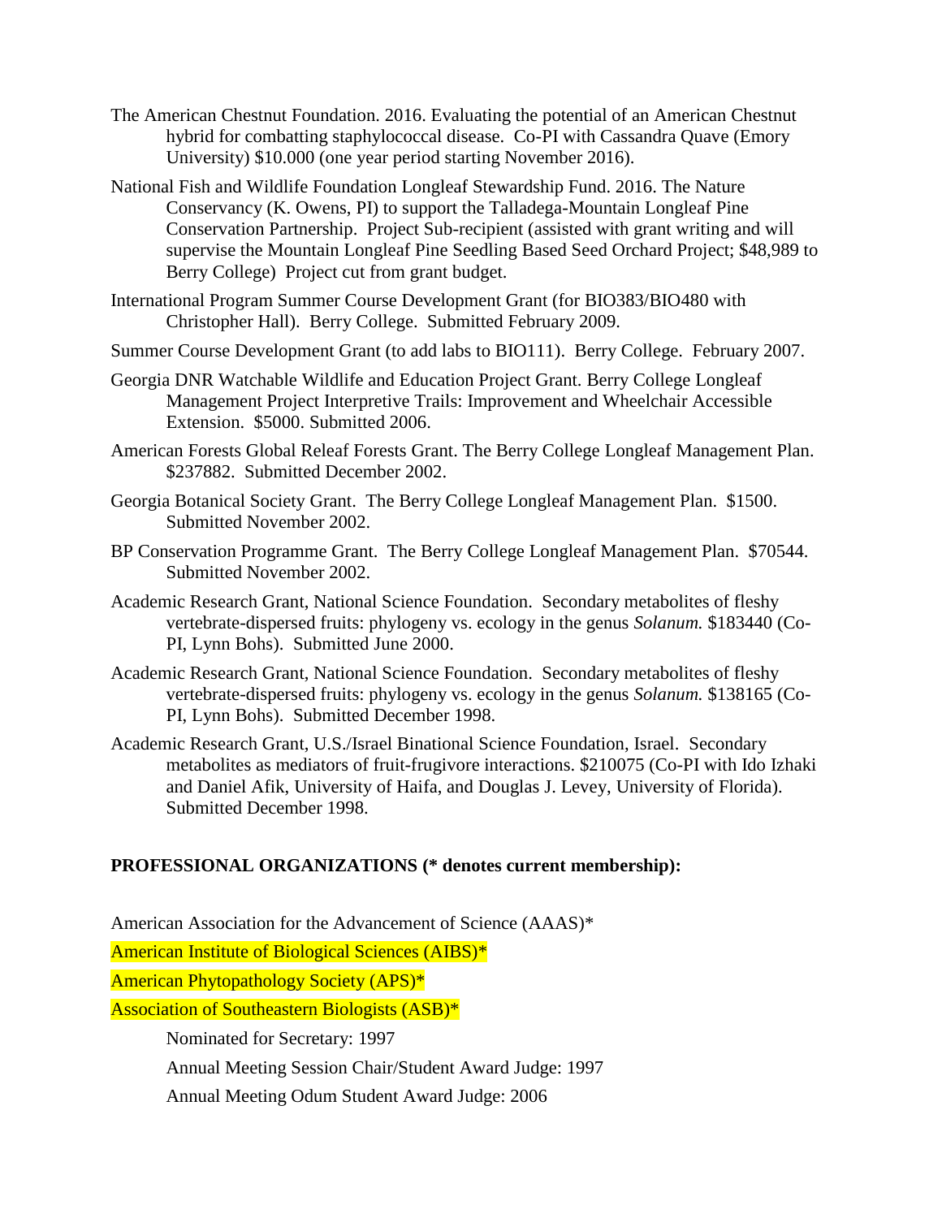The American Chestnut Foundation. 2016. Evaluating the potential of an American Chestnut hybrid for combatting staphylococcal disease. Co-PI with Cassandra Quave (Emory University) $10.000 (one year period starting November 2016).

National Fish and Wildlife Foundation Longleaf Stewardship Fund. 2016. The Nature Conservancy (K. Owens, PI) to support the Talladega-Mountain Longleaf Pine Conservation Partnership. Project Sub-recipient (assisted with grant writing and will supervise the Mountain Longleaf Pine Seedling Based Seed Orchard Project; $48,989 to Berry College) Project cut from grant budget.

International Program Summer Course Development Grant (for BIO383/BIO480 with Christopher Hall). Berry College. Submitted February 2009.

Summer Course Development Grant (to add labs to BIO111). Berry College. February 2007.

Georgia DNR Watchable Wildlife and Education Project Grant. Berry College Longleaf Management Project Interpretive Trails: Improvement and Wheelchair Accessible Extension. $5000. Submitted 2006.

American Forests Global Releaf Forests Grant. The Berry College Longleaf Management Plan. $237882. Submitted December 2002.

Georgia Botanical Society Grant. The Berry College Longleaf Management Plan. $1500. Submitted November 2002.

BP Conservation Programme Grant. The Berry College Longleaf Management Plan. $70544. Submitted November 2002.

Academic Research Grant, National Science Foundation. Secondary metabolites of fleshy vertebrate-dispersed fruits: phylogeny vs. ecology in the genus *Solanum.* $183440 (Co-PI, Lynn Bohs). Submitted June 2000.

Academic Research Grant, National Science Foundation. Secondary metabolites of fleshy vertebrate-dispersed fruits: phylogeny vs. ecology in the genus *Solanum.* $138165 (Co-PI, Lynn Bohs). Submitted December 1998.

Academic Research Grant, U.S./Israel Binational Science Foundation, Israel. Secondary metabolites as mediators of fruit-frugivore interactions. $210075 (Co-PI with Ido Izhaki and Daniel Afik, University of Haifa, and Douglas J. Levey, University of Florida). Submitted December 1998.

## PROFESSIONAL ORGANIZATIONS (* denotes current membership):

American Association for the Advancement of Science (AAAS)*

American Institute of Biological Sciences (AIBS)*

American Phytopathology Society (APS)*

Association of Southeastern Biologists (ASB)*

- Nominated for Secretary: 1997
- Annual Meeting Session Chair/Student Award Judge: 1997
- Annual Meeting Odum Student Award Judge: 2006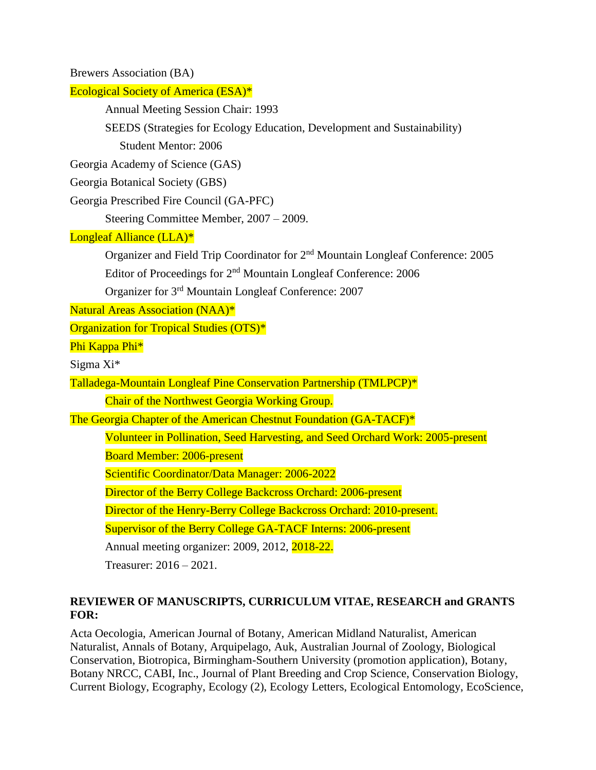Brewers Association (BA)

Ecological Society of America (ESA)*

- Annual Meeting Session Chair: 1993
- SEEDS (Strategies for Ecology Education, Development and Sustainability) Student Mentor: 2006

Georgia Academy of Science (GAS)

Georgia Botanical Society (GBS)

Georgia Prescribed Fire Council (GA-PFC)

- Steering Committee Member, 2007 – 2009.

Longleaf Alliance (LLA)*

- Organizer and Field Trip Coordinator for 2nd Mountain Longleaf Conference: 2005
- Editor of Proceedings for 2nd Mountain Longleaf Conference: 2006
- Organizer for 3rd Mountain Longleaf Conference: 2007

Natural Areas Association (NAA)*

Organization for Tropical Studies (OTS)*

Phi Kappa Phi*

Sigma Xi*

Talladega-Mountain Longleaf Pine Conservation Partnership (TMLPCP)*

- Chair of the Northwest Georgia Working Group.

The Georgia Chapter of the American Chestnut Foundation (GA-TACF)*

- Volunteer in Pollination, Seed Harvesting, and Seed Orchard Work: 2005-present
- Board Member: 2006-present
- Scientific Coordinator/Data Manager: 2006-2022
- Director of the Berry College Backcross Orchard: 2006-present
- Director of the Henry-Berry College Backcross Orchard: 2010-present.
- Supervisor of the Berry College GA-TACF Interns: 2006-present
- Annual meeting organizer: 2009, 2012, 2018-22.
- Treasurer: 2016 – 2021.

**REVIEWER OF MANUSCRIPTS, CURRICULUM VITAE, RESEARCH and GRANTS FOR:**

Acta Oecologia, American Journal of Botany, American Midland Naturalist, American Naturalist, Annals of Botany, Arquipelago, Auk, Australian Journal of Zoology, Biological Conservation, Biotropica, Birmingham-Southern University (promotion application), Botany, Botany NRCC, CABI, Inc., Journal of Plant Breeding and Crop Science, Conservation Biology, Current Biology, Ecography, Ecology (2), Ecology Letters, Ecological Entomology, EcoScience,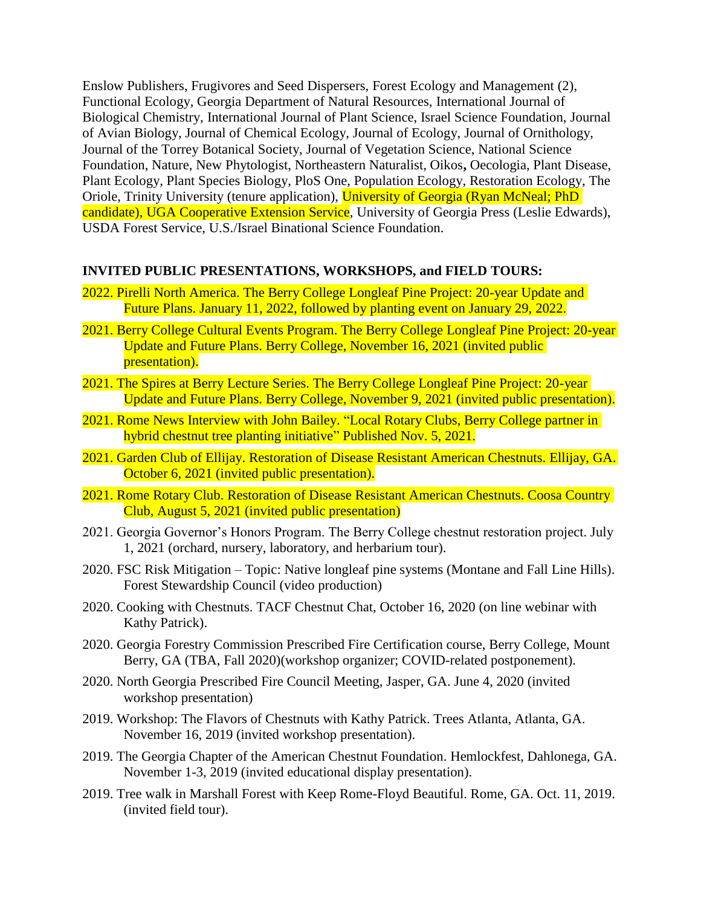Enslow Publishers, Frugivores and Seed Dispersers, Forest Ecology and Management (2), Functional Ecology, Georgia Department of Natural Resources, International Journal of Biological Chemistry, International Journal of Plant Science, Israel Science Foundation, Journal of Avian Biology, Journal of Chemical Ecology, Journal of Ecology, Journal of Ornithology, Journal of the Torrey Botanical Society, Journal of Vegetation Science, National Science Foundation, Nature, New Phytologist, Northeastern Naturalist, Oikos**,** Oecologia, Plant Disease, Plant Ecology, Plant Species Biology, PloS One, Population Ecology, Restoration Ecology, The Oriole, Trinity University (tenure application), University of Georgia (Ryan McNeal; PhD candidate), UGA Cooperative Extension Service, University of Georgia Press (Leslie Edwards), USDA Forest Service, U.S./Israel Binational Science Foundation.

**INVITED PUBLIC PRESENTATIONS, WORKSHOPS, and FIELD TOURS:**

2022. Pirelli North America. The Berry College Longleaf Pine Project: 20-year Update and Future Plans. January 11, 2022, followed by planting event on January 29, 2022.

2021. Berry College Cultural Events Program. The Berry College Longleaf Pine Project: 20-year Update and Future Plans. Berry College, November 16, 2021 (invited public presentation).

2021. The Spires at Berry Lecture Series. The Berry College Longleaf Pine Project: 20-year Update and Future Plans. Berry College, November 9, 2021 (invited public presentation).

2021. Rome News Interview with John Bailey. "Local Rotary Clubs, Berry College partner in hybrid chestnut tree planting initiative" Published Nov. 5, 2021.

2021. Garden Club of Ellijay. Restoration of Disease Resistant American Chestnuts. Ellijay, GA. October 6, 2021 (invited public presentation).

2021. Rome Rotary Club. Restoration of Disease Resistant American Chestnuts. Coosa Country Club, August 5, 2021 (invited public presentation)

2021. Georgia Governor's Honors Program. The Berry College chestnut restoration project. July 1, 2021 (orchard, nursery, laboratory, and herbarium tour).

2020. FSC Risk Mitigation – Topic: Native longleaf pine systems (Montane and Fall Line Hills). Forest Stewardship Council (video production)

2020. Cooking with Chestnuts. TACF Chestnut Chat, October 16, 2020 (on line webinar with Kathy Patrick).

2020. Georgia Forestry Commission Prescribed Fire Certification course, Berry College, Mount Berry, GA (TBA, Fall 2020)(workshop organizer; COVID-related postponement).

2020. North Georgia Prescribed Fire Council Meeting, Jasper, GA. June 4, 2020 (invited workshop presentation)

2019. Workshop: The Flavors of Chestnuts with Kathy Patrick. Trees Atlanta, Atlanta, GA. November 16, 2019 (invited workshop presentation).

2019. The Georgia Chapter of the American Chestnut Foundation. Hemlockfest, Dahlonega, GA. November 1-3, 2019 (invited educational display presentation).

2019. Tree walk in Marshall Forest with Keep Rome-Floyd Beautiful. Rome, GA. Oct. 11, 2019. (invited field tour).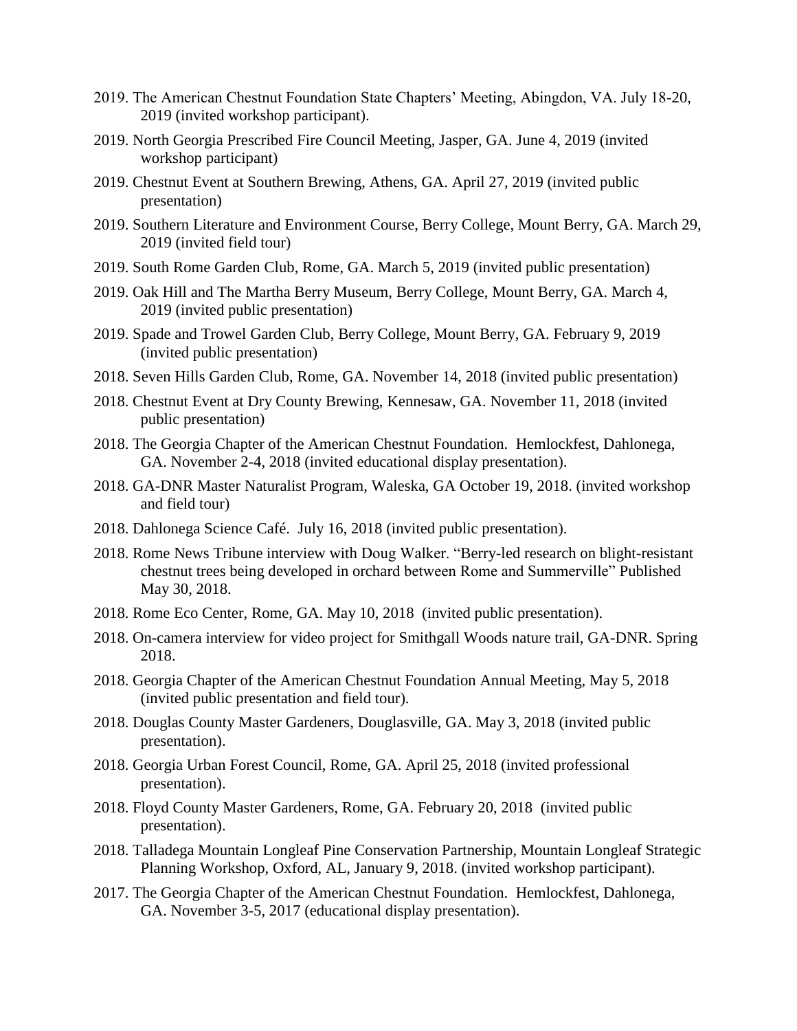2019. The American Chestnut Foundation State Chapters' Meeting, Abingdon, VA. July 18-20, 2019 (invited workshop participant).

2019. North Georgia Prescribed Fire Council Meeting, Jasper, GA. June 4, 2019 (invited workshop participant)

2019. Chestnut Event at Southern Brewing, Athens, GA. April 27, 2019 (invited public presentation)

2019. Southern Literature and Environment Course, Berry College, Mount Berry, GA. March 29, 2019 (invited field tour)

2019. South Rome Garden Club, Rome, GA. March 5, 2019 (invited public presentation)

2019. Oak Hill and The Martha Berry Museum, Berry College, Mount Berry, GA. March 4, 2019 (invited public presentation)

2019. Spade and Trowel Garden Club, Berry College, Mount Berry, GA. February 9, 2019 (invited public presentation)

2018. Seven Hills Garden Club, Rome, GA. November 14, 2018 (invited public presentation)

2018. Chestnut Event at Dry County Brewing, Kennesaw, GA. November 11, 2018 (invited public presentation)

2018. The Georgia Chapter of the American Chestnut Foundation. Hemlockfest, Dahlonega, GA. November 2-4, 2018 (invited educational display presentation).

2018. GA-DNR Master Naturalist Program, Waleska, GA October 19, 2018. (invited workshop and field tour)

2018. Dahlonega Science Café. July 16, 2018 (invited public presentation).

2018. Rome News Tribune interview with Doug Walker. "Berry-led research on blight-resistant chestnut trees being developed in orchard between Rome and Summerville" Published May 30, 2018.

2018. Rome Eco Center, Rome, GA. May 10, 2018 (invited public presentation).

2018. On-camera interview for video project for Smithgall Woods nature trail, GA-DNR. Spring 2018.

2018. Georgia Chapter of the American Chestnut Foundation Annual Meeting, May 5, 2018 (invited public presentation and field tour).

2018. Douglas County Master Gardeners, Douglasville, GA. May 3, 2018 (invited public presentation).

2018. Georgia Urban Forest Council, Rome, GA. April 25, 2018 (invited professional presentation).

2018. Floyd County Master Gardeners, Rome, GA. February 20, 2018 (invited public presentation).

2018. Talladega Mountain Longleaf Pine Conservation Partnership, Mountain Longleaf Strategic Planning Workshop, Oxford, AL, January 9, 2018. (invited workshop participant).

2017. The Georgia Chapter of the American Chestnut Foundation. Hemlockfest, Dahlonega, GA. November 3-5, 2017 (educational display presentation).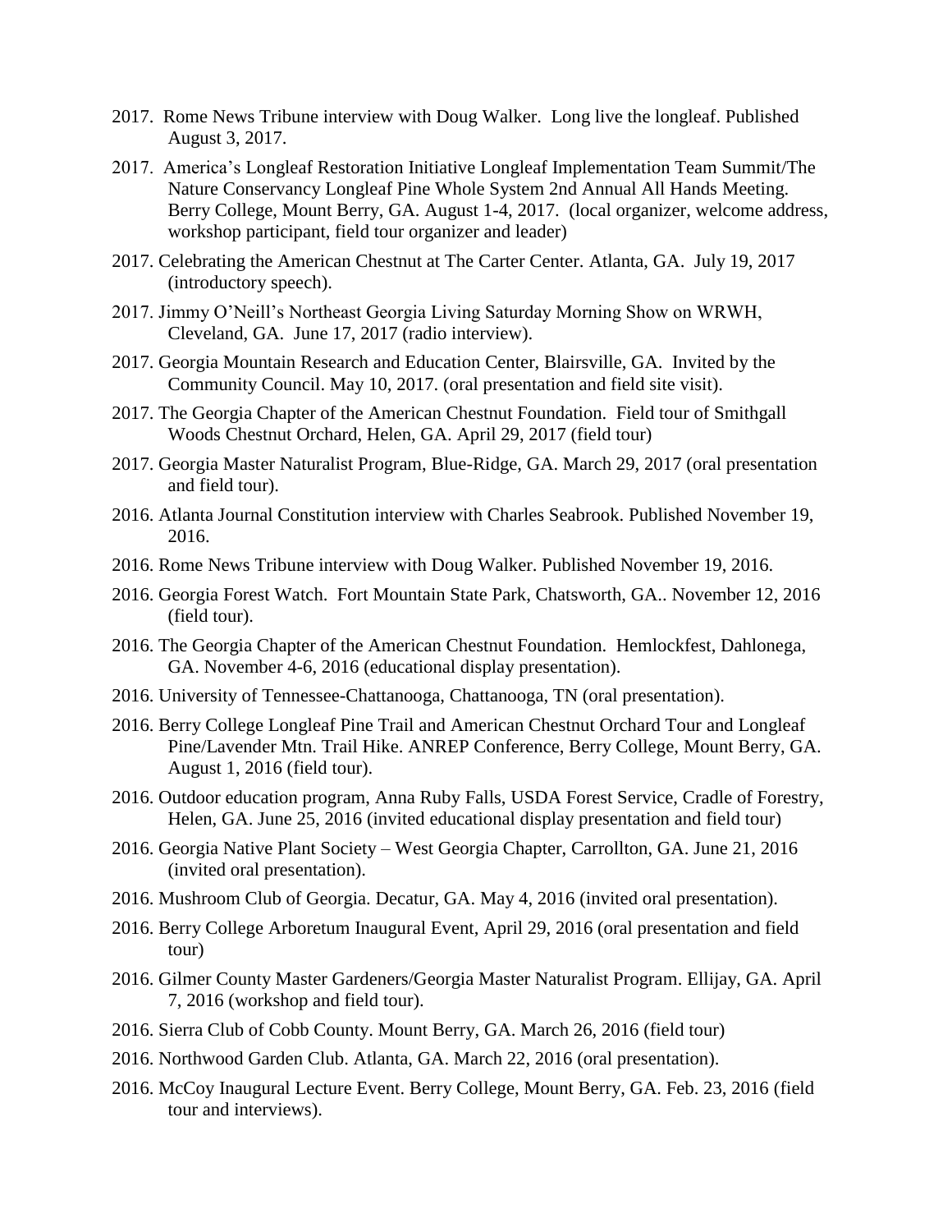2017. Rome News Tribune interview with Doug Walker. Long live the longleaf. Published August 3, 2017.

2017. America's Longleaf Restoration Initiative Longleaf Implementation Team Summit/The Nature Conservancy Longleaf Pine Whole System 2nd Annual All Hands Meeting. Berry College, Mount Berry, GA. August 1-4, 2017. (local organizer, welcome address, workshop participant, field tour organizer and leader)

2017. Celebrating the American Chestnut at The Carter Center. Atlanta, GA. July 19, 2017 (introductory speech).

2017. Jimmy O'Neill's Northeast Georgia Living Saturday Morning Show on WRWH, Cleveland, GA. June 17, 2017 (radio interview).

2017. Georgia Mountain Research and Education Center, Blairsville, GA. Invited by the Community Council. May 10, 2017. (oral presentation and field site visit).

2017. The Georgia Chapter of the American Chestnut Foundation. Field tour of Smithgall Woods Chestnut Orchard, Helen, GA. April 29, 2017 (field tour)

2017. Georgia Master Naturalist Program, Blue-Ridge, GA. March 29, 2017 (oral presentation and field tour).

2016. Atlanta Journal Constitution interview with Charles Seabrook. Published November 19, 2016.

2016. Rome News Tribune interview with Doug Walker. Published November 19, 2016.

2016. Georgia Forest Watch. Fort Mountain State Park, Chatsworth, GA.. November 12, 2016 (field tour).

2016. The Georgia Chapter of the American Chestnut Foundation. Hemlockfest, Dahlonega, GA. November 4-6, 2016 (educational display presentation).

2016. University of Tennessee-Chattanooga, Chattanooga, TN (oral presentation).

2016. Berry College Longleaf Pine Trail and American Chestnut Orchard Tour and Longleaf Pine/Lavender Mtn. Trail Hike. ANREP Conference, Berry College, Mount Berry, GA. August 1, 2016 (field tour).

2016. Outdoor education program, Anna Ruby Falls, USDA Forest Service, Cradle of Forestry, Helen, GA. June 25, 2016 (invited educational display presentation and field tour)

2016. Georgia Native Plant Society – West Georgia Chapter, Carrollton, GA. June 21, 2016 (invited oral presentation).

2016. Mushroom Club of Georgia. Decatur, GA. May 4, 2016 (invited oral presentation).

2016. Berry College Arboretum Inaugural Event, April 29, 2016 (oral presentation and field tour)

2016. Gilmer County Master Gardeners/Georgia Master Naturalist Program. Ellijay, GA. April 7, 2016 (workshop and field tour).

2016. Sierra Club of Cobb County. Mount Berry, GA. March 26, 2016 (field tour)

2016. Northwood Garden Club. Atlanta, GA. March 22, 2016 (oral presentation).

2016. McCoy Inaugural Lecture Event. Berry College, Mount Berry, GA. Feb. 23, 2016 (field tour and interviews).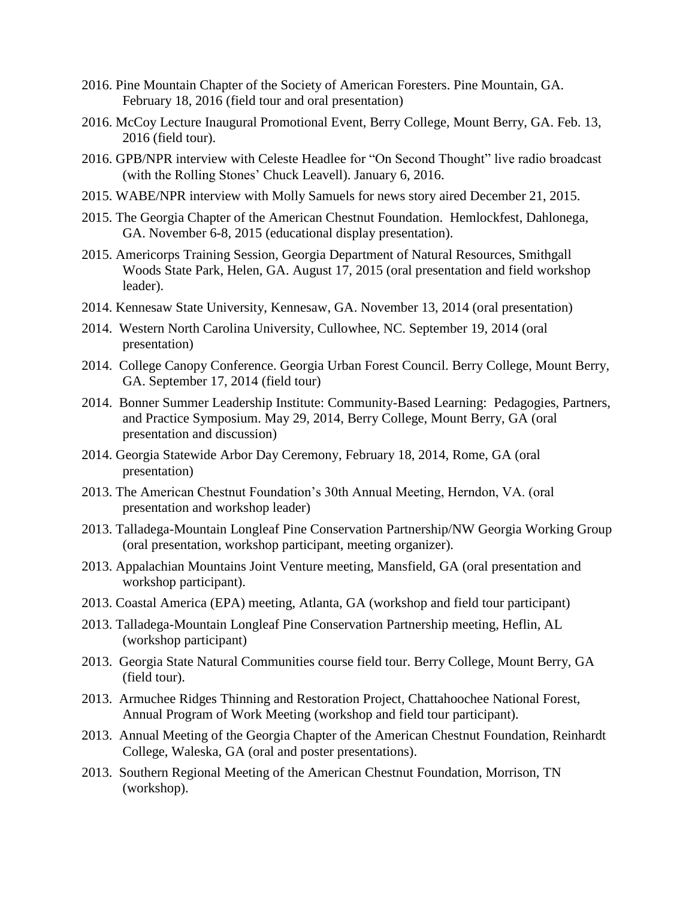2016. Pine Mountain Chapter of the Society of American Foresters. Pine Mountain, GA. February 18, 2016 (field tour and oral presentation)

2016. McCoy Lecture Inaugural Promotional Event, Berry College, Mount Berry, GA. Feb. 13, 2016 (field tour).

2016. GPB/NPR interview with Celeste Headlee for "On Second Thought" live radio broadcast (with the Rolling Stones' Chuck Leavell). January 6, 2016.

2015. WABE/NPR interview with Molly Samuels for news story aired December 21, 2015.

2015. The Georgia Chapter of the American Chestnut Foundation. Hemlockfest, Dahlonega, GA. November 6-8, 2015 (educational display presentation).

2015. Americorps Training Session, Georgia Department of Natural Resources, Smithgall Woods State Park, Helen, GA. August 17, 2015 (oral presentation and field workshop leader).

2014. Kennesaw State University, Kennesaw, GA. November 13, 2014 (oral presentation)

2014. Western North Carolina University, Cullowhee, NC. September 19, 2014 (oral presentation)

2014. College Canopy Conference. Georgia Urban Forest Council. Berry College, Mount Berry, GA. September 17, 2014 (field tour)

2014. Bonner Summer Leadership Institute: Community-Based Learning: Pedagogies, Partners, and Practice Symposium. May 29, 2014, Berry College, Mount Berry, GA (oral presentation and discussion)

2014. Georgia Statewide Arbor Day Ceremony, February 18, 2014, Rome, GA (oral presentation)

2013. The American Chestnut Foundation's 30th Annual Meeting, Herndon, VA. (oral presentation and workshop leader)

2013. Talladega-Mountain Longleaf Pine Conservation Partnership/NW Georgia Working Group (oral presentation, workshop participant, meeting organizer).

2013. Appalachian Mountains Joint Venture meeting, Mansfield, GA (oral presentation and workshop participant).

2013. Coastal America (EPA) meeting, Atlanta, GA (workshop and field tour participant)

2013. Talladega-Mountain Longleaf Pine Conservation Partnership meeting, Heflin, AL (workshop participant)

2013. Georgia State Natural Communities course field tour. Berry College, Mount Berry, GA (field tour).

2013. Armuchee Ridges Thinning and Restoration Project, Chattahoochee National Forest, Annual Program of Work Meeting (workshop and field tour participant).

2013. Annual Meeting of the Georgia Chapter of the American Chestnut Foundation, Reinhardt College, Waleska, GA (oral and poster presentations).

2013. Southern Regional Meeting of the American Chestnut Foundation, Morrison, TN (workshop).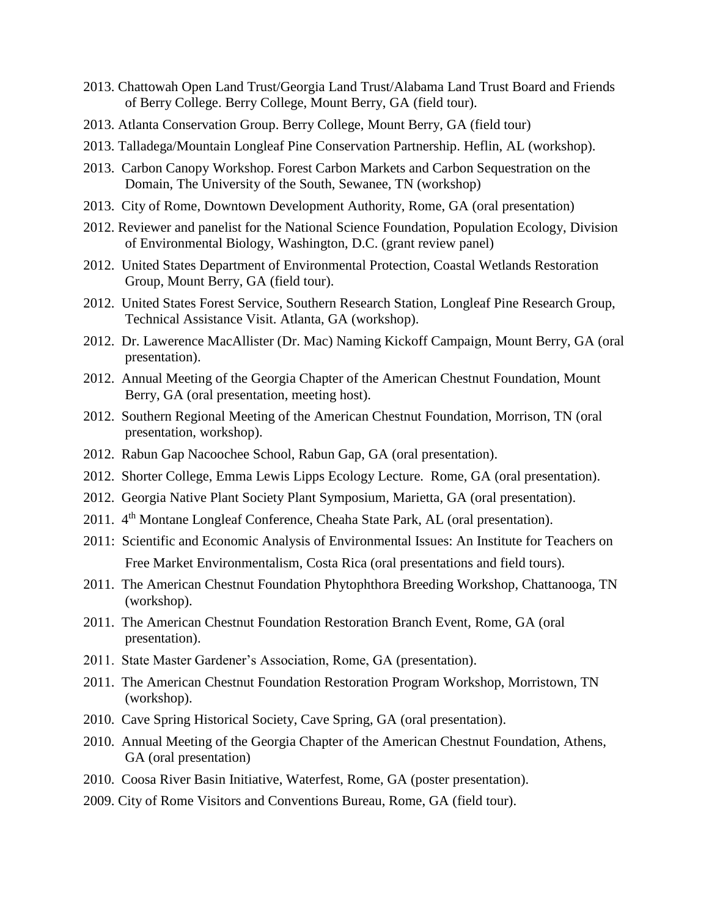2013. Chattowah Open Land Trust/Georgia Land Trust/Alabama Land Trust Board and Friends of Berry College. Berry College, Mount Berry, GA (field tour).

2013. Atlanta Conservation Group. Berry College, Mount Berry, GA (field tour)

2013. Talladega/Mountain Longleaf Pine Conservation Partnership. Heflin, AL (workshop).

2013. Carbon Canopy Workshop. Forest Carbon Markets and Carbon Sequestration on the Domain, The University of the South, Sewanee, TN (workshop)

2013. City of Rome, Downtown Development Authority, Rome, GA (oral presentation)

2012. Reviewer and panelist for the National Science Foundation, Population Ecology, Division of Environmental Biology, Washington, D.C. (grant review panel)

2012. United States Department of Environmental Protection, Coastal Wetlands Restoration Group, Mount Berry, GA (field tour).

2012. United States Forest Service, Southern Research Station, Longleaf Pine Research Group, Technical Assistance Visit. Atlanta, GA (workshop).

2012. Dr. Lawerence MacAllister (Dr. Mac) Naming Kickoff Campaign, Mount Berry, GA (oral presentation).

2012. Annual Meeting of the Georgia Chapter of the American Chestnut Foundation, Mount Berry, GA (oral presentation, meeting host).

2012. Southern Regional Meeting of the American Chestnut Foundation, Morrison, TN (oral presentation, workshop).

2012. Rabun Gap Nacoochee School, Rabun Gap, GA (oral presentation).

2012. Shorter College, Emma Lewis Lipps Ecology Lecture. Rome, GA (oral presentation).

2012. Georgia Native Plant Society Plant Symposium, Marietta, GA (oral presentation).

2011. 4th Montane Longleaf Conference, Cheaha State Park, AL (oral presentation).

2011: Scientific and Economic Analysis of Environmental Issues: An Institute for Teachers on Free Market Environmentalism, Costa Rica (oral presentations and field tours).

2011. The American Chestnut Foundation Phytophthora Breeding Workshop, Chattanooga, TN (workshop).

2011. The American Chestnut Foundation Restoration Branch Event, Rome, GA (oral presentation).

2011. State Master Gardener's Association, Rome, GA (presentation).

2011. The American Chestnut Foundation Restoration Program Workshop, Morristown, TN (workshop).

2010. Cave Spring Historical Society, Cave Spring, GA (oral presentation).

2010. Annual Meeting of the Georgia Chapter of the American Chestnut Foundation, Athens, GA (oral presentation)

2010. Coosa River Basin Initiative, Waterfest, Rome, GA (poster presentation).

2009. City of Rome Visitors and Conventions Bureau, Rome, GA (field tour).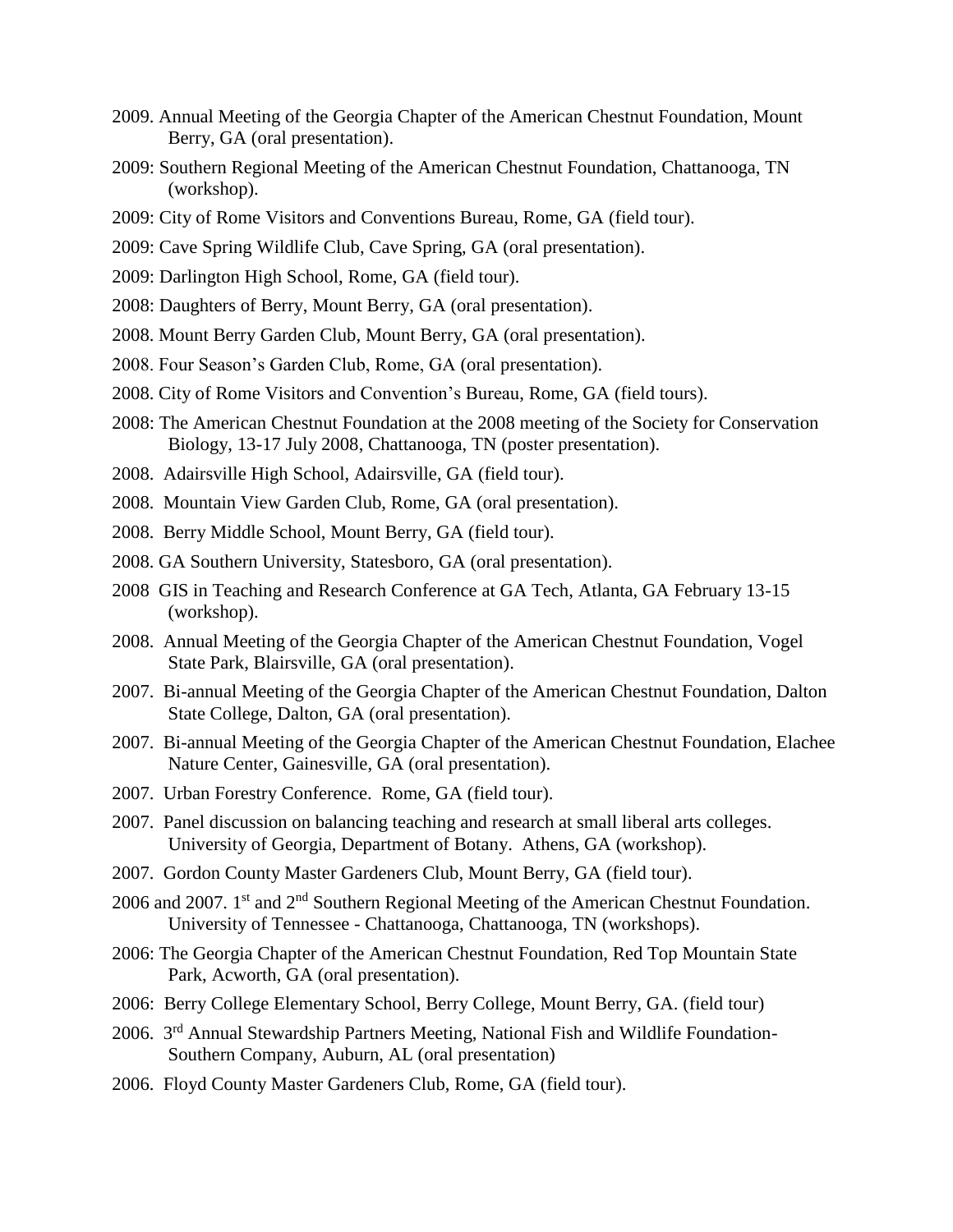2009. Annual Meeting of the Georgia Chapter of the American Chestnut Foundation, Mount Berry, GA (oral presentation).

2009: Southern Regional Meeting of the American Chestnut Foundation, Chattanooga, TN (workshop).

2009: City of Rome Visitors and Conventions Bureau, Rome, GA (field tour).

2009: Cave Spring Wildlife Club, Cave Spring, GA (oral presentation).

2009: Darlington High School, Rome, GA (field tour).

2008: Daughters of Berry, Mount Berry, GA (oral presentation).

2008. Mount Berry Garden Club, Mount Berry, GA (oral presentation).

2008. Four Season's Garden Club, Rome, GA (oral presentation).

2008. City of Rome Visitors and Convention's Bureau, Rome, GA (field tours).

2008: The American Chestnut Foundation at the 2008 meeting of the Society for Conservation Biology, 13-17 July 2008, Chattanooga, TN (poster presentation).

2008. Adairsville High School, Adairsville, GA (field tour).

2008. Mountain View Garden Club, Rome, GA (oral presentation).

2008. Berry Middle School, Mount Berry, GA (field tour).

2008. GA Southern University, Statesboro, GA (oral presentation).

2008 GIS in Teaching and Research Conference at GA Tech, Atlanta, GA February 13-15 (workshop).

2008. Annual Meeting of the Georgia Chapter of the American Chestnut Foundation, Vogel State Park, Blairsville, GA (oral presentation).

2007. Bi-annual Meeting of the Georgia Chapter of the American Chestnut Foundation, Dalton State College, Dalton, GA (oral presentation).

2007. Bi-annual Meeting of the Georgia Chapter of the American Chestnut Foundation, Elachee Nature Center, Gainesville, GA (oral presentation).

2007. Urban Forestry Conference. Rome, GA (field tour).

2007. Panel discussion on balancing teaching and research at small liberal arts colleges. University of Georgia, Department of Botany. Athens, GA (workshop).

2007. Gordon County Master Gardeners Club, Mount Berry, GA (field tour).

2006 and 2007. 1st and 2nd Southern Regional Meeting of the American Chestnut Foundation. University of Tennessee - Chattanooga, Chattanooga, TN (workshops).

2006: The Georgia Chapter of the American Chestnut Foundation, Red Top Mountain State Park, Acworth, GA (oral presentation).

2006: Berry College Elementary School, Berry College, Mount Berry, GA. (field tour)

2006. 3rd Annual Stewardship Partners Meeting, National Fish and Wildlife Foundation-Southern Company, Auburn, AL (oral presentation)

2006. Floyd County Master Gardeners Club, Rome, GA (field tour).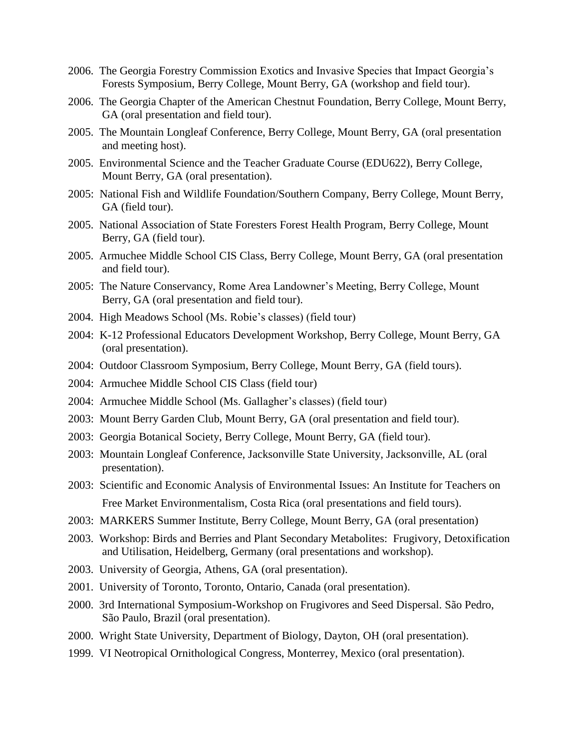2006. The Georgia Forestry Commission Exotics and Invasive Species that Impact Georgia's Forests Symposium, Berry College, Mount Berry, GA (workshop and field tour).

2006. The Georgia Chapter of the American Chestnut Foundation, Berry College, Mount Berry, GA (oral presentation and field tour).

2005. The Mountain Longleaf Conference, Berry College, Mount Berry, GA (oral presentation and meeting host).

2005. Environmental Science and the Teacher Graduate Course (EDU622), Berry College, Mount Berry, GA (oral presentation).

2005: National Fish and Wildlife Foundation/Southern Company, Berry College, Mount Berry, GA (field tour).

2005. National Association of State Foresters Forest Health Program, Berry College, Mount Berry, GA (field tour).

2005. Armuchee Middle School CIS Class, Berry College, Mount Berry, GA (oral presentation and field tour).

2005: The Nature Conservancy, Rome Area Landowner's Meeting, Berry College, Mount Berry, GA (oral presentation and field tour).

2004. High Meadows School (Ms. Robie's classes) (field tour)

2004: K-12 Professional Educators Development Workshop, Berry College, Mount Berry, GA (oral presentation).

2004: Outdoor Classroom Symposium, Berry College, Mount Berry, GA (field tours).

2004: Armuchee Middle School CIS Class (field tour)

2004: Armuchee Middle School (Ms. Gallagher's classes) (field tour)

2003: Mount Berry Garden Club, Mount Berry, GA (oral presentation and field tour).

2003: Georgia Botanical Society, Berry College, Mount Berry, GA (field tour).

2003: Mountain Longleaf Conference, Jacksonville State University, Jacksonville, AL (oral presentation).

2003: Scientific and Economic Analysis of Environmental Issues: An Institute for Teachers on Free Market Environmentalism, Costa Rica (oral presentations and field tours).

2003: MARKERS Summer Institute, Berry College, Mount Berry, GA (oral presentation)

2003. Workshop: Birds and Berries and Plant Secondary Metabolites: Frugivory, Detoxification and Utilisation, Heidelberg, Germany (oral presentations and workshop).

2003. University of Georgia, Athens, GA (oral presentation).

2001. University of Toronto, Toronto, Ontario, Canada (oral presentation).

2000. 3rd International Symposium-Workshop on Frugivores and Seed Dispersal. São Pedro, São Paulo, Brazil (oral presentation).

2000. Wright State University, Department of Biology, Dayton, OH (oral presentation).

1999. VI Neotropical Ornithological Congress, Monterrey, Mexico (oral presentation).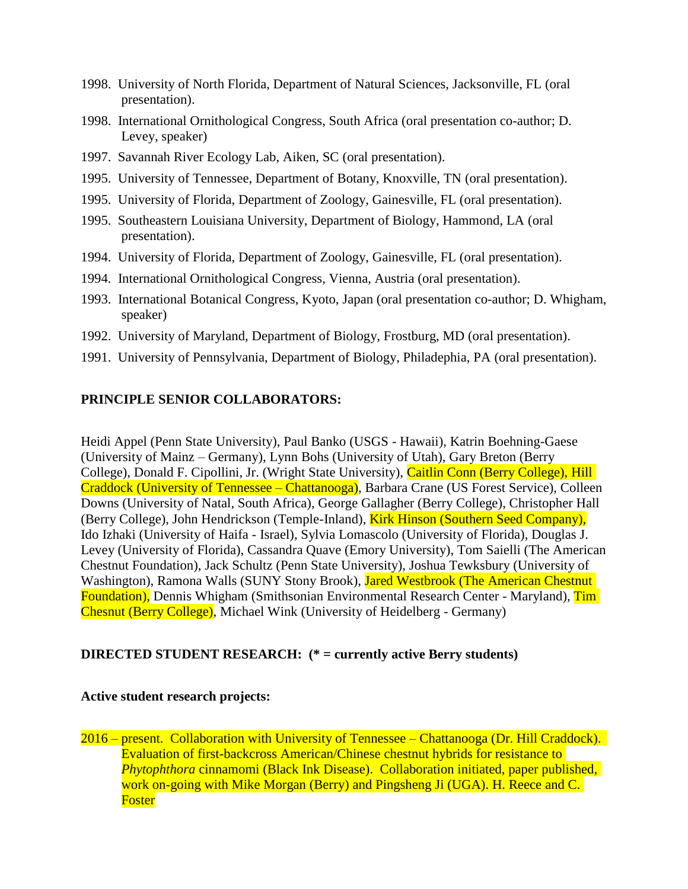1998. University of North Florida, Department of Natural Sciences, Jacksonville, FL (oral presentation).

1998. International Ornithological Congress, South Africa (oral presentation co-author; D. Levey, speaker)

1997. Savannah River Ecology Lab, Aiken, SC (oral presentation).

1995. University of Tennessee, Department of Botany, Knoxville, TN (oral presentation).

1995. University of Florida, Department of Zoology, Gainesville, FL (oral presentation).

1995. Southeastern Louisiana University, Department of Biology, Hammond, LA (oral presentation).

1994. University of Florida, Department of Zoology, Gainesville, FL (oral presentation).

1994. International Ornithological Congress, Vienna, Austria (oral presentation).

1993. International Botanical Congress, Kyoto, Japan (oral presentation co-author; D. Whigham, speaker)

1992. University of Maryland, Department of Biology, Frostburg, MD (oral presentation).

1991. University of Pennsylvania, Department of Biology, Philadephia, PA (oral presentation).

**PRINCIPLE SENIOR COLLABORATORS:**

Heidi Appel (Penn State University), Paul Banko (USGS - Hawaii), Katrin Boehning-Gaese (University of Mainz – Germany), Lynn Bohs (University of Utah), Gary Breton (Berry College), Donald F. Cipollini, Jr. (Wright State University), Caitlin Conn (Berry College), Hill Craddock (University of Tennessee – Chattanooga), Barbara Crane (US Forest Service), Colleen Downs (University of Natal, South Africa), George Gallagher (Berry College), Christopher Hall (Berry College), John Hendrickson (Temple-Inland), Kirk Hinson (Southern Seed Company), Ido Izhaki (University of Haifa - Israel), Sylvia Lomascolo (University of Florida), Douglas J. Levey (University of Florida), Cassandra Quave (Emory University), Tom Saielli (The American Chestnut Foundation), Jack Schultz (Penn State University), Joshua Tewksbury (University of Washington), Ramona Walls (SUNY Stony Brook), Jared Westbrook (The American Chestnut Foundation), Dennis Whigham (Smithsonian Environmental Research Center - Maryland), Tim Chesnut (Berry College), Michael Wink (University of Heidelberg - Germany)

**DIRECTED STUDENT RESEARCH: (* = currently active Berry students)**

**Active student research projects:**

2016 – present. Collaboration with University of Tennessee – Chattanooga (Dr. Hill Craddock). Evaluation of first-backcross American/Chinese chestnut hybrids for resistance to *Phytophthora* cinnamomi (Black Ink Disease). Collaboration initiated, paper published, work on-going with Mike Morgan (Berry) and Pingsheng Ji (UGA). H. Reece and C. Foster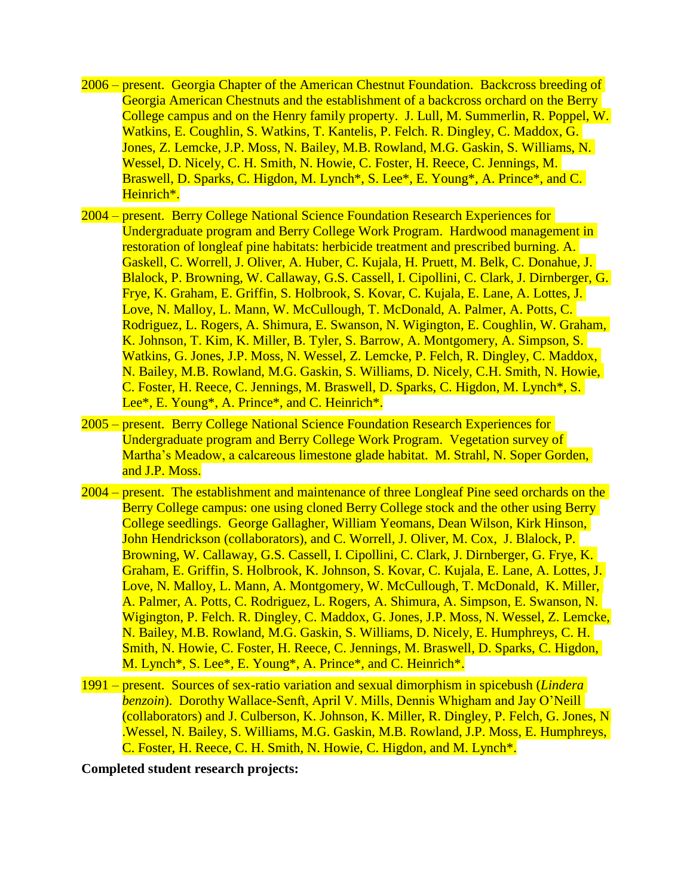2006 – present. Georgia Chapter of the American Chestnut Foundation. Backcross breeding of Georgia American Chestnuts and the establishment of a backcross orchard on the Berry College campus and on the Henry family property. J. Lull, M. Summerlin, R. Poppel, W. Watkins, E. Coughlin, S. Watkins, T. Kantelis, P. Felch. R. Dingley, C. Maddox, G. Jones, Z. Lemcke, J.P. Moss, N. Bailey, M.B. Rowland, M.G. Gaskin, S. Williams, N. Wessel, D. Nicely, C. H. Smith, N. Howie, C. Foster, H. Reece, C. Jennings, M. Braswell, D. Sparks, C. Higdon, M. Lynch*, S. Lee*, E. Young*, A. Prince*, and C. Heinrich*.

2004 – present. Berry College National Science Foundation Research Experiences for Undergraduate program and Berry College Work Program. Hardwood management in restoration of longleaf pine habitats: herbicide treatment and prescribed burning. A. Gaskell, C. Worrell, J. Oliver, A. Huber, C. Kujala, H. Pruett, M. Belk, C. Donahue, J. Blalock, P. Browning, W. Callaway, G.S. Cassell, I. Cipollini, C. Clark, J. Dirnberger, G. Frye, K. Graham, E. Griffin, S. Holbrook, S. Kovar, C. Kujala, E. Lane, A. Lottes, J. Love, N. Malloy, L. Mann, W. McCullough, T. McDonald, A. Palmer, A. Potts, C. Rodriguez, L. Rogers, A. Shimura, E. Swanson, N. Wigington, E. Coughlin, W. Graham, K. Johnson, T. Kim, K. Miller, B. Tyler, S. Barrow, A. Montgomery, A. Simpson, S. Watkins, G. Jones, J.P. Moss, N. Wessel, Z. Lemcke, P. Felch, R. Dingley, C. Maddox, N. Bailey, M.B. Rowland, M.G. Gaskin, S. Williams, D. Nicely, C.H. Smith, N. Howie, C. Foster, H. Reece, C. Jennings, M. Braswell, D. Sparks, C. Higdon, M. Lynch*, S. Lee*, E. Young*, A. Prince*, and C. Heinrich*.

2005 – present. Berry College National Science Foundation Research Experiences for Undergraduate program and Berry College Work Program. Vegetation survey of Martha's Meadow, a calcareous limestone glade habitat. M. Strahl, N. Soper Gorden, and J.P. Moss.

2004 – present. The establishment and maintenance of three Longleaf Pine seed orchards on the Berry College campus: one using cloned Berry College stock and the other using Berry College seedlings. George Gallagher, William Yeomans, Dean Wilson, Kirk Hinson, John Hendrickson (collaborators), and C. Worrell, J. Oliver, M. Cox, J. Blalock, P. Browning, W. Callaway, G.S. Cassell, I. Cipollini, C. Clark, J. Dirnberger, G. Frye, K. Graham, E. Griffin, S. Holbrook, K. Johnson, S. Kovar, C. Kujala, E. Lane, A. Lottes, J. Love, N. Malloy, L. Mann, A. Montgomery, W. McCullough, T. McDonald, K. Miller, A. Palmer, A. Potts, C. Rodriguez, L. Rogers, A. Shimura, A. Simpson, E. Swanson, N. Wigington, P. Felch. R. Dingley, C. Maddox, G. Jones, J.P. Moss, N. Wessel, Z. Lemcke, N. Bailey, M.B. Rowland, M.G. Gaskin, S. Williams, D. Nicely, E. Humphreys, C. H. Smith, N. Howie, C. Foster, H. Reece, C. Jennings, M. Braswell, D. Sparks, C. Higdon, M. Lynch*, S. Lee*, E. Young*, A. Prince*, and C. Heinrich*.

1991 – present. Sources of sex-ratio variation and sexual dimorphism in spicebush (*Lindera benzoin*). Dorothy Wallace-Senft, April V. Mills, Dennis Whigham and Jay O'Neill (collaborators) and J. Culberson, K. Johnson, K. Miller, R. Dingley, P. Felch, G. Jones, N .Wessel, N. Bailey, S. Williams, M.G. Gaskin, M.B. Rowland, J.P. Moss, E. Humphreys, C. Foster, H. Reece, C. H. Smith, N. Howie, C. Higdon, and M. Lynch*.

**Completed student research projects:**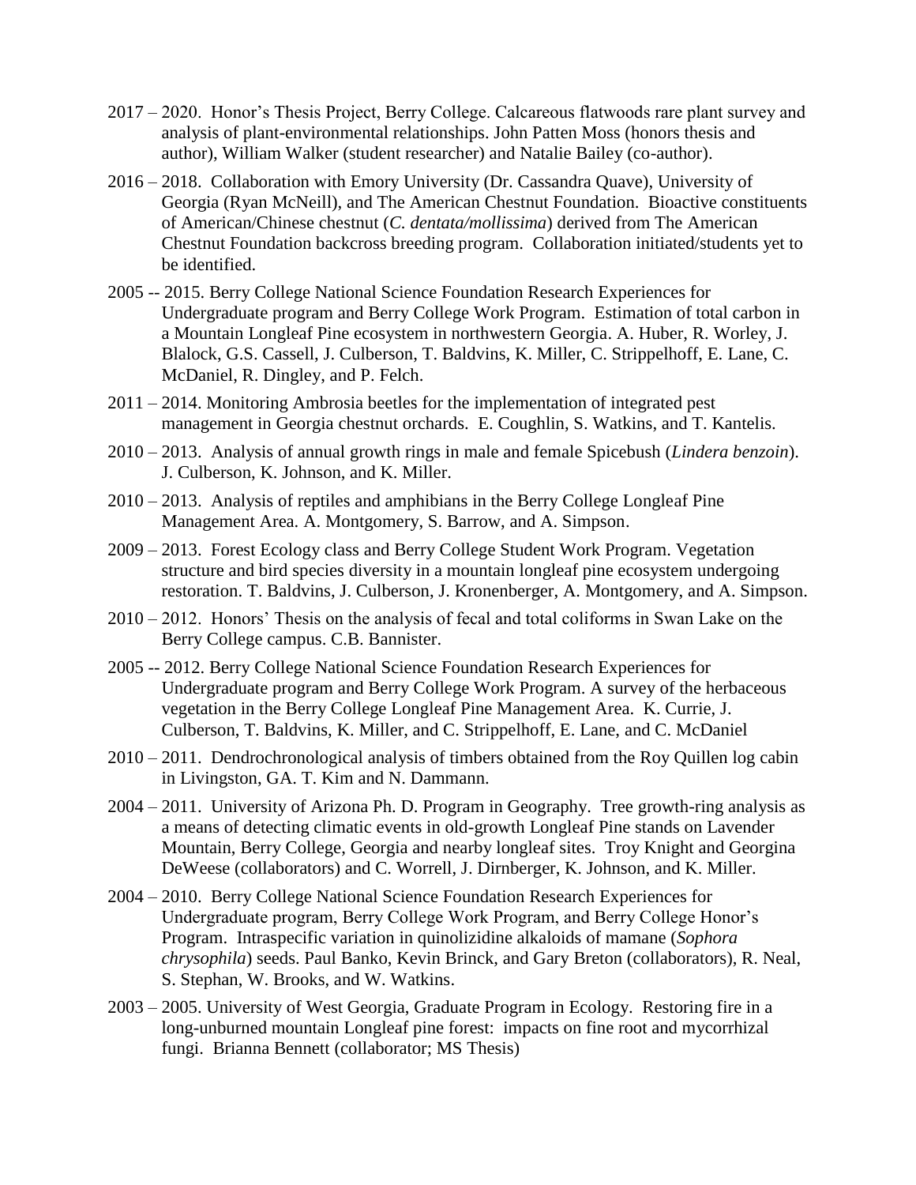2017 – 2020. Honor's Thesis Project, Berry College. Calcareous flatwoods rare plant survey and analysis of plant-environmental relationships. John Patten Moss (honors thesis and author), William Walker (student researcher) and Natalie Bailey (co-author).

2016 – 2018. Collaboration with Emory University (Dr. Cassandra Quave), University of Georgia (Ryan McNeill), and The American Chestnut Foundation. Bioactive constituents of American/Chinese chestnut (*C. dentata/mollissima*) derived from The American Chestnut Foundation backcross breeding program. Collaboration initiated/students yet to be identified.

2005 -- 2015. Berry College National Science Foundation Research Experiences for Undergraduate program and Berry College Work Program. Estimation of total carbon in a Mountain Longleaf Pine ecosystem in northwestern Georgia. A. Huber, R. Worley, J. Blalock, G.S. Cassell, J. Culberson, T. Baldvins, K. Miller, C. Strippelhoff, E. Lane, C. McDaniel, R. Dingley, and P. Felch.

2011 – 2014. Monitoring Ambrosia beetles for the implementation of integrated pest management in Georgia chestnut orchards. E. Coughlin, S. Watkins, and T. Kantelis.

2010 – 2013. Analysis of annual growth rings in male and female Spicebush (*Lindera benzoin*). J. Culberson, K. Johnson, and K. Miller.

2010 – 2013. Analysis of reptiles and amphibians in the Berry College Longleaf Pine Management Area. A. Montgomery, S. Barrow, and A. Simpson.

2009 – 2013. Forest Ecology class and Berry College Student Work Program. Vegetation structure and bird species diversity in a mountain longleaf pine ecosystem undergoing restoration. T. Baldvins, J. Culberson, J. Kronenberger, A. Montgomery, and A. Simpson.

2010 – 2012. Honors' Thesis on the analysis of fecal and total coliforms in Swan Lake on the Berry College campus. C.B. Bannister.

2005 -- 2012. Berry College National Science Foundation Research Experiences for Undergraduate program and Berry College Work Program. A survey of the herbaceous vegetation in the Berry College Longleaf Pine Management Area. K. Currie, J. Culberson, T. Baldvins, K. Miller, and C. Strippelhoff, E. Lane, and C. McDaniel

2010 – 2011. Dendrochronological analysis of timbers obtained from the Roy Quillen log cabin in Livingston, GA. T. Kim and N. Dammann.

2004 – 2011. University of Arizona Ph. D. Program in Geography. Tree growth-ring analysis as a means of detecting climatic events in old-growth Longleaf Pine stands on Lavender Mountain, Berry College, Georgia and nearby longleaf sites. Troy Knight and Georgina DeWeese (collaborators) and C. Worrell, J. Dirnberger, K. Johnson, and K. Miller.

2004 – 2010. Berry College National Science Foundation Research Experiences for Undergraduate program, Berry College Work Program, and Berry College Honor's Program. Intraspecific variation in quinolizidine alkaloids of mamane (*Sophora chrysophila*) seeds. Paul Banko, Kevin Brinck, and Gary Breton (collaborators), R. Neal, S. Stephan, W. Brooks, and W. Watkins.

2003 – 2005. University of West Georgia, Graduate Program in Ecology. Restoring fire in a long-unburned mountain Longleaf pine forest: impacts on fine root and mycorrhizal fungi. Brianna Bennett (collaborator; MS Thesis)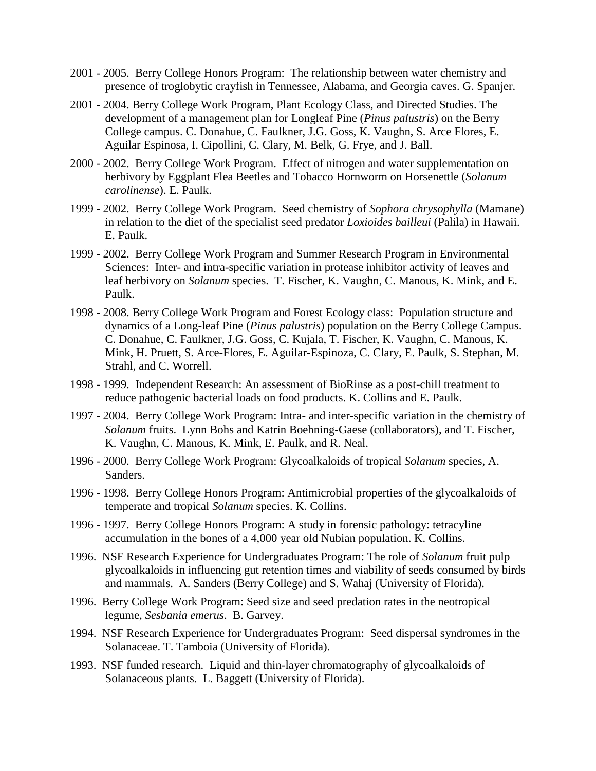2001 - 2005. Berry College Honors Program: The relationship between water chemistry and presence of troglobytic crayfish in Tennessee, Alabama, and Georgia caves. G. Spanjer.

2001 - 2004. Berry College Work Program, Plant Ecology Class, and Directed Studies. The development of a management plan for Longleaf Pine (*Pinus palustris*) on the Berry College campus. C. Donahue, C. Faulkner, J.G. Goss, K. Vaughn, S. Arce Flores, E. Aguilar Espinosa, I. Cipollini, C. Clary, M. Belk, G. Frye, and J. Ball.

2000 - 2002. Berry College Work Program. Effect of nitrogen and water supplementation on herbivory by Eggplant Flea Beetles and Tobacco Hornworm on Horsenettle (*Solanum carolinense*). E. Paulk.

1999 - 2002. Berry College Work Program. Seed chemistry of *Sophora chrysophylla* (Mamane) in relation to the diet of the specialist seed predator *Loxioides bailleui* (Palila) in Hawaii. E. Paulk.

1999 - 2002. Berry College Work Program and Summer Research Program in Environmental Sciences: Inter- and intra-specific variation in protease inhibitor activity of leaves and leaf herbivory on *Solanum* species. T. Fischer, K. Vaughn, C. Manous, K. Mink, and E. Paulk.

1998 - 2008. Berry College Work Program and Forest Ecology class: Population structure and dynamics of a Long-leaf Pine (*Pinus palustris*) population on the Berry College Campus. C. Donahue, C. Faulkner, J.G. Goss, C. Kujala, T. Fischer, K. Vaughn, C. Manous, K. Mink, H. Pruett, S. Arce-Flores, E. Aguilar-Espinoza, C. Clary, E. Paulk, S. Stephan, M. Strahl, and C. Worrell.

1998 - 1999. Independent Research: An assessment of BioRinse as a post-chill treatment to reduce pathogenic bacterial loads on food products. K. Collins and E. Paulk.

1997 - 2004. Berry College Work Program: Intra- and inter-specific variation in the chemistry of *Solanum* fruits. Lynn Bohs and Katrin Boehning-Gaese (collaborators), and T. Fischer, K. Vaughn, C. Manous, K. Mink, E. Paulk, and R. Neal.

1996 - 2000. Berry College Work Program: Glycoalkaloids of tropical *Solanum* species, A. Sanders.

1996 - 1998. Berry College Honors Program: Antimicrobial properties of the glycoalkaloids of temperate and tropical *Solanum* species. K. Collins.

1996 - 1997. Berry College Honors Program: A study in forensic pathology: tetracyline accumulation in the bones of a 4,000 year old Nubian population. K. Collins.

1996. NSF Research Experience for Undergraduates Program: The role of *Solanum* fruit pulp glycoalkaloids in influencing gut retention times and viability of seeds consumed by birds and mammals. A. Sanders (Berry College) and S. Wahaj (University of Florida).

1996. Berry College Work Program: Seed size and seed predation rates in the neotropical legume, *Sesbania emerus*. B. Garvey.

1994. NSF Research Experience for Undergraduates Program: Seed dispersal syndromes in the Solanaceae. T. Tamboia (University of Florida).

1993. NSF funded research. Liquid and thin-layer chromatography of glycoalkaloids of Solanaceous plants. L. Baggett (University of Florida).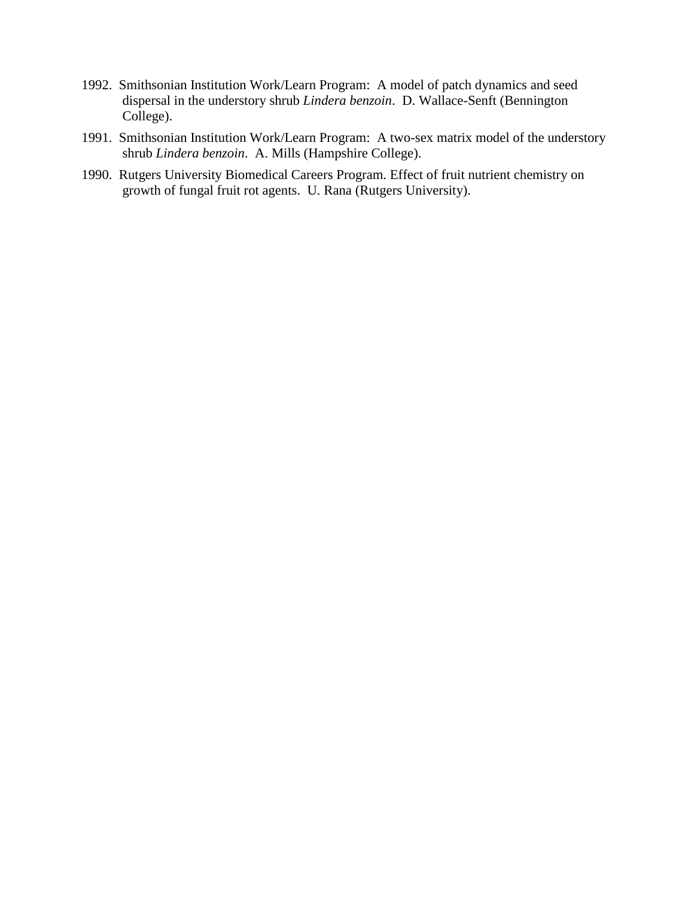1992. Smithsonian Institution Work/Learn Program: A model of patch dynamics and seed dispersal in the understory shrub *Lindera benzoin*. D. Wallace-Senft (Bennington College).

1991. Smithsonian Institution Work/Learn Program: A two-sex matrix model of the understory shrub *Lindera benzoin*. A. Mills (Hampshire College).

1990. Rutgers University Biomedical Careers Program. Effect of fruit nutrient chemistry on growth of fungal fruit rot agents. U. Rana (Rutgers University).